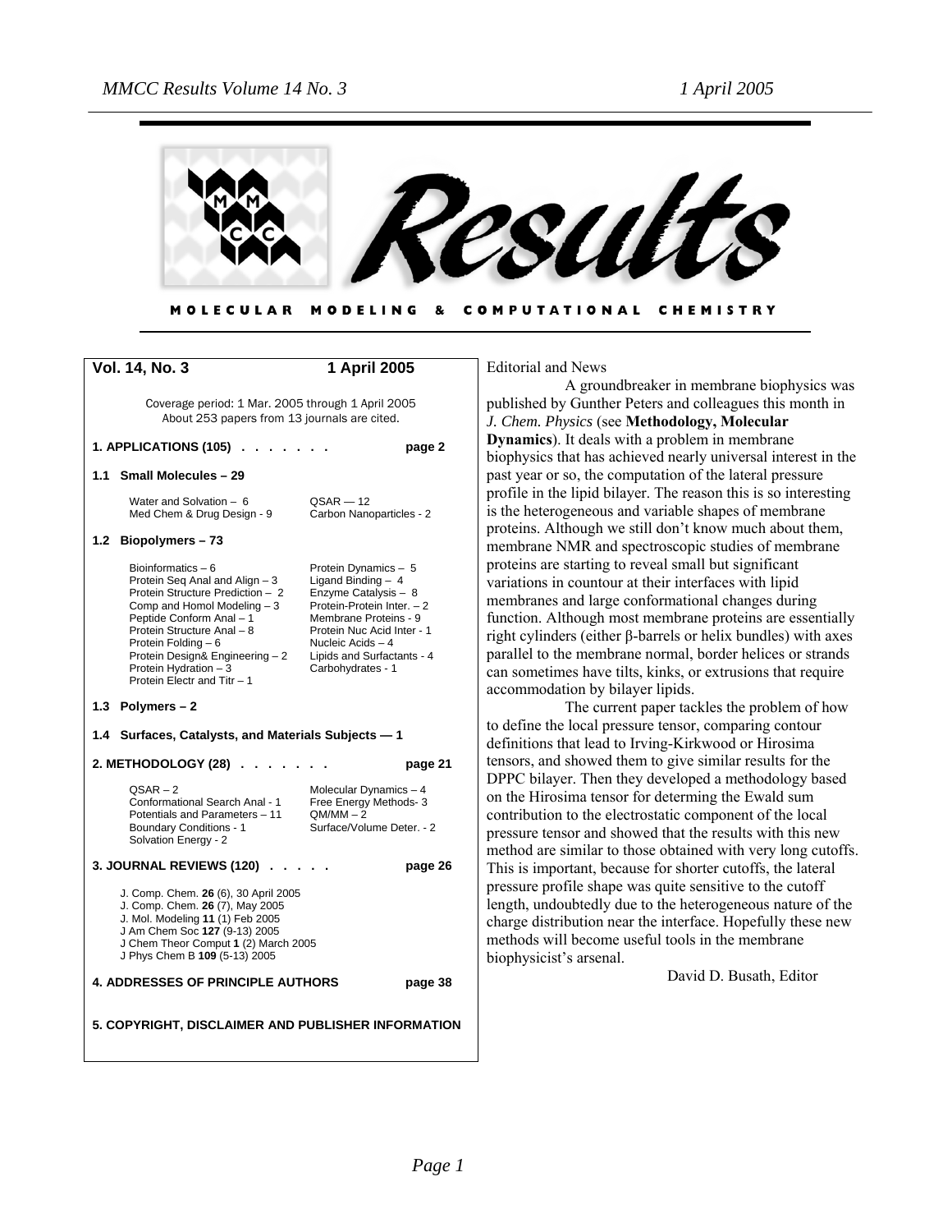# Results

**MOLECULAR MODELING & COMPUTATIONAL CHEMISTRY**

**Vol. 14, No. 3** **1 April 2005**

Coverage period: 1 Mar. 2005 through 1 April 2005
About 253 papers from 13 journals are cited.

**1. APPLICATIONS (105) . . . . . . . page 2**

**1.1 Small Molecules – 29**

| | |
|---|---|
| Water and Solvation – 6 | QSAR — 12 |
| Med Chem & Drug Design - 9 | Carbon Nanoparticles - 2 |

**1.2 Biopolymers – 73**

| | |
|---|---|
| Bioinformatics – 6 | Protein Dynamics – 5 |
| Protein Seq Anal and Align – 3 | Ligand Binding – 4 |
| Protein Structure Prediction – 2 | Enzyme Catalysis – 8 |
| Comp and Homol Modeling – 3 | Protein-Protein Inter. – 2 |
| Peptide Conform Anal – 1 | Membrane Proteins - 9 |
| Protein Structure Anal – 8 | Protein Nuc Acid Inter - 1 |
| Protein Folding – 6 | Nucleic Acids – 4 |
| Protein Design& Engineering – 2 | Lipids and Surfactants - 4 |
| Protein Hydration – 3 | Carbohydrates - 1 |
| Protein Electr and Titr – 1 | |

**1.3 Polymers – 2**

**1.4 Surfaces, Catalysts, and Materials Subjects — 1**

**2. METHODOLOGY (28) . . . . . . . page 21**

| | |
|---|---|
| QSAR – 2 | Molecular Dynamics – 4 |
| Conformational Search Anal - 1 | Free Energy Methods- 3 |
| Potentials and Parameters – 11 | QM/MM – 2 |
| Boundary Conditions - 1 | Surface/Volume Deter. - 2 |
| Solvation Energy - 2 | |

**3. JOURNAL REVIEWS (120) . . . . . page 26**

J. Comp. Chem. **26** (6), 30 April 2005
J. Comp. Chem. **26** (7), May 2005
J. Mol. Modeling **11** (1) Feb 2005
J Am Chem Soc **127** (9-13) 2005
J Chem Theor Comput **1** (2) March 2005
J Phys Chem B **109** (5-13) 2005

**4. ADDRESSES OF PRINCIPLE AUTHORS page 38**

**5. COPYRIGHT, DISCLAIMER AND PUBLISHER INFORMATION**

Editorial and News

A groundbreaker in membrane biophysics was published by Gunther Peters and colleagues this month in *J. Chem. Physics* (see **Methodology, Molecular Dynamics**). It deals with a problem in membrane biophysics that has achieved nearly universal interest in the past year or so, the computation of the lateral pressure profile in the lipid bilayer. The reason this is so interesting is the heterogeneous and variable shapes of membrane proteins. Although we still don't know much about them, membrane NMR and spectroscopic studies of membrane proteins are starting to reveal small but significant variations in countour at their interfaces with lipid membranes and large conformational changes during function. Although most membrane proteins are essentially right cylinders (either β-barrels or helix bundles) with axes parallel to the membrane normal, border helices or strands can sometimes have tilts, kinks, or extrusions that require accommodation by bilayer lipids.

The current paper tackles the problem of how to define the local pressure tensor, comparing contour definitions that lead to Irving-Kirkwood or Hirosima tensors, and showed them to give similar results for the DPPC bilayer. Then they developed a methodology based on the Hirosima tensor for determing the Ewald sum contribution to the electrostatic component of the local pressure tensor and showed that the results with this new method are similar to those obtained with very long cutoffs. This is important, because for shorter cutoffs, the lateral pressure profile shape was quite sensitive to the cutoff length, undoubtedly due to the heterogeneous nature of the charge distribution near the interface. Hopefully these new methods will become useful tools in the membrane biophysicist's arsenal.

David D. Busath, Editor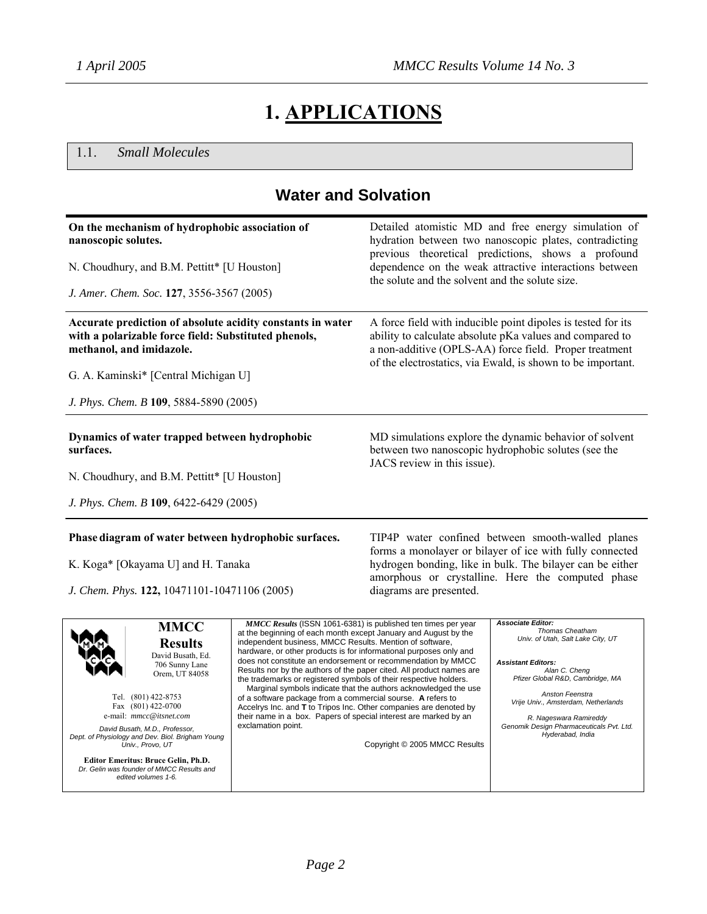# 1. APPLICATIONS

## 1.1. *Small Molecules*

### Water and Solvation

**On the mechanism of hydrophobic association of nanoscopic solutes.**

N. Choudhury, and B.M. Pettitt* [U Houston]

*J. Amer. Chem. Soc.* **127**, 3556-3567 (2005)

Detailed atomistic MD and free energy simulation of hydration between two nanoscopic plates, contradicting previous theoretical predictions, shows a profound dependence on the weak attractive interactions between the solute and the solvent and the solute size.

---

**Accurate prediction of absolute acidity constants in water with a polarizable force field: Substituted phenols, methanol, and imidazole.**

G. A. Kaminski* [Central Michigan U]

*J. Phys. Chem. B* **109**, 5884-5890 (2005)

A force field with inducible point dipoles is tested for its ability to calculate absolute pKa values and compared to a non-additive (OPLS-AA) force field. Proper treatment of the electrostatics, via Ewald, is shown to be important.

---

**Dynamics of water trapped between hydrophobic surfaces.**

N. Choudhury, and B.M. Pettitt* [U Houston]

*J. Phys. Chem. B* **109**, 6422-6429 (2005)

MD simulations explore the dynamic behavior of solvent between two nanoscopic hydrophobic solutes (see the JACS review in this issue).

---

**Phase diagram of water between hydrophobic surfaces.**

K. Koga* [Okayama U] and H. Tanaka

*J. Chem. Phys.* **122,** 10471101-10471106 (2005)

TIP4P water confined between smooth-walled planes forms a monolayer or bilayer of ice with fully connected hydrogen bonding, like in bulk. The bilayer can be either amorphous or crystalline. Here the computed phase diagrams are presented.

---

**MMCC Results**
David Busath, Ed.
706 Sunny Lane
Orem, UT 84058

Tel. (801) 422-8753
Fax (801) 422-0700
e-mail: *mmcc@itsnet.com*

*David Busath, M.D., Professor, Dept. of Physiology and Dev. Biol. Brigham Young Univ., Provo, UT*

**Editor Emeritus: Bruce Gelin, Ph.D.**
*Dr. Gelin was founder of MMCC Results and edited volumes 1-6.*

***MMCC Results*** (ISSN 1061-6381) is published ten times per year at the beginning of each month except January and August by the independent business, MMCC Results. Mention of software, hardware, or other products is for informational purposes only and does not constitute an endorsement or recommendation by MMCC Results nor by the authors of the paper cited. All product names are the trademarks or registered symbols of their respective holders.
Marginal symbols indicate that the authors acknowledged the use of a software package from a commercial sourse. **A** refers to Accelrys Inc. and **T** to Tripos Inc. Other companies are denoted by their name in a box. Papers of special interest are marked by an exclamation point.

Copyright © 2005 MMCC Results

***Associate Editor:***
*Thomas Cheatham*
*Univ. of Utah, Salt Lake City, UT*

***Assistant Editors:***
*Alan C. Cheng*
*Pfizer Global R&D, Cambridge, MA*

*Anston Feenstra*
*Vrije Univ., Amsterdam, Netherlands*

*R. Nageswara Ramireddy*
*Genomik Design Pharmaceuticals Pvt. Ltd. Hyderabad, India*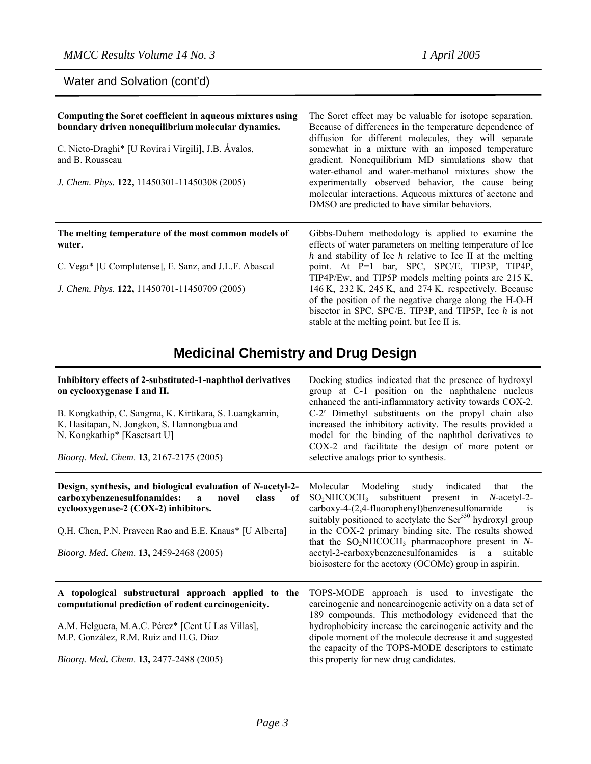## Water and Solvation (cont'd)

**Computing the Soret coefficient in aqueous mixtures using boundary driven nonequilibrium molecular dynamics.**

C. Nieto-Draghi* [U Rovira i Virgili], J.B. Ávalos, and B. Rousseau

*J. Chem. Phys.* **122,** 11450301-11450308 (2005)

The Soret effect may be valuable for isotope separation. Because of differences in the temperature dependence of diffusion for different molecules, they will separate somewhat in a mixture with an imposed temperature gradient. Nonequilibrium MD simulations show that water-ethanol and water-methanol mixtures show the experimentally observed behavior, the cause being molecular interactions. Aqueous mixtures of acetone and DMSO are predicted to have similar behaviors.

---

**The melting temperature of the most common models of water.**

C. Vega* [U Complutense], E. Sanz, and J.L.F. Abascal

*J. Chem. Phys.* **122,** 11450701-11450709 (2005)

Gibbs-Duhem methodology is applied to examine the effects of water parameters on melting temperature of Ice *h* and stability of Ice *h* relative to Ice II at the melting point. At P=1 bar, SPC, SPC/E, TIP3P, TIP4P, TIP4P/Ew, and TIP5P models melting points are 215 K, 146 K, 232 K, 245 K, and 274 K, respectively. Because of the position of the negative charge along the H-O-H bisector in SPC, SPC/E, TIP3P, and TIP5P, Ice *h* is not stable at the melting point, but Ice II is.

# Medicinal Chemistry and Drug Design

**Inhibitory effects of 2-substituted-1-naphthol derivatives on cyclooxygenase I and II.**

B. Kongkathip, C. Sangma, K. Kirtikara, S. Luangkamin, K. Hasitapan, N. Jongkon, S. Hannongbua and N. Kongkathip* [Kasetsart U]

*Bioorg. Med. Chem.* **13**, 2167-2175 (2005)

Docking studies indicated that the presence of hydroxyl group at C-1 position on the naphthalene nucleus enhanced the anti-inflammatory activity towards COX-2. C-2′ Dimethyl substituents on the propyl chain also increased the inhibitory activity. The results provided a model for the binding of the naphthol derivatives to COX-2 and facilitate the design of more potent or selective analogs prior to synthesis.

---

**Design, synthesis, and biological evaluation of *N*-acetyl-2-carboxybenzenesulfonamides: a novel class of cyclooxygenase-2 (COX-2) inhibitors.**

Q.H. Chen, P.N. Praveen Rao and E.E. Knaus* [U Alberta]

*Bioorg. Med. Chem.* **13,** 2459-2468 (2005)

Molecular Modeling study indicated that the $SO_2NHCOCH_3$ substituent present in *N*-acetyl-2-carboxy-4-(2,4-fluorophenyl)benzenesulfonamide is suitably positioned to acetylate the $Ser^{530}$ hydroxyl group in the COX-2 primary binding site. The results showed that the $SO_2NHCOCH_3$ pharmacophore present in *N*-acetyl-2-carboxybenzenesulfonamides is a suitable bioisostere for the acetoxy (OCOMe) group in aspirin.

---

**A topological substructural approach applied to the computational prediction of rodent carcinogenicity.**

A.M. Helguera, M.A.C. Pérez* [Cent U Las Villas], M.P. González, R.M. Ruiz and H.G. Díaz

*Bioorg. Med. Chem.* **13,** 2477-2488 (2005)

TOPS-MODE approach is used to investigate the carcinogenic and noncarcinogenic activity on a data set of 189 compounds. This methodology evidenced that the hydrophobicity increase the carcinogenic activity and the dipole moment of the molecule decrease it and suggested the capacity of the TOPS-MODE descriptors to estimate this property for new drug candidates.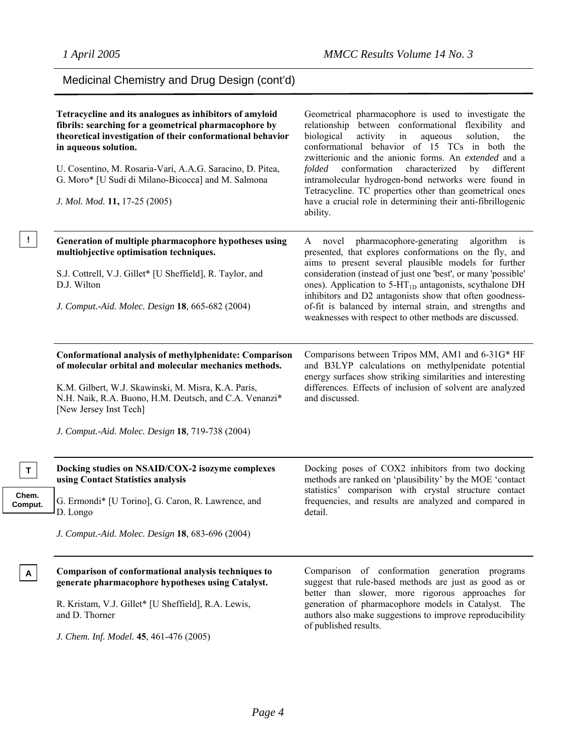## Medicinal Chemistry and Drug Design (cont'd)

**Tetracycline and its analogues as inhibitors of amyloid fibrils: searching for a geometrical pharmacophore by theoretical investigation of their conformational behavior in aqueous solution.**

U. Cosentino, M. Rosaria-Varí, A.A.G. Saracino, D. Pitea, G. Moro* [U Sudi di Milano-Bicocca] and M. Salmona

*J. Mol. Mod.* **11,** 17-25 (2005)

Geometrical pharmacophore is used to investigate the relationship between conformational flexibility and biological activity in aqueous solution, the conformational behavior of 15 TCs in both the zwitterionic and the anionic forms. An *extended* and a *folded* conformation characterized by different intramolecular hydrogen-bond networks were found in Tetracycline. TC properties other than geometrical ones have a crucial role in determining their anti-fibrillogenic ability.

---

!

**Generation of multiple pharmacophore hypotheses using multiobjective optimisation techniques.**

S.J. Cottrell, V.J. Gillet* [U Sheffield], R. Taylor, and D.J. Wilton

*J. Comput.-Aid. Molec. Design* **18***,* 665-682 (2004)

A novel pharmacophore-generating algorithm is presented, that explores conformations on the fly, and aims to present several plausible models for further consideration (instead of just one 'best', or many 'possible' ones). Application to 5-$HT_{1D}$ antagonists, scythalone DH inhibitors and D2 antagonists show that often goodness-of-fit is balanced by internal strain, and strengths and weaknesses with respect to other methods are discussed.

---

**Conformational analysis of methylphenidate: Comparison of molecular orbital and molecular mechanics methods.**

K.M. Gilbert, W.J. Skawinski, M. Misra, K.A. Paris, N.H. Naik, R.A. Buono, H.M. Deutsch, and C.A. Venanzi* [New Jersey Inst Tech]

*J. Comput.-Aid. Molec. Design* **18***,* 719-738 (2004)

Comparisons between Tripos MM, AM1 and 6-31G* HF and B3LYP calculations on methylpenidate potential energy surfaces show striking similarities and interesting differences. Effects of inclusion of solvent are analyzed and discussed.

---

T

Chem. Comput.

**Docking studies on NSAID/COX-2 isozyme complexes using Contact Statistics analysis**

G. Ermondi* [U Torino], G. Caron, R. Lawrence, and D. Longo

*J. Comput.-Aid. Molec. Design* **18***,* 683-696 (2004)

Docking poses of COX2 inhibitors from two docking methods are ranked on 'plausibility' by the MOE 'contact statistics' comparison with crystal structure contact frequencies, and results are analyzed and compared in detail.

---

A

**Comparison of conformational analysis techniques to generate pharmacophore hypotheses using Catalyst.**

R. Kristam, V.J. Gillet* [U Sheffield], R.A. Lewis, and D. Thorner

*J. Chem. Inf. Model.* **45**, 461-476 (2005)

Comparison of conformation generation programs suggest that rule-based methods are just as good as or better than slower, more rigorous approaches for generation of pharmacophore models in Catalyst. The authors also make suggestions to improve reproducibility of published results.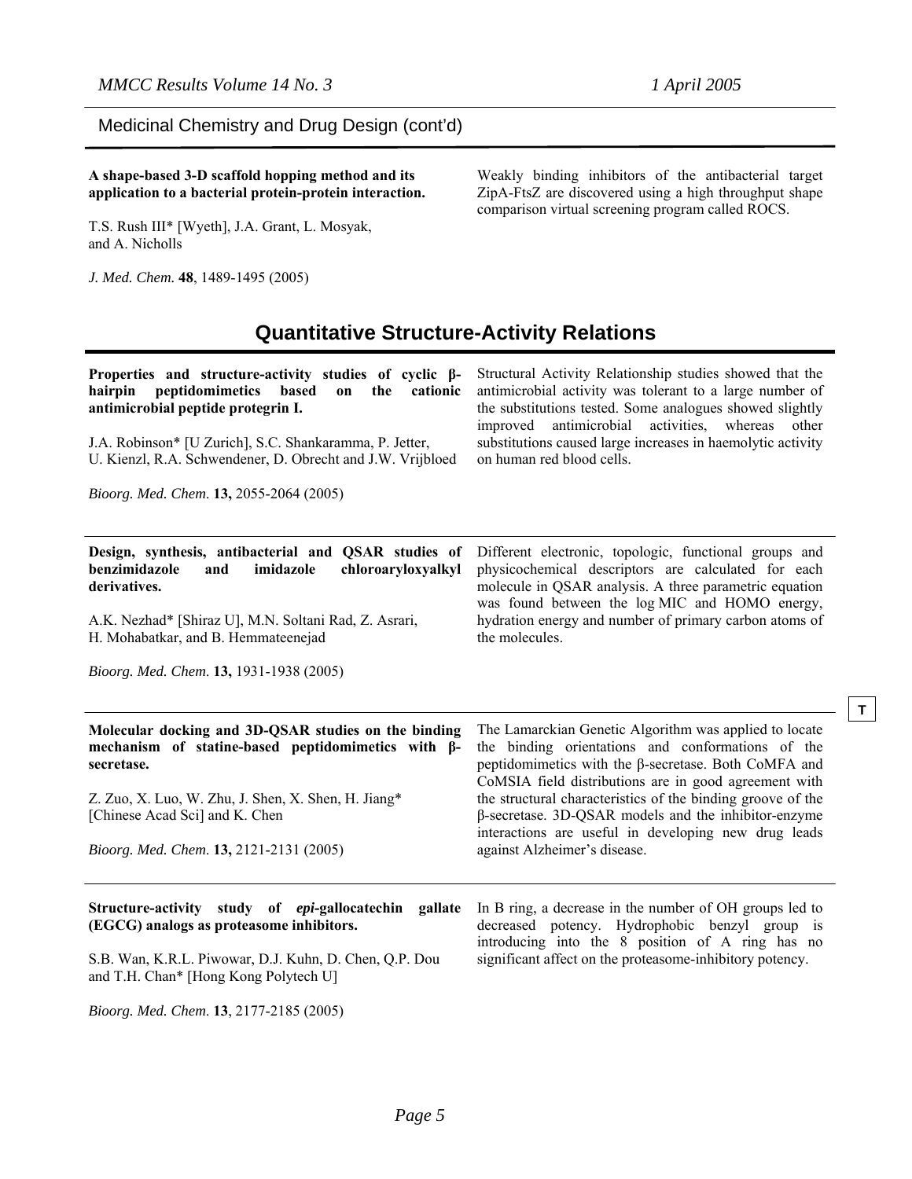## Medicinal Chemistry and Drug Design (cont'd)

**A shape-based 3-D scaffold hopping method and its application to a bacterial protein-protein interaction.**

T.S. Rush III* [Wyeth], J.A. Grant, L. Mosyak, and A. Nicholls

*J. Med. Chem.* **48**, 1489-1495 (2005)

Weakly binding inhibitors of the antibacterial target ZipA-FtsZ are discovered using a high throughput shape comparison virtual screening program called ROCS.

# Quantitative Structure-Activity Relations

**Properties and structure-activity studies of cyclic β-hairpin peptidomimetics based on the cationic antimicrobial peptide protegrin I.**

J.A. Robinson* [U Zurich], S.C. Shankaramma, P. Jetter, U. Kienzl, R.A. Schwendener, D. Obrecht and J.W. Vrijbloed

*Bioorg. Med. Chem.* **13,** 2055-2064 (2005)

Structural Activity Relationship studies showed that the antimicrobial activity was tolerant to a large number of the substitutions tested. Some analogues showed slightly improved antimicrobial activities, whereas other substitutions caused large increases in haemolytic activity on human red blood cells.

---

**Design, synthesis, antibacterial and QSAR studies of benzimidazole and imidazole chloroaryloxyalkyl derivatives.**

A.K. Nezhad* [Shiraz U], M.N. Soltani Rad, Z. Asrari, H. Mohabatkar, and B. Hemmateenejad

*Bioorg. Med. Chem.* **13,** 1931-1938 (2005)

Different electronic, topologic, functional groups and physicochemical descriptors are calculated for each molecule in QSAR analysis. A three parametric equation was found between the log MIC and HOMO energy, hydration energy and number of primary carbon atoms of the molecules.

---

**Molecular docking and 3D-QSAR studies on the binding mechanism of statine-based peptidomimetics with β-secretase.**

Z. Zuo, X. Luo, W. Zhu, J. Shen, X. Shen, H. Jiang* [Chinese Acad Sci] and K. Chen

*Bioorg. Med. Chem.* **13,** 2121-2131 (2005)

T

The Lamarckian Genetic Algorithm was applied to locate the binding orientations and conformations of the peptidomimetics with the β-secretase. Both CoMFA and CoMSIA field distributions are in good agreement with the structural characteristics of the binding groove of the β-secretase. 3D-QSAR models and the inhibitor-enzyme interactions are useful in developing new drug leads against Alzheimer's disease.

---

**Structure-activity study of *epi*-gallocatechin gallate (EGCG) analogs as proteasome inhibitors.**

S.B. Wan, K.R.L. Piwowar, D.J. Kuhn, D. Chen, Q.P. Dou and T.H. Chan* [Hong Kong Polytech U]

*Bioorg. Med. Chem.* **13**, 2177-2185 (2005)

In B ring, a decrease in the number of OH groups led to decreased potency. Hydrophobic benzyl group is introducing into the 8 position of A ring has no significant affect on the proteasome-inhibitory potency.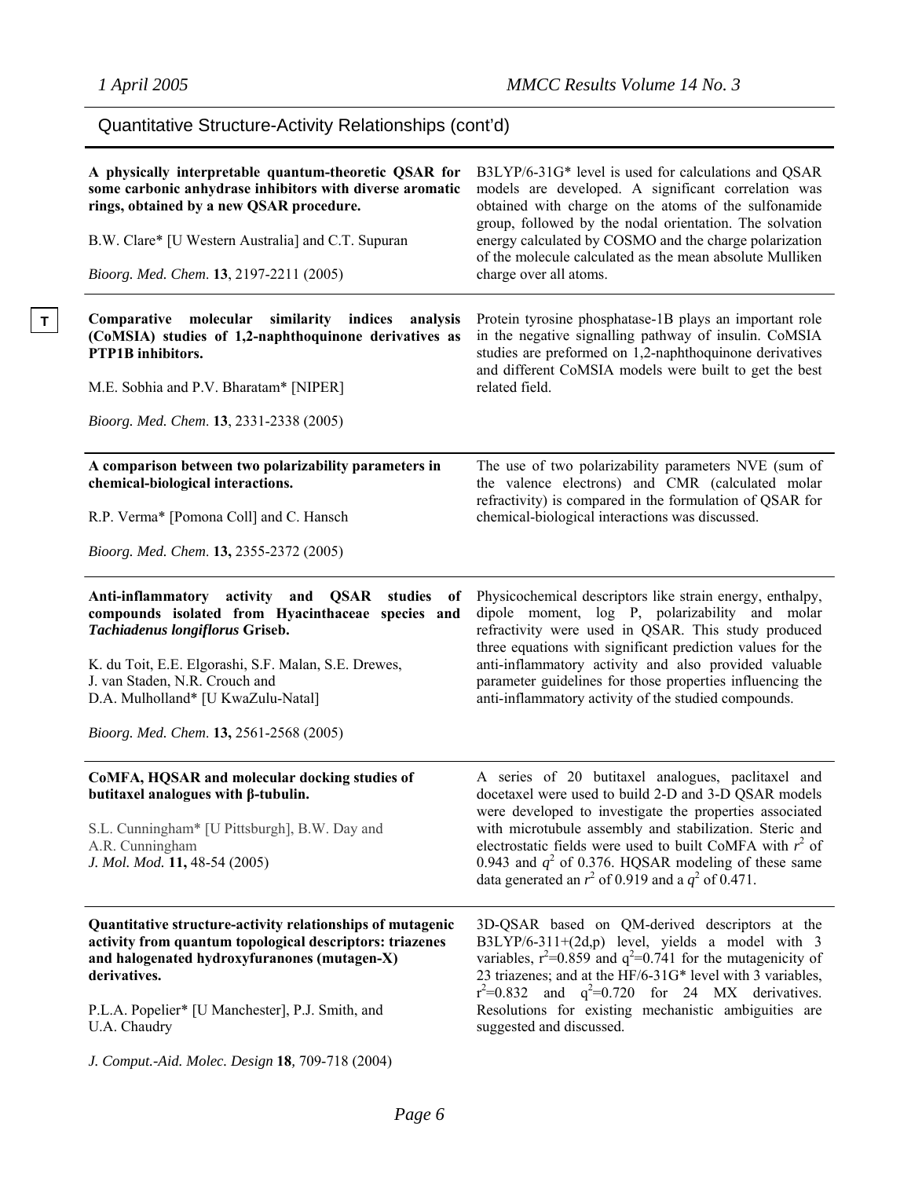## Quantitative Structure-Activity Relationships (cont'd)

**A physically interpretable quantum-theoretic QSAR for some carbonic anhydrase inhibitors with diverse aromatic rings, obtained by a new QSAR procedure.**

B.W. Clare* [U Western Australia] and C.T. Supuran

*Bioorg. Med. Chem.* **13**, 2197-2211 (2005)

B3LYP/6-31G* level is used for calculations and QSAR models are developed. A significant correlation was obtained with charge on the atoms of the sulfonamide group, followed by the nodal orientation. The solvation energy calculated by COSMO and the charge polarization of the molecule calculated as the mean absolute Mulliken charge over all atoms.

---

T

**Comparative molecular similarity indices analysis (CoMSIA) studies of 1,2-naphthoquinone derivatives as PTP1B inhibitors.**

M.E. Sobhia and P.V. Bharatam* [NIPER]

*Bioorg. Med. Chem.* **13**, 2331-2338 (2005)

Protein tyrosine phosphatase-1B plays an important role in the negative signalling pathway of insulin. CoMSIA studies are preformed on 1,2-naphthoquinone derivatives and different CoMSIA models were built to get the best related field.

---

**A comparison between two polarizability parameters in chemical-biological interactions.**

R.P. Verma* [Pomona Coll] and C. Hansch

*Bioorg. Med. Chem.* **13,** 2355-2372 (2005)

The use of two polarizability parameters NVE (sum of the valence electrons) and CMR (calculated molar refractivity) is compared in the formulation of QSAR for chemical-biological interactions was discussed.

---

**Anti-inflammatory activity and QSAR studies of compounds isolated from Hyacinthaceae species and *Tachiadenus longiflorus* Griseb.**

K. du Toit, E.E. Elgorashi, S.F. Malan, S.E. Drewes, J. van Staden, N.R. Crouch and D.A. Mulholland* [U KwaZulu-Natal]

*Bioorg. Med. Chem.* **13,** 2561-2568 (2005)

Physicochemical descriptors like strain energy, enthalpy, dipole moment, log P, polarizability and molar refractivity were used in QSAR. This study produced three equations with significant prediction values for the anti-inflammatory activity and also provided valuable parameter guidelines for those properties influencing the anti-inflammatory activity of the studied compounds.

---

**CoMFA, HQSAR and molecular docking studies of butitaxel analogues with β-tubulin.**

S.L. Cunningham* [U Pittsburgh], B.W. Day and A.R. Cunningham

*J. Mol. Mod.* **11,** 48-54 (2005)

A series of 20 butitaxel analogues, paclitaxel and docetaxel were used to build 2-D and 3-D QSAR models were developed to investigate the properties associated with microtubule assembly and stabilization. Steric and electrostatic fields were used to built CoMFA with $r^2$ of 0.943 and $q^2$ of 0.376. HQSAR modeling of these same data generated an $r^2$ of 0.919 and a $q^2$ of 0.471.

---

**Quantitative structure-activity relationships of mutagenic activity from quantum topological descriptors: triazenes and halogenated hydroxyfuranones (mutagen-X) derivatives.**

P.L.A. Popelier* [U Manchester], P.J. Smith, and U.A. Chaudry

*J. Comput.-Aid. Molec. Design* **18**, 709-718 (2004)

3D-QSAR based on QM-derived descriptors at the B3LYP/6-311+(2d,p) level, yields a model with 3 variables, $r^2$=0.859 and $q^2$=0.741 for the mutagenicity of 23 triazenes; and at the HF/6-31G* level with 3 variables, $r^2$=0.832 and $q^2$=0.720 for 24 MX derivatives. Resolutions for existing mechanistic ambiguities are suggested and discussed.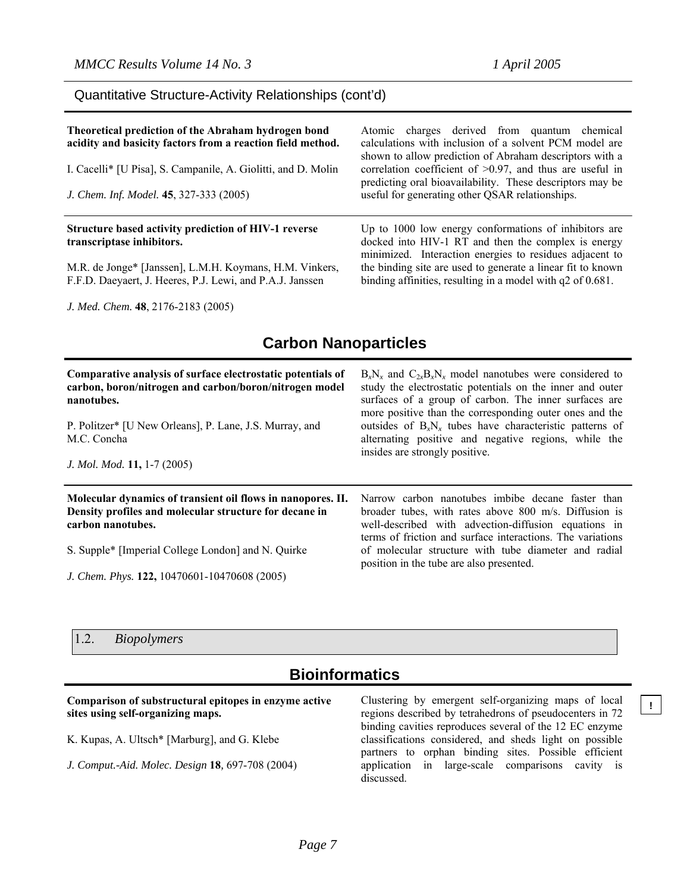## Quantitative Structure-Activity Relationships (cont'd)

**Theoretical prediction of the Abraham hydrogen bond acidity and basicity factors from a reaction field method.**

I. Cacelli* [U Pisa], S. Campanile, A. Giolitti, and D. Molin

*J. Chem. Inf. Model.* **45**, 327-333 (2005)

Atomic charges derived from quantum chemical calculations with inclusion of a solvent PCM model are shown to allow prediction of Abraham descriptors with a correlation coefficient of >0.97, and thus are useful in predicting oral bioavailability. These descriptors may be useful for generating other QSAR relationships.

---

**Structure based activity prediction of HIV-1 reverse transcriptase inhibitors.**

M.R. de Jonge* [Janssen], L.M.H. Koymans, H.M. Vinkers, F.F.D. Daeyaert, J. Heeres, P.J. Lewi, and P.A.J. Janssen

*J. Med. Chem.* **48**, 2176-2183 (2005)

Up to 1000 low energy conformations of inhibitors are docked into HIV-1 RT and then the complex is energy minimized. Interaction energies to residues adjacent to the binding site are used to generate a linear fit to known binding affinities, resulting in a model with q2 of 0.681.

## Carbon Nanoparticles

**Comparative analysis of surface electrostatic potentials of carbon, boron/nitrogen and carbon/boron/nitrogen model nanotubes.**

P. Politzer* [U New Orleans], P. Lane, J.S. Murray, and M.C. Concha

*J. Mol. Mod.* **11,** 1-7 (2005)

$B_xN_x$ and $C_{2x}B_xN_x$ model nanotubes were considered to study the electrostatic potentials on the inner and outer surfaces of a group of carbon. The inner surfaces are more positive than the corresponding outer ones and the outsides of $B_xN_x$ tubes have characteristic patterns of alternating positive and negative regions, while the insides are strongly positive.

---

**Molecular dynamics of transient oil flows in nanopores. II. Density profiles and molecular structure for decane in carbon nanotubes.**

S. Supple* [Imperial College London] and N. Quirke

*J. Chem. Phys.* **122,** 10470601-10470608 (2005)

Narrow carbon nanotubes imbibe decane faster than broader tubes, with rates above 800 m/s. Diffusion is well-described with advection-diffusion equations in terms of friction and surface interactions. The variations of molecular structure with tube diameter and radial position in the tube are also presented.

### 1.2. *Biopolymers*

## Bioinformatics

**Comparison of substructural epitopes in enzyme active sites using self-organizing maps.**

K. Kupas, A. Ultsch* [Marburg], and G. Klebe

*J. Comput.-Aid. Molec. Design* **18**, 697-708 (2004)

Clustering by emergent self-organizing maps of local regions described by tetrahedrons of pseudocenters in 72 binding cavities reproduces several of the 12 EC enzyme classifications considered, and sheds light on possible partners to orphan binding sites. Possible efficient application in large-scale comparisons cavity is discussed.

!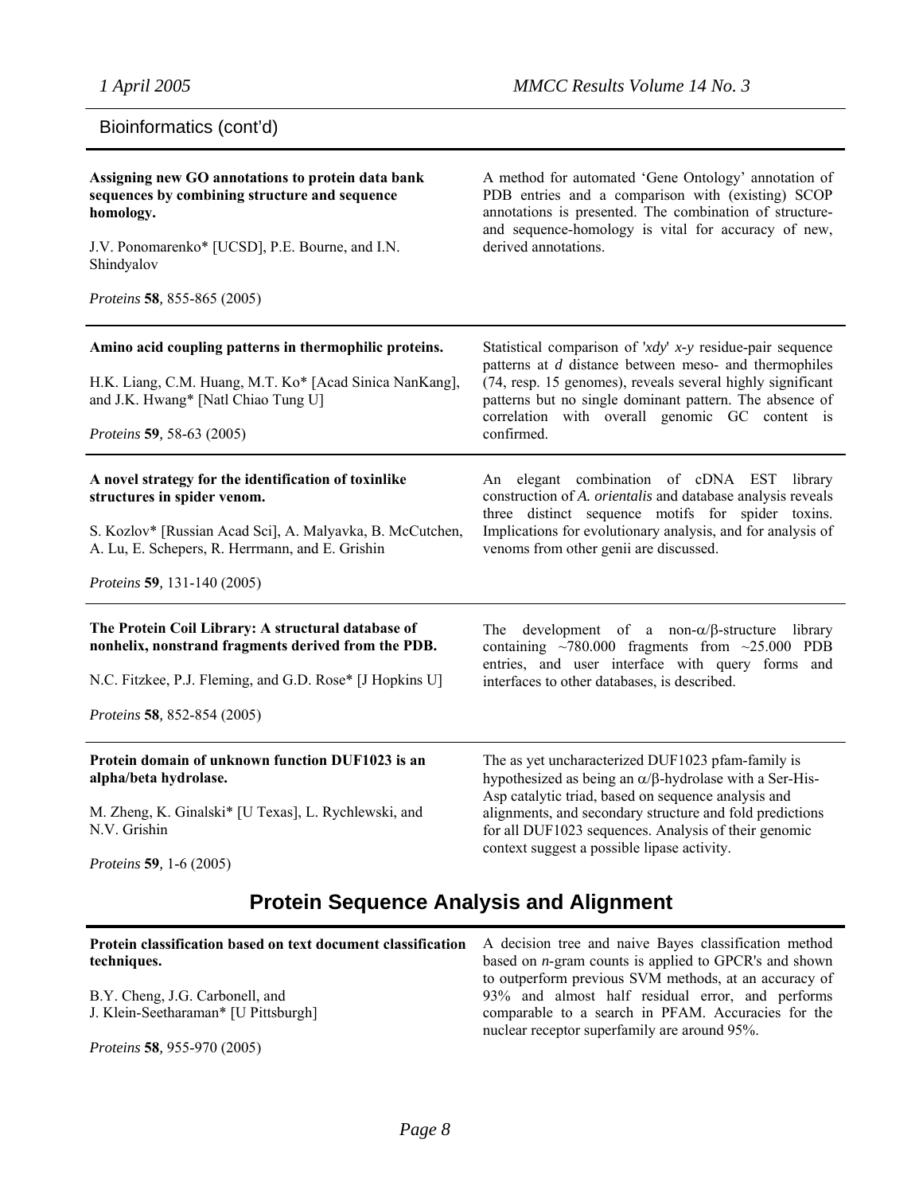Bioinformatics (cont'd)

**Assigning new GO annotations to protein data bank sequences by combining structure and sequence homology.**

J.V. Ponomarenko* [UCSD], P.E. Bourne, and I.N. Shindyalov

*Proteins* **58**, 855-865 (2005)

A method for automated 'Gene Ontology' annotation of PDB entries and a comparison with (existing) SCOP annotations is presented. The combination of structure- and sequence-homology is vital for accuracy of new, derived annotations.

---

**Amino acid coupling patterns in thermophilic proteins.**

H.K. Liang, C.M. Huang, M.T. Ko* [Acad Sinica NanKang], and J.K. Hwang* [Natl Chiao Tung U]

*Proteins* **59**, 58-63 (2005)

Statistical comparison of '*xdy*' *x-y* residue-pair sequence patterns at *d* distance between meso- and thermophiles (74, resp. 15 genomes), reveals several highly significant patterns but no single dominant pattern. The absence of correlation with overall genomic GC content is confirmed.

---

**A novel strategy for the identification of toxinlike structures in spider venom.**

S. Kozlov* [Russian Acad Sci], A. Malyavka, B. McCutchen, A. Lu, E. Schepers, R. Herrmann, and E. Grishin

*Proteins* **59**, 131-140 (2005)

An elegant combination of cDNA EST library construction of *A. orientalis* and database analysis reveals three distinct sequence motifs for spider toxins. Implications for evolutionary analysis, and for analysis of venoms from other genii are discussed.

---

**The Protein Coil Library: A structural database of nonhelix, nonstrand fragments derived from the PDB.**

N.C. Fitzkee, P.J. Fleming, and G.D. Rose* [J Hopkins U]

*Proteins* **58**, 852-854 (2005)

The development of a non-$\alpha$/$\beta$-structure library containing ~780.000 fragments from ~25.000 PDB entries, and user interface with query forms and interfaces to other databases, is described.

---

**Protein domain of unknown function DUF1023 is an alpha/beta hydrolase.**

M. Zheng, K. Ginalski* [U Texas], L. Rychlewski, and N.V. Grishin

*Proteins* **59**, 1-6 (2005)

The as yet uncharacterized DUF1023 pfam-family is hypothesized as being an $\alpha$/$\beta$-hydrolase with a Ser-His-Asp catalytic triad, based on sequence analysis and alignments, and secondary structure and fold predictions for all DUF1023 sequences. Analysis of their genomic context suggest a possible lipase activity.

## Protein Sequence Analysis and Alignment

**Protein classification based on text document classification techniques.**

B.Y. Cheng, J.G. Carbonell, and J. Klein-Seetharaman* [U Pittsburgh]

*Proteins* **58**, 955-970 (2005)

A decision tree and naive Bayes classification method based on *n*-gram counts is applied to GPCR's and shown to outperform previous SVM methods, at an accuracy of 93% and almost half residual error, and performs comparable to a search in PFAM. Accuracies for the nuclear receptor superfamily are around 95%.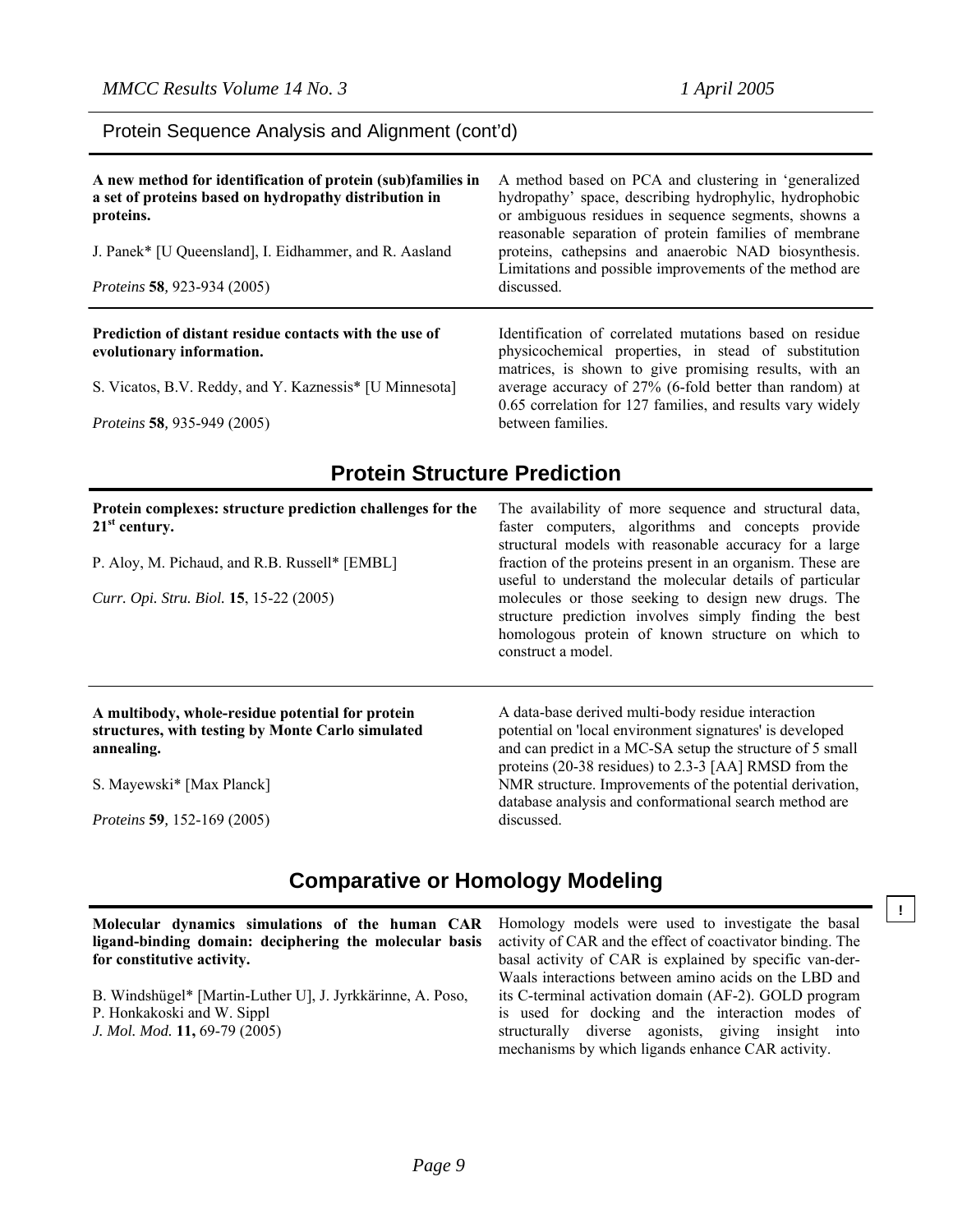Protein Sequence Analysis and Alignment (cont'd)

**A new method for identification of protein (sub)families in a set of proteins based on hydropathy distribution in proteins.**

J. Panek* [U Queensland], I. Eidhammer, and R. Aasland

*Proteins* **58**, 923-934 (2005)

A method based on PCA and clustering in 'generalized hydropathy' space, describing hydrophylic, hydrophobic or ambiguous residues in sequence segments, showns a reasonable separation of protein families of membrane proteins, cathepsins and anaerobic NAD biosynthesis. Limitations and possible improvements of the method are discussed.

---

**Prediction of distant residue contacts with the use of evolutionary information.**

S. Vicatos, B.V. Reddy, and Y. Kaznessis* [U Minnesota]

*Proteins* **58**, 935-949 (2005)

Identification of correlated mutations based on residue physicochemical properties, in stead of substitution matrices, is shown to give promising results, with an average accuracy of 27% (6-fold better than random) at 0.65 correlation for 127 families, and results vary widely between families.

## Protein Structure Prediction

**Protein complexes: structure prediction challenges for the 21st century.**

P. Aloy, M. Pichaud, and R.B. Russell* [EMBL]

*Curr. Opi. Stru. Biol.* **15**, 15-22 (2005)

The availability of more sequence and structural data, faster computers, algorithms and concepts provide structural models with reasonable accuracy for a large fraction of the proteins present in an organism. These are useful to understand the molecular details of particular molecules or those seeking to design new drugs. The structure prediction involves simply finding the best homologous protein of known structure on which to construct a model.

---

**A multibody, whole-residue potential for protein structures, with testing by Monte Carlo simulated annealing.**

S. Mayewski* [Max Planck]

*Proteins* **59**, 152-169 (2005)

A data-base derived multi-body residue interaction potential on 'local environment signatures' is developed and can predict in a MC-SA setup the structure of 5 small proteins (20-38 residues) to 2.3-3 [AA] RMSD from the NMR structure. Improvements of the potential derivation, database analysis and conformational search method are discussed.

## Comparative or Homology Modeling

**!**

**Molecular dynamics simulations of the human CAR ligand-binding domain: deciphering the molecular basis for constitutive activity.**

B. Windshügel* [Martin-Luther U], J. Jyrkkärinne, A. Poso, P. Honkakoski and W. Sippl

*J. Mol. Mod.* **11,** 69-79 (2005)

Homology models were used to investigate the basal activity of CAR and the effect of coactivator binding. The basal activity of CAR is explained by specific van-der-Waals interactions between amino acids on the LBD and its C-terminal activation domain (AF-2). GOLD program is used for docking and the interaction modes of structurally diverse agonists, giving insight into mechanisms by which ligands enhance CAR activity.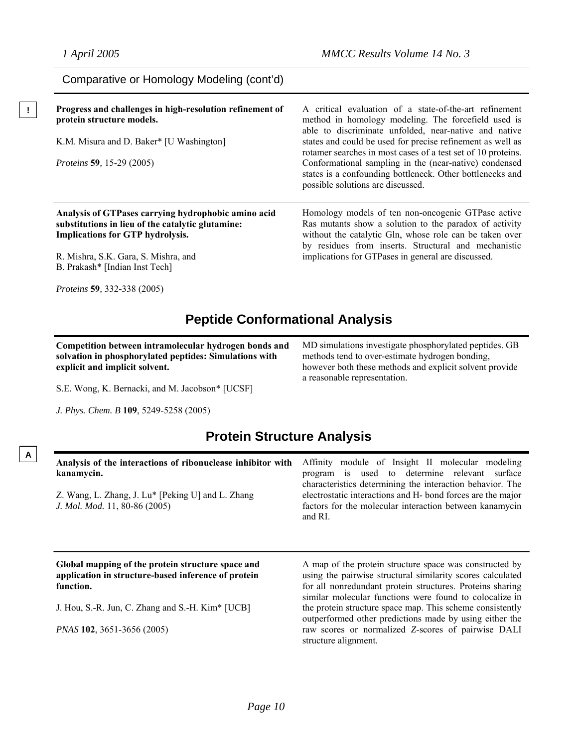Comparative or Homology Modeling (cont'd)

!

**Progress and challenges in high-resolution refinement of protein structure models.**

K.M. Misura and D. Baker* [U Washington]

*Proteins* **59**, 15-29 (2005)

A critical evaluation of a state-of-the-art refinement method in homology modeling. The forcefield used is able to discriminate unfolded, near-native and native states and could be used for precise refinement as well as rotamer searches in most cases of a test set of 10 proteins. Conformational sampling in the (near-native) condensed states is a confounding bottleneck. Other bottlenecks and possible solutions are discussed.

**Analysis of GTPases carrying hydrophobic amino acid substitutions in lieu of the catalytic glutamine: Implications for GTP hydrolysis.**

R. Mishra, S.K. Gara, S. Mishra, and B. Prakash* [Indian Inst Tech]

*Proteins* **59**, 332-338 (2005)

Homology models of ten non-oncogenic GTPase active Ras mutants show a solution to the paradox of activity without the catalytic Gln, whose role can be taken over by residues from inserts. Structural and mechanistic implications for GTPases in general are discussed.

## Peptide Conformational Analysis

**Competition between intramolecular hydrogen bonds and solvation in phosphorylated peptides: Simulations with explicit and implicit solvent.**

S.E. Wong, K. Bernacki, and M. Jacobson* [UCSF]

*J. Phys. Chem. B* **109**, 5249-5258 (2005)

MD simulations investigate phosphorylated peptides. GB methods tend to over-estimate hydrogen bonding, however both these methods and explicit solvent provide a reasonable representation.

## Protein Structure Analysis

A

**Analysis of the interactions of ribonuclease inhibitor with kanamycin.**

Z. Wang, L. Zhang, J. Lu* [Peking U] and L. Zhang
*J. Mol. Mod.* 11, 80-86 (2005)

Affinity module of Insight II molecular modeling program is used to determine relevant surface characteristics determining the interaction behavior. The electrostatic interactions and H- bond forces are the major factors for the molecular interaction between kanamycin and RI.

**Global mapping of the protein structure space and application in structure-based inference of protein function.**

J. Hou, S.-R. Jun, C. Zhang and S.-H. Kim* [UCB]

*PNAS* **102**, 3651-3656 (2005)

A map of the protein structure space was constructed by using the pairwise structural similarity scores calculated for all nonredundant protein structures. Proteins sharing similar molecular functions were found to colocalize in the protein structure space map. This scheme consistently outperformed other predictions made by using either the raw scores or normalized *Z*-scores of pairwise DALI structure alignment.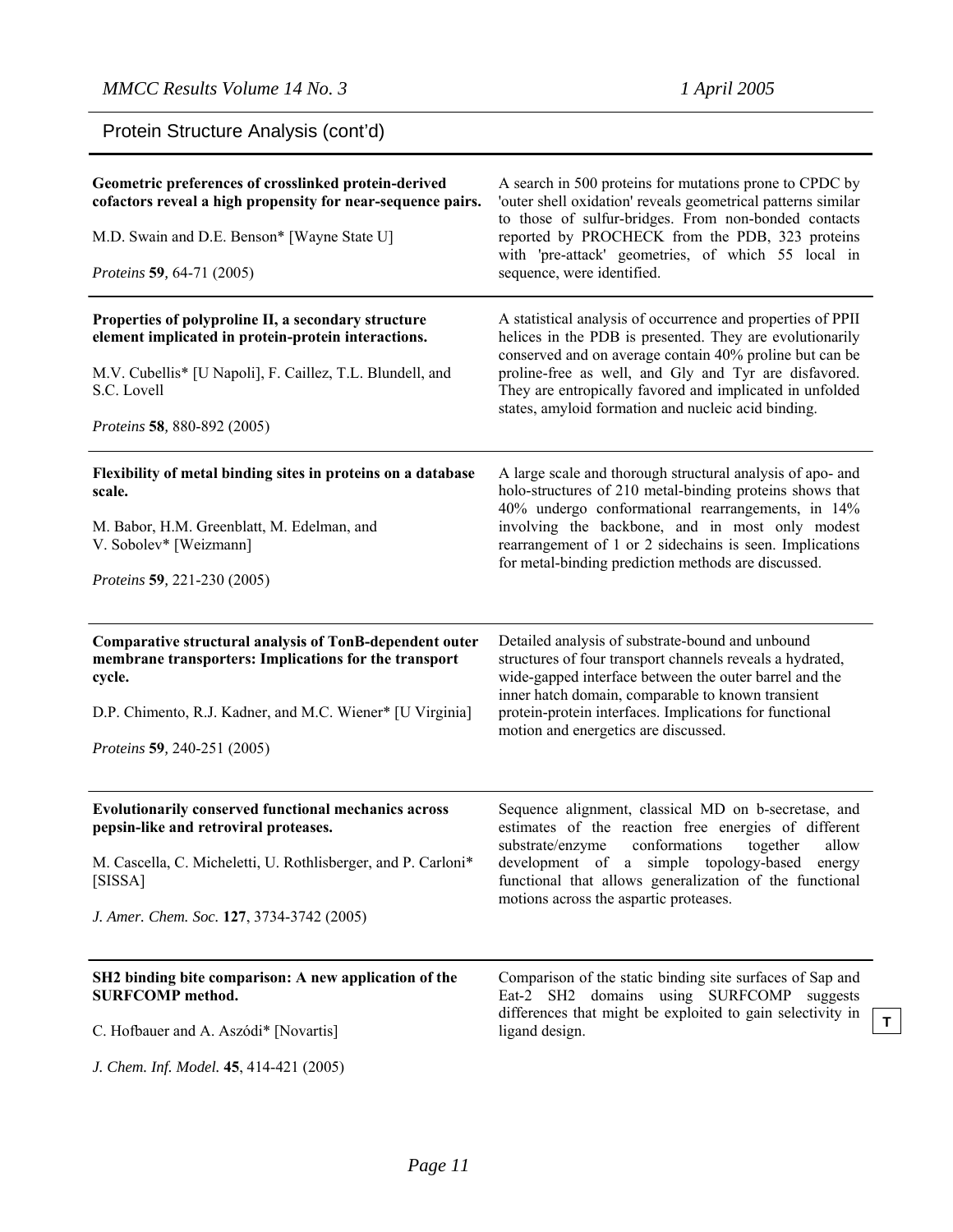## Protein Structure Analysis (cont'd)

**Geometric preferences of crosslinked protein-derived cofactors reveal a high propensity for near-sequence pairs.**

M.D. Swain and D.E. Benson* [Wayne State U]

*Proteins* **59**, 64-71 (2005)

A search in 500 proteins for mutations prone to CPDC by 'outer shell oxidation' reveals geometrical patterns similar to those of sulfur-bridges. From non-bonded contacts reported by PROCHECK from the PDB, 323 proteins with 'pre-attack' geometries, of which 55 local in sequence, were identified.

---

**Properties of polyproline II, a secondary structure element implicated in protein-protein interactions.**

M.V. Cubellis* [U Napoli], F. Caillez, T.L. Blundell, and S.C. Lovell

*Proteins* **58**, 880-892 (2005)

A statistical analysis of occurrence and properties of PPII helices in the PDB is presented. They are evolutionarily conserved and on average contain 40% proline but can be proline-free as well, and Gly and Tyr are disfavored. They are entropically favored and implicated in unfolded states, amyloid formation and nucleic acid binding.

---

**Flexibility of metal binding sites in proteins on a database scale.**

M. Babor, H.M. Greenblatt, M. Edelman, and V. Sobolev* [Weizmann]

*Proteins* **59**, 221-230 (2005)

A large scale and thorough structural analysis of apo- and holo-structures of 210 metal-binding proteins shows that 40% undergo conformational rearrangements, in 14% involving the backbone, and in most only modest rearrangement of 1 or 2 sidechains is seen. Implications for metal-binding prediction methods are discussed.

---

**Comparative structural analysis of TonB-dependent outer membrane transporters: Implications for the transport cycle.**

D.P. Chimento, R.J. Kadner, and M.C. Wiener* [U Virginia]

*Proteins* **59**, 240-251 (2005)

Detailed analysis of substrate-bound and unbound structures of four transport channels reveals a hydrated, wide-gapped interface between the outer barrel and the inner hatch domain, comparable to known transient protein-protein interfaces. Implications for functional motion and energetics are discussed.

---

**Evolutionarily conserved functional mechanics across pepsin-like and retroviral proteases.**

M. Cascella, C. Micheletti, U. Rothlisberger, and P. Carloni* [SISSA]

*J. Amer. Chem. Soc.* **127**, 3734-3742 (2005)

Sequence alignment, classical MD on b-secretase, and estimates of the reaction free energies of different substrate/enzyme conformations together allow development of a simple topology-based energy functional that allows generalization of the functional motions across the aspartic proteases.

---

**SH2 binding bite comparison: A new application of the SURFCOMP method.**

C. Hofbauer and A. Aszódi* [Novartis]

*J. Chem. Inf. Model.* **45**, 414-421 (2005)

Comparison of the static binding site surfaces of Sap and Eat-2 SH2 domains using SURFCOMP suggests differences that might be exploited to gain selectivity in ligand design.

T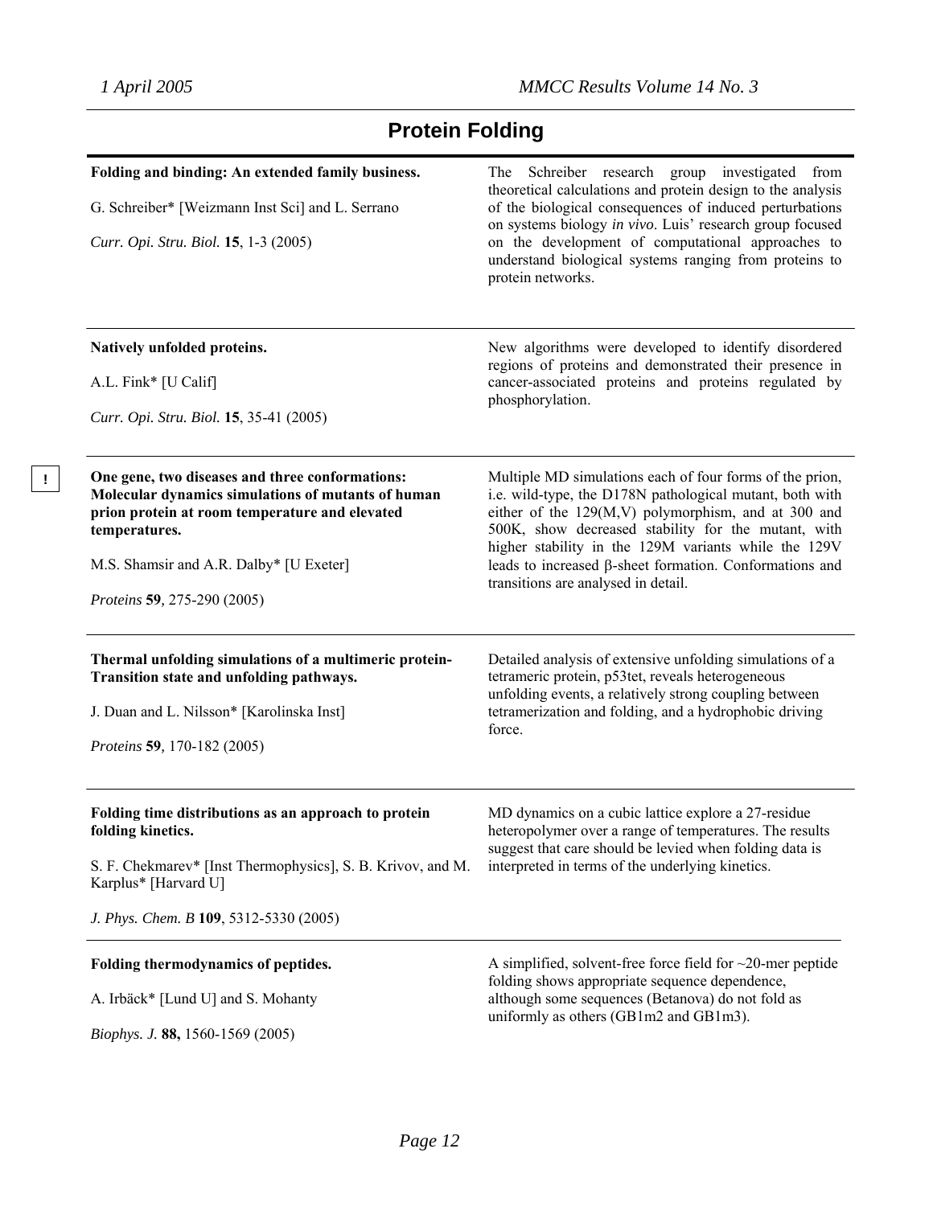# Protein Folding

**Folding and binding: An extended family business.**

G. Schreiber* [Weizmann Inst Sci] and L. Serrano

*Curr. Opi. Stru. Biol.* **15**, 1-3 (2005)

The Schreiber research group investigated from theoretical calculations and protein design to the analysis of the biological consequences of induced perturbations on systems biology *in vivo*. Luis' research group focused on the development of computational approaches to understand biological systems ranging from proteins to protein networks.

---

**Natively unfolded proteins.**

A.L. Fink* [U Calif]

*Curr. Opi. Stru. Biol.* **15**, 35-41 (2005)

New algorithms were developed to identify disordered regions of proteins and demonstrated their presence in cancer-associated proteins and proteins regulated by phosphorylation.

---

!

**One gene, two diseases and three conformations: Molecular dynamics simulations of mutants of human prion protein at room temperature and elevated temperatures.**

M.S. Shamsir and A.R. Dalby* [U Exeter]

*Proteins* **59**, 275-290 (2005)

Multiple MD simulations each of four forms of the prion, i.e. wild-type, the D178N pathological mutant, both with either of the 129(M,V) polymorphism, and at 300 and 500K, show decreased stability for the mutant, with higher stability in the 129M variants while the 129V leads to increased β-sheet formation. Conformations and transitions are analysed in detail.

---

**Thermal unfolding simulations of a multimeric protein- Transition state and unfolding pathways.**

J. Duan and L. Nilsson* [Karolinska Inst]

*Proteins* **59**, 170-182 (2005)

Detailed analysis of extensive unfolding simulations of a tetrameric protein, p53tet, reveals heterogeneous unfolding events, a relatively strong coupling between tetramerization and folding, and a hydrophobic driving force.

---

**Folding time distributions as an approach to protein folding kinetics.**

S. F. Chekmarev* [Inst Thermophysics], S. B. Krivov, and M. Karplus* [Harvard U]

*J. Phys. Chem. B* **109**, 5312-5330 (2005)

MD dynamics on a cubic lattice explore a 27-residue heteropolymer over a range of temperatures. The results suggest that care should be levied when folding data is interpreted in terms of the underlying kinetics.

---

**Folding thermodynamics of peptides.**

A. Irbäck* [Lund U] and S. Mohanty

*Biophys. J.* **88,** 1560-1569 (2005)

A simplified, solvent-free force field for ~20-mer peptide folding shows appropriate sequence dependence, although some sequences (Betanova) do not fold as uniformly as others (GB1m2 and GB1m3).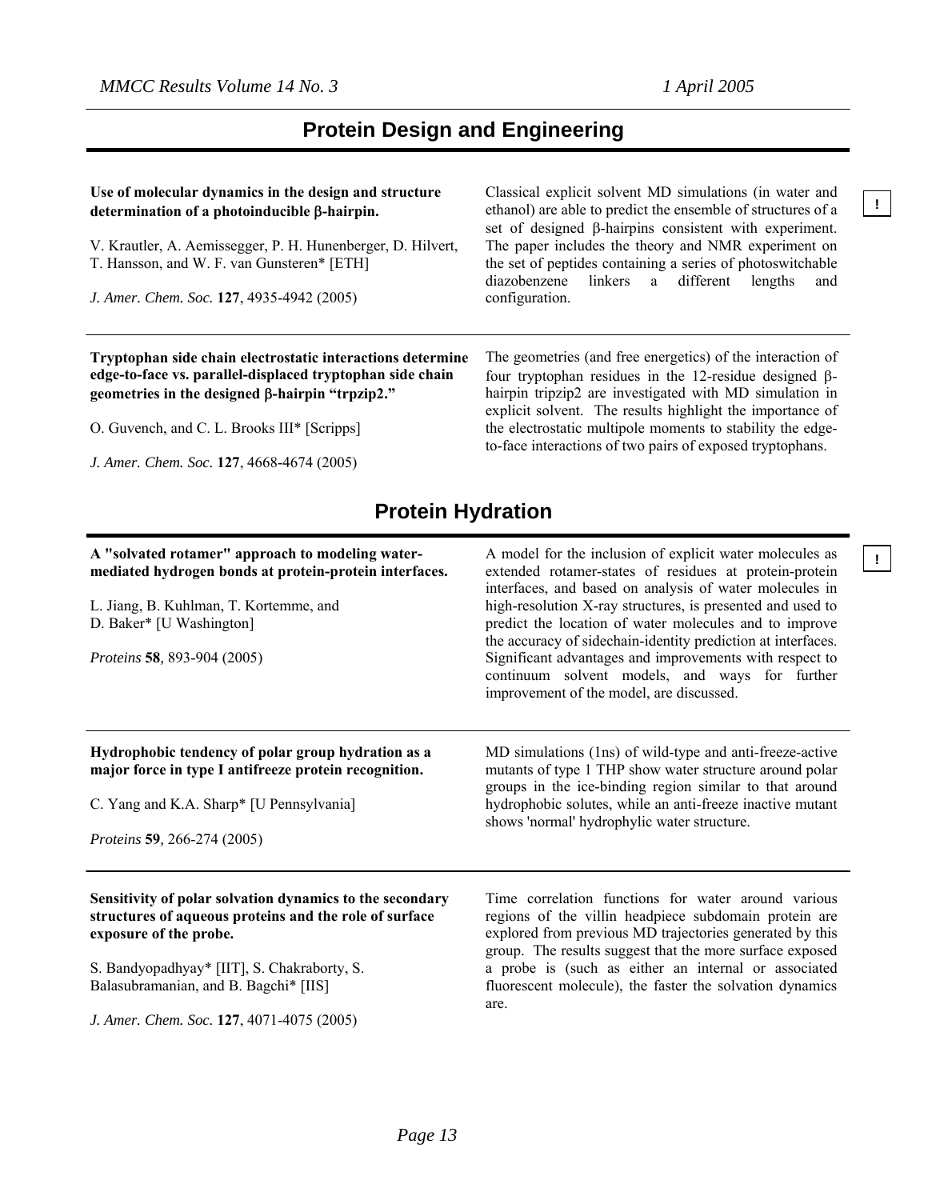## Protein Design and Engineering

**Use of molecular dynamics in the design and structure determination of a photoinducible β-hairpin.**

V. Krautler, A. Aemissegger, P. H. Hunenberger, D. Hilvert, T. Hansson, and W. F. van Gunsteren* [ETH]

*J. Amer. Chem. Soc.* **127**, 4935-4942 (2005)

Classical explicit solvent MD simulations (in water and ethanol) are able to predict the ensemble of structures of a set of designed β-hairpins consistent with experiment. The paper includes the theory and NMR experiment on the set of peptides containing a series of photoswitchable diazobenzene linkers a different lengths and configuration.

!

---

**Tryptophan side chain electrostatic interactions determine edge-to-face vs. parallel-displaced tryptophan side chain geometries in the designed β-hairpin "trpzip2."**

O. Guvench, and C. L. Brooks III* [Scripps]

*J. Amer. Chem. Soc.* **127**, 4668-4674 (2005)

The geometries (and free energetics) of the interaction of four tryptophan residues in the 12-residue designed β-hairpin tripzip2 are investigated with MD simulation in explicit solvent. The results highlight the importance of the electrostatic multipole moments to stability the edge-to-face interactions of two pairs of exposed tryptophans.

## Protein Hydration

**A "solvated rotamer" approach to modeling water-mediated hydrogen bonds at protein-protein interfaces.**

L. Jiang, B. Kuhlman, T. Kortemme, and D. Baker* [U Washington]

*Proteins* **58**, 893-904 (2005)

A model for the inclusion of explicit water molecules as extended rotamer-states of residues at protein-protein interfaces, and based on analysis of water molecules in high-resolution X-ray structures, is presented and used to predict the location of water molecules and to improve the accuracy of sidechain-identity prediction at interfaces. Significant advantages and improvements with respect to continuum solvent models, and ways for further improvement of the model, are discussed.

!

---

**Hydrophobic tendency of polar group hydration as a major force in type I antifreeze protein recognition.**

C. Yang and K.A. Sharp* [U Pennsylvania]

*Proteins* **59**, 266-274 (2005)

MD simulations (1ns) of wild-type and anti-freeze-active mutants of type 1 THP show water structure around polar groups in the ice-binding region similar to that around hydrophobic solutes, while an anti-freeze inactive mutant shows 'normal' hydrophylic water structure.

---

**Sensitivity of polar solvation dynamics to the secondary structures of aqueous proteins and the role of surface exposure of the probe.**

S. Bandyopadhyay* [IIT], S. Chakraborty, S. Balasubramanian, and B. Bagchi* [IIS]

*J. Amer. Chem. Soc.* **127**, 4071-4075 (2005)

Time correlation functions for water around various regions of the villin headpiece subdomain protein are explored from previous MD trajectories generated by this group. The results suggest that the more surface exposed a probe is (such as either an internal or associated fluorescent molecule), the faster the solvation dynamics are.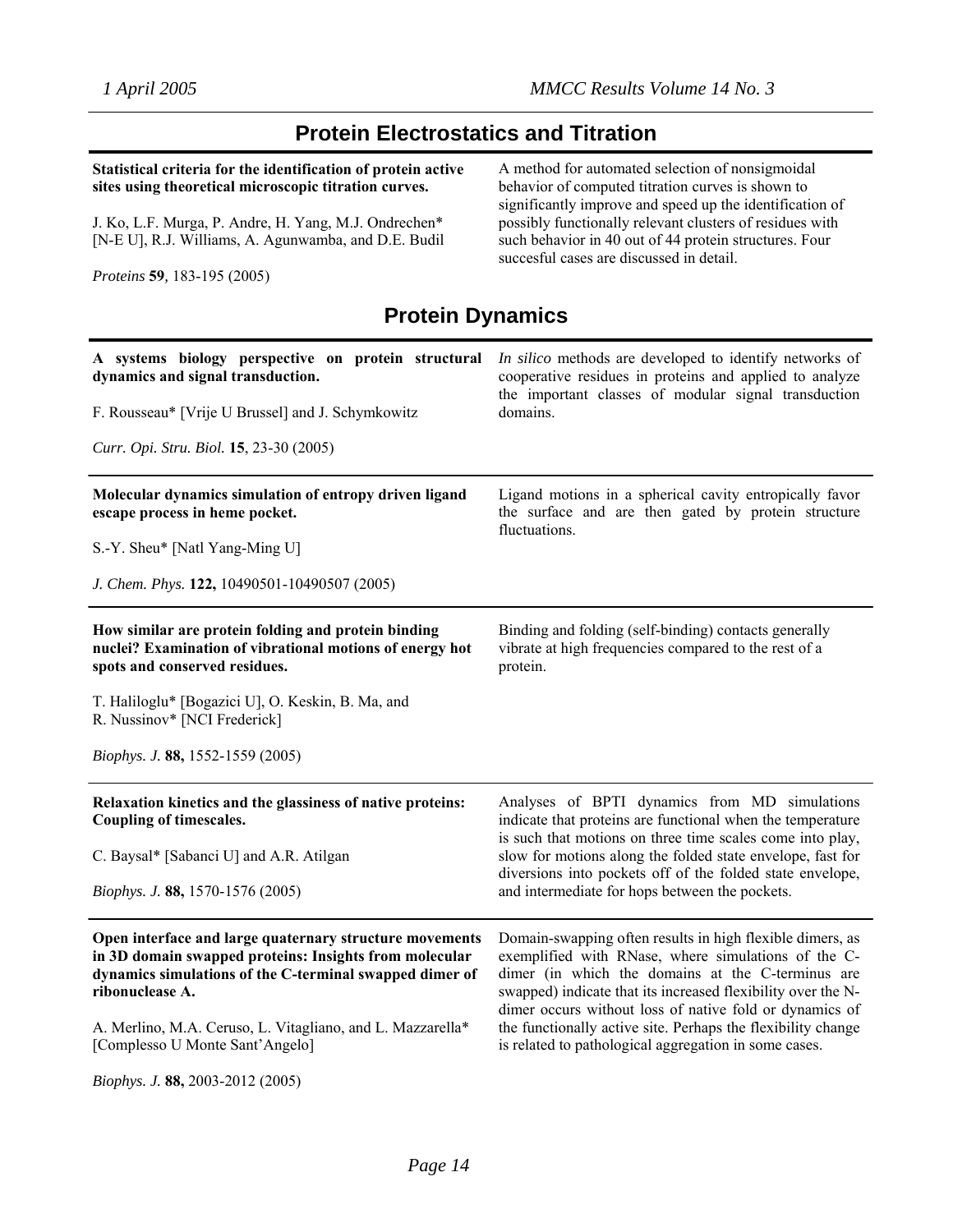## Protein Electrostatics and Titration

**Statistical criteria for the identification of protein active sites using theoretical microscopic titration curves.**

J. Ko, L.F. Murga, P. Andre, H. Yang, M.J. Ondrechen* [N-E U], R.J. Williams, A. Agunwamba, and D.E. Budil

*Proteins* **59**, 183-195 (2005)

A method for automated selection of nonsigmoidal behavior of computed titration curves is shown to significantly improve and speed up the identification of possibly functionally relevant clusters of residues with such behavior in 40 out of 44 protein structures. Four succesful cases are discussed in detail.

## Protein Dynamics

**A systems biology perspective on protein structural dynamics and signal transduction.**

F. Rousseau* [Vrije U Brussel] and J. Schymkowitz

*Curr. Opi. Stru. Biol.* **15**, 23-30 (2005)

*In silico* methods are developed to identify networks of cooperative residues in proteins and applied to analyze the important classes of modular signal transduction domains.

---

**Molecular dynamics simulation of entropy driven ligand escape process in heme pocket.**

S.-Y. Sheu* [Natl Yang-Ming U]

*J. Chem. Phys.* **122,** 10490501-10490507 (2005)

Ligand motions in a spherical cavity entropically favor the surface and are then gated by protein structure fluctuations.

---

**How similar are protein folding and protein binding nuclei? Examination of vibrational motions of energy hot spots and conserved residues.**

T. Haliloglu* [Bogazici U], O. Keskin, B. Ma, and R. Nussinov* [NCI Frederick]

*Biophys. J.* **88,** 1552-1559 (2005)

Binding and folding (self-binding) contacts generally vibrate at high frequencies compared to the rest of a protein.

---

**Relaxation kinetics and the glassiness of native proteins: Coupling of timescales.**

C. Baysal* [Sabanci U] and A.R. Atilgan

*Biophys. J.* **88,** 1570-1576 (2005)

Analyses of BPTI dynamics from MD simulations indicate that proteins are functional when the temperature is such that motions on three time scales come into play, slow for motions along the folded state envelope, fast for diversions into pockets off of the folded state envelope, and intermediate for hops between the pockets.

---

**Open interface and large quaternary structure movements in 3D domain swapped proteins: Insights from molecular dynamics simulations of the C-terminal swapped dimer of ribonuclease A.**

A. Merlino, M.A. Ceruso, L. Vitagliano, and L. Mazzarella* [Complesso U Monte Sant'Angelo]

*Biophys. J.* **88,** 2003-2012 (2005)

Domain-swapping often results in high flexible dimers, as exemplified with RNase, where simulations of the C-dimer (in which the domains at the C-terminus are swapped) indicate that its increased flexibility over the N-dimer occurs without loss of native fold or dynamics of the functionally active site. Perhaps the flexibility change is related to pathological aggregation in some cases.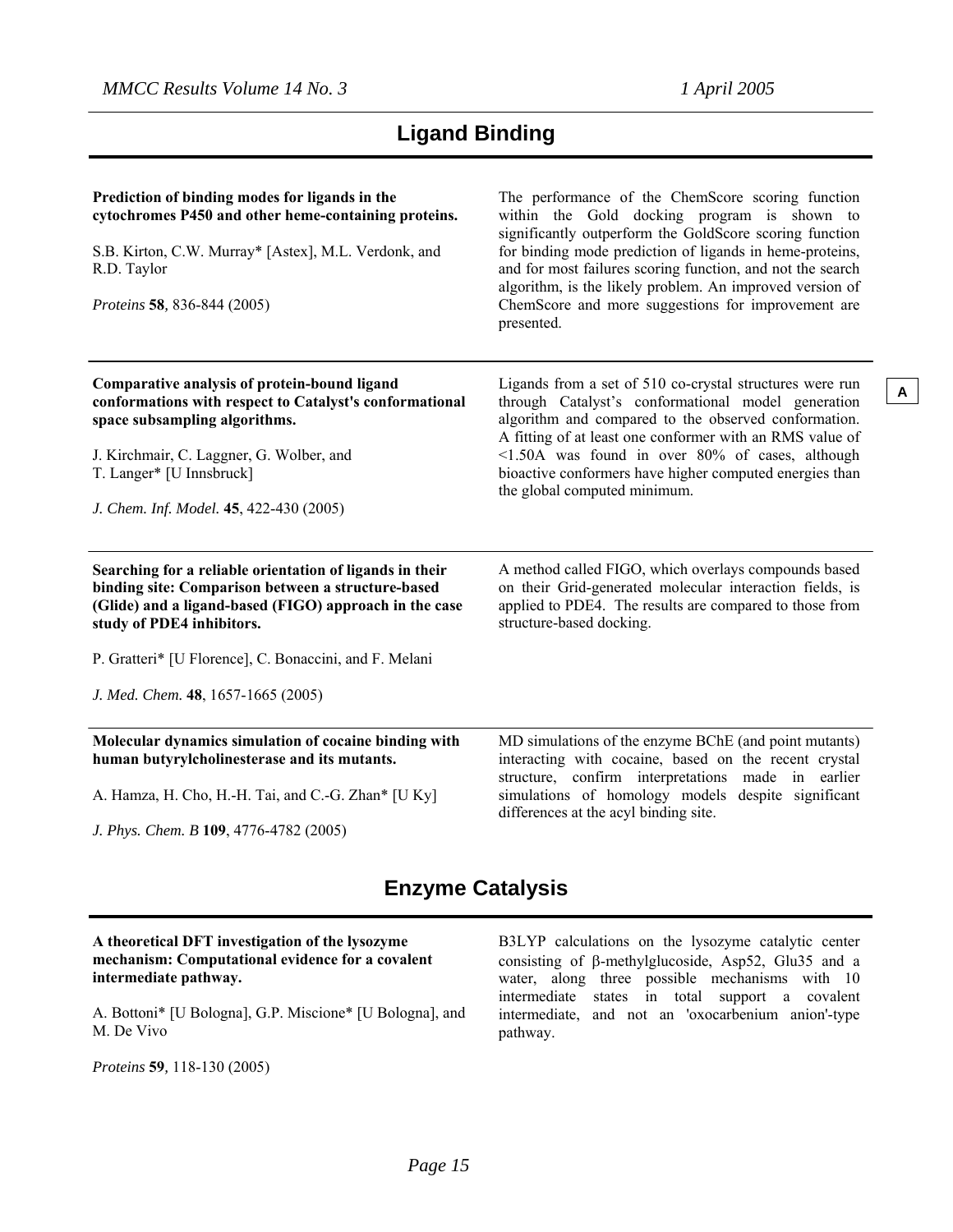## Ligand Binding

**Prediction of binding modes for ligands in the cytochromes P450 and other heme-containing proteins.**

S.B. Kirton, C.W. Murray* [Astex], M.L. Verdonk, and R.D. Taylor

*Proteins* **58**, 836-844 (2005)

The performance of the ChemScore scoring function within the Gold docking program is shown to significantly outperform the GoldScore scoring function for binding mode prediction of ligands in heme-proteins, and for most failures scoring function, and not the search algorithm, is the likely problem. An improved version of ChemScore and more suggestions for improvement are presented.

---

**Comparative analysis of protein-bound ligand conformations with respect to Catalyst's conformational space subsampling algorithms.**

J. Kirchmair, C. Laggner, G. Wolber, and T. Langer* [U Innsbruck]

*J. Chem. Inf. Model.* **45**, 422-430 (2005)

Ligands from a set of 510 co-crystal structures were run through Catalyst's conformational model generation algorithm and compared to the observed conformation. A fitting of at least one conformer with an RMS value of <1.50A was found in over 80% of cases, although bioactive conformers have higher computed energies than the global computed minimum.

A

---

**Searching for a reliable orientation of ligands in their binding site: Comparison between a structure-based (Glide) and a ligand-based (FIGO) approach in the case study of PDE4 inhibitors.**

P. Gratteri* [U Florence], C. Bonaccini, and F. Melani

*J. Med. Chem.* **48**, 1657-1665 (2005)

A method called FIGO, which overlays compounds based on their Grid-generated molecular interaction fields, is applied to PDE4. The results are compared to those from structure-based docking.

---

**Molecular dynamics simulation of cocaine binding with human butyrylcholinesterase and its mutants.**

A. Hamza, H. Cho, H.-H. Tai, and C.-G. Zhan* [U Ky]

*J. Phys. Chem. B* **109**, 4776-4782 (2005)

MD simulations of the enzyme BChE (and point mutants) interacting with cocaine, based on the recent crystal structure, confirm interpretations made in earlier simulations of homology models despite significant differences at the acyl binding site.

## Enzyme Catalysis

**A theoretical DFT investigation of the lysozyme mechanism: Computational evidence for a covalent intermediate pathway.**

A. Bottoni* [U Bologna], G.P. Miscione* [U Bologna], and M. De Vivo

*Proteins* **59**, 118-130 (2005)

B3LYP calculations on the lysozyme catalytic center consisting of β-methylglucoside, Asp52, Glu35 and a water, along three possible mechanisms with 10 intermediate states in total support a covalent intermediate, and not an 'oxocarbenium anion'-type pathway.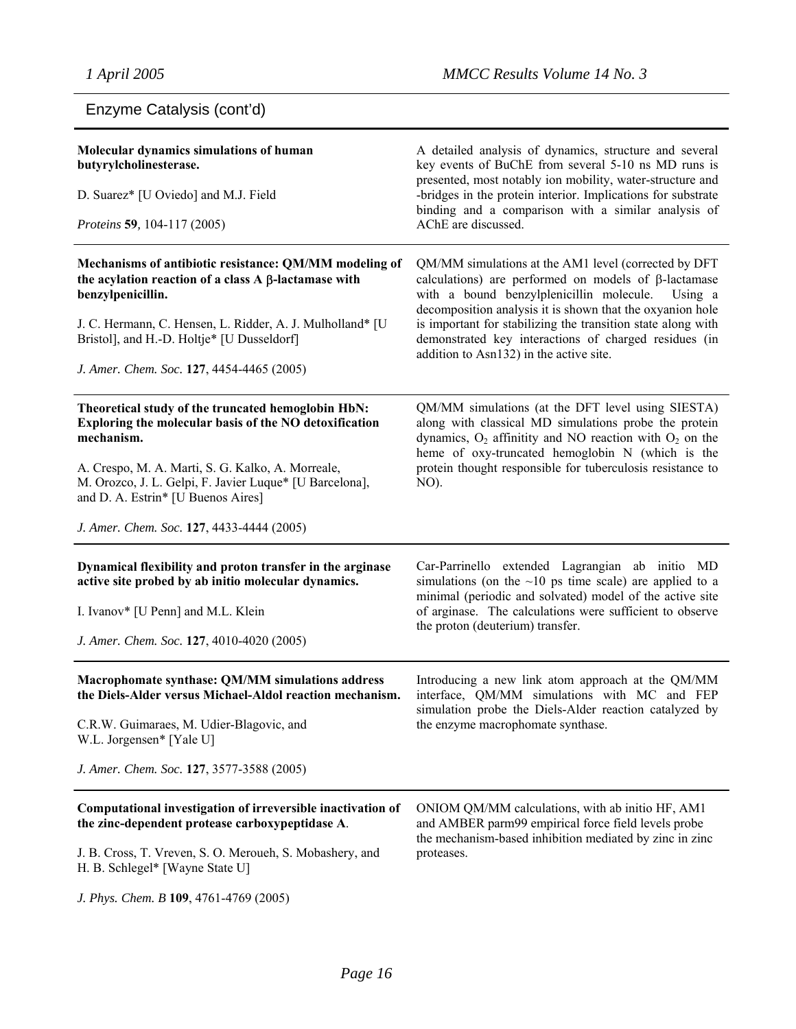## Enzyme Catalysis (cont'd)

**Molecular dynamics simulations of human butyrylcholinesterase.**

D. Suarez* [U Oviedo] and M.J. Field

*Proteins* **59**, 104-117 (2005)

A detailed analysis of dynamics, structure and several key events of BuChE from several 5-10 ns MD runs is presented, most notably ion mobility, water-structure and -bridges in the protein interior. Implications for substrate binding and a comparison with a similar analysis of AChE are discussed.

---

**Mechanisms of antibiotic resistance: QM/MM modeling of the acylation reaction of a class A β-lactamase with benzylpenicillin.**

J. C. Hermann, C. Hensen, L. Ridder, A. J. Mulholland* [U Bristol], and H.-D. Holtje* [U Dusseldorf]

*J. Amer. Chem. Soc.* **127**, 4454-4465 (2005)

QM/MM simulations at the AM1 level (corrected by DFT calculations) are performed on models of β-lactamase with a bound benzylplenicillin molecule. Using a decomposition analysis it is shown that the oxyanion hole is important for stabilizing the transition state along with demonstrated key interactions of charged residues (in addition to Asn132) in the active site.

---

**Theoretical study of the truncated hemoglobin HbN: Exploring the molecular basis of the NO detoxification mechanism.**

A. Crespo, M. A. Marti, S. G. Kalko, A. Morreale, M. Orozco, J. L. Gelpi, F. Javier Luque* [U Barcelona], and D. A. Estrin* [U Buenos Aires]

*J. Amer. Chem. Soc.* **127**, 4433-4444 (2005)

QM/MM simulations (at the DFT level using SIESTA) along with classical MD simulations probe the protein dynamics, $O_2$ affinitity and NO reaction with $O_2$ on the heme of oxy-truncated hemoglobin N (which is the protein thought responsible for tuberculosis resistance to NO).

---

**Dynamical flexibility and proton transfer in the arginase active site probed by ab initio molecular dynamics.**

I. Ivanov* [U Penn] and M.L. Klein

*J. Amer. Chem. Soc.* **127**, 4010-4020 (2005)

Car-Parrinello extended Lagrangian ab initio MD simulations (on the ~10 ps time scale) are applied to a minimal (periodic and solvated) model of the active site of arginase. The calculations were sufficient to observe the proton (deuterium) transfer.

---

**Macrophomate synthase: QM/MM simulations address the Diels-Alder versus Michael-Aldol reaction mechanism.**

C.R.W. Guimaraes, M. Udier-Blagovic, and W.L. Jorgensen* [Yale U]

*J. Amer. Chem. Soc.* **127**, 3577-3588 (2005)

Introducing a new link atom approach at the QM/MM interface, QM/MM simulations with MC and FEP simulation probe the Diels-Alder reaction catalyzed by the enzyme macrophomate synthase.

---

**Computational investigation of irreversible inactivation of the zinc-dependent protease carboxypeptidase A.**

J. B. Cross, T. Vreven, S. O. Meroueh, S. Mobashery, and H. B. Schlegel* [Wayne State U]

*J. Phys. Chem. B* **109**, 4761-4769 (2005)

ONIOM QM/MM calculations, with ab initio HF, AM1 and AMBER parm99 empirical force field levels probe the mechanism-based inhibition mediated by zinc in zinc proteases.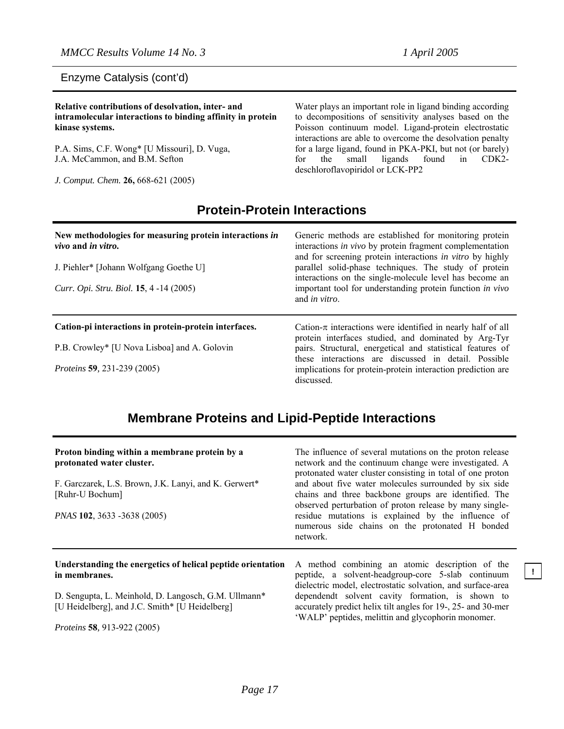Enzyme Catalysis (cont'd)

**Relative contributions of desolvation, inter- and intramolecular interactions to binding affinity in protein kinase systems.**

P.A. Sims, C.F. Wong* [U Missouri], D. Vuga, J.A. McCammon, and B.M. Sefton

*J. Comput. Chem.* **26,** 668-621 (2005)

Water plays an important role in ligand binding according to decompositions of sensitivity analyses based on the Poisson continuum model. Ligand-protein electrostatic interactions are able to overcome the desolvation penalty for a large ligand, found in PKA-PKI, but not (or barely) for the small ligands found in CDK2-deschloroflavopiridol or LCK-PP2

## Protein-Protein Interactions

**New methodologies for measuring protein interactions *in vivo* and *in vitro*.**

J. Piehler* [Johann Wolfgang Goethe U]

*Curr. Opi. Stru. Biol.* **15**, 4 -14 (2005)

Generic methods are established for monitoring protein interactions *in vivo* by protein fragment complementation and for screening protein interactions *in vitro* by highly parallel solid-phase techniques. The study of protein interactions on the single-molecule level has become an important tool for understanding protein function *in vivo* and *in vitro*.

**Cation-pi interactions in protein-protein interfaces.**

P.B. Crowley* [U Nova Lisboa] and A. Golovin

*Proteins* **59***,* 231-239 (2005)

Cation-$\pi$ interactions were identified in nearly half of all protein interfaces studied, and dominated by Arg-Tyr pairs. Structural, energetical and statistical features of these interactions are discussed in detail. Possible implications for protein-protein interaction prediction are discussed.

## Membrane Proteins and Lipid-Peptide Interactions

**Proton binding within a membrane protein by a protonated water cluster.**

F. Garczarek, L.S. Brown, J.K. Lanyi, and K. Gerwert* [Ruhr-U Bochum]

*PNAS* **102**, 3633 -3638 (2005)

The influence of several mutations on the proton release network and the continuum change were investigated. A protonated water cluster consisting in total of one proton and about five water molecules surrounded by six side chains and three backbone groups are identified. The observed perturbation of proton release by many single-residue mutations is explained by the influence of numerous side chains on the protonated H bonded network.

**Understanding the energetics of helical peptide orientation in membranes.**

D. Sengupta, L. Meinhold, D. Langosch, G.M. Ullmann* [U Heidelberg], and J.C. Smith* [U Heidelberg]

*Proteins* **58***,* 913-922 (2005)

A method combining an atomic description of the peptide, a solvent-headgroup-core 5-slab continuum dielectric model, electrostatic solvation, and surface-area dependendt solvent cavity formation, is shown to accurately predict helix tilt angles for 19-, 25- and 30-mer 'WALP' peptides, melittin and glycophorin monomer.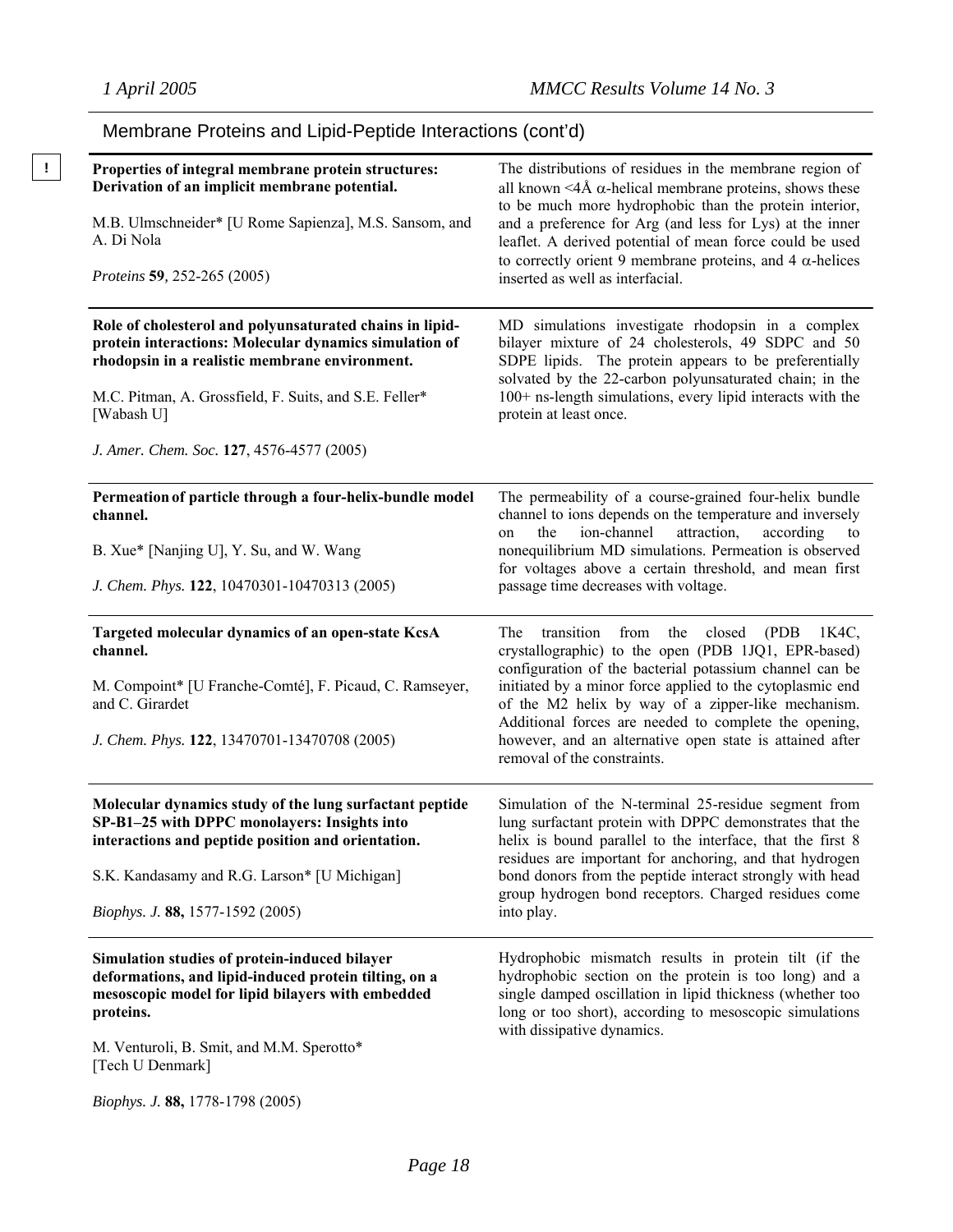## Membrane Proteins and Lipid-Peptide Interactions (cont'd)

!

| | |
|---|---|
| **Properties of integral membrane protein structures: Derivation of an implicit membrane potential.**<br><br>M.B. Ulmschneider* [U Rome Sapienza], M.S. Sansom, and A. Di Nola<br><br>*Proteins* **59**, 252-265 (2005) | The distributions of residues in the membrane region of all known <4Å α-helical membrane proteins, shows these to be much more hydrophobic than the protein interior, and a preference for Arg (and less for Lys) at the inner leaflet. A derived potential of mean force could be used to correctly orient 9 membrane proteins, and 4 α-helices inserted as well as interfacial. |
| **Role of cholesterol and polyunsaturated chains in lipid-protein interactions: Molecular dynamics simulation of rhodopsin in a realistic membrane environment.**<br><br>M.C. Pitman, A. Grossfield, F. Suits, and S.E. Feller* [Wabash U]<br><br>*J. Amer. Chem. Soc.* **127**, 4576-4577 (2005) | MD simulations investigate rhodopsin in a complex bilayer mixture of 24 cholesterols, 49 SDPC and 50 SDPE lipids. The protein appears to be preferentially solvated by the 22-carbon polyunsaturated chain; in the 100+ ns-length simulations, every lipid interacts with the protein at least once. |
| **Permeation of particle through a four-helix-bundle model channel.**<br><br>B. Xue* [Nanjing U], Y. Su, and W. Wang<br><br>*J. Chem. Phys.* **122**, 10470301-10470313 (2005) | The permeability of a course-grained four-helix bundle channel to ions depends on the temperature and inversely on the ion-channel attraction, according to nonequilibrium MD simulations. Permeation is observed for voltages above a certain threshold, and mean first passage time decreases with voltage. |
| **Targeted molecular dynamics of an open-state KcsA channel.**<br><br>M. Compoint* [U Franche-Comté], F. Picaud, C. Ramseyer, and C. Girardet<br><br>*J. Chem. Phys.* **122**, 13470701-13470708 (2005) | The transition from the closed (PDB 1K4C, crystallographic) to the open (PDB 1JQ1, EPR-based) configuration of the bacterial potassium channel can be initiated by a minor force applied to the cytoplasmic end of the M2 helix by way of a zipper-like mechanism. Additional forces are needed to complete the opening, however, and an alternative open state is attained after removal of the constraints. |
| **Molecular dynamics study of the lung surfactant peptide SP-B1–25 with DPPC monolayers: Insights into interactions and peptide position and orientation.**<br><br>S.K. Kandasamy and R.G. Larson* [U Michigan]<br><br>*Biophys. J.* **88,** 1577-1592 (2005) | Simulation of the N-terminal 25-residue segment from lung surfactant protein with DPPC demonstrates that the helix is bound parallel to the interface, that the first 8 residues are important for anchoring, and that hydrogen bond donors from the peptide interact strongly with head group hydrogen bond receptors. Charged residues come into play. |
| **Simulation studies of protein-induced bilayer deformations, and lipid-induced protein tilting, on a mesoscopic model for lipid bilayers with embedded proteins.**<br><br>M. Venturoli, B. Smit, and M.M. Sperotto* [Tech U Denmark]<br><br>*Biophys. J.* **88,** 1778-1798 (2005) | Hydrophobic mismatch results in protein tilt (if the hydrophobic section on the protein is too long) and a single damped oscillation in lipid thickness (whether too long or too short), according to mesoscopic simulations with dissipative dynamics. |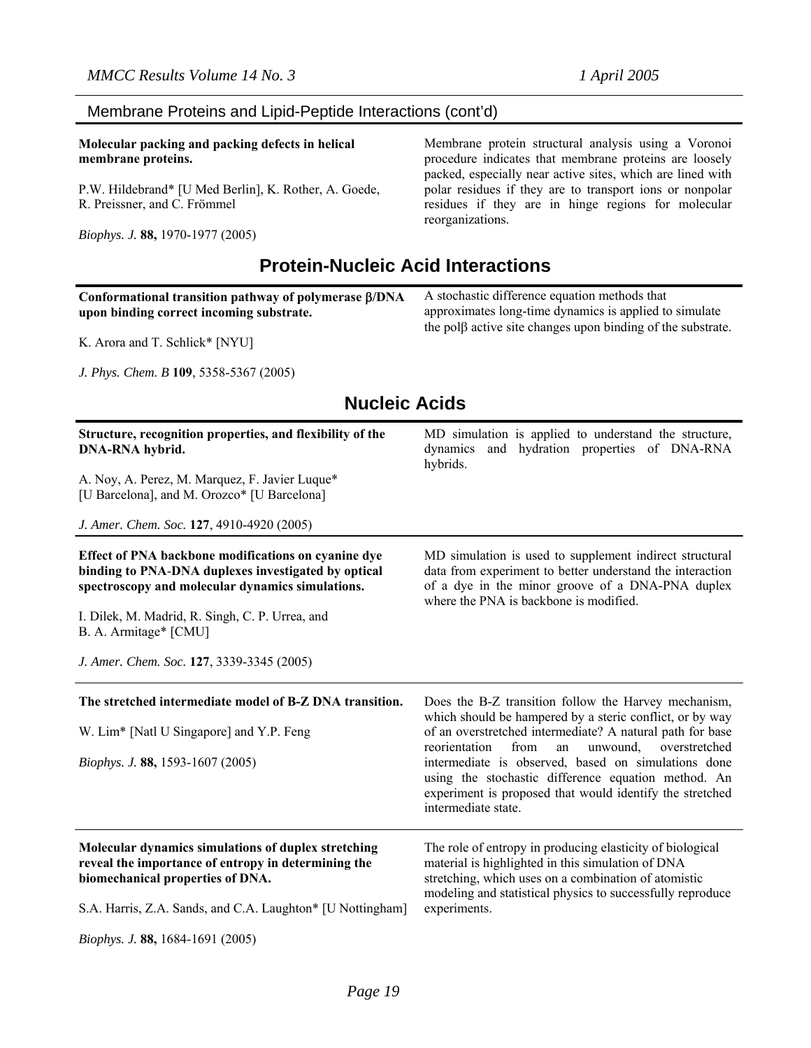## Membrane Proteins and Lipid-Peptide Interactions (cont'd)

**Molecular packing and packing defects in helical membrane proteins.**

P.W. Hildebrand* [U Med Berlin], K. Rother, A. Goede, R. Preissner, and C. Frömmel

*Biophys. J.* **88,** 1970-1977 (2005)

Membrane protein structural analysis using a Voronoi procedure indicates that membrane proteins are loosely packed, especially near active sites, which are lined with polar residues if they are to transport ions or nonpolar residues if they are in hinge regions for molecular reorganizations.

# Protein-Nucleic Acid Interactions

**Conformational transition pathway of polymerase β/DNA upon binding correct incoming substrate.**

K. Arora and T. Schlick* [NYU]

*J. Phys. Chem. B* **109**, 5358-5367 (2005)

A stochastic difference equation methods that approximates long-time dynamics is applied to simulate the polβ active site changes upon binding of the substrate.

# Nucleic Acids

**Structure, recognition properties, and flexibility of the DNA-RNA hybrid.**

A. Noy, A. Perez, M. Marquez, F. Javier Luque* [U Barcelona], and M. Orozco* [U Barcelona]

*J. Amer. Chem. Soc.* **127**, 4910-4920 (2005)

MD simulation is applied to understand the structure, dynamics and hydration properties of DNA-RNA hybrids.

---

**Effect of PNA backbone modifications on cyanine dye binding to PNA-DNA duplexes investigated by optical spectroscopy and molecular dynamics simulations.**

I. Dilek, M. Madrid, R. Singh, C. P. Urrea, and B. A. Armitage* [CMU]

*J. Amer. Chem. Soc.* **127**, 3339-3345 (2005)

MD simulation is used to supplement indirect structural data from experiment to better understand the interaction of a dye in the minor groove of a DNA-PNA duplex where the PNA is backbone is modified.

---

**The stretched intermediate model of B-Z DNA transition.**

W. Lim* [Natl U Singapore] and Y.P. Feng

*Biophys. J.* **88,** 1593-1607 (2005)

Does the B-Z transition follow the Harvey mechanism, which should be hampered by a steric conflict, or by way of an overstretched intermediate? A natural path for base reorientation from an unwound, overstretched intermediate is observed, based on simulations done using the stochastic difference equation method. An experiment is proposed that would identify the stretched intermediate state.

---

**Molecular dynamics simulations of duplex stretching reveal the importance of entropy in determining the biomechanical properties of DNA.**

S.A. Harris, Z.A. Sands, and C.A. Laughton* [U Nottingham]

*Biophys. J.* **88,** 1684-1691 (2005)

The role of entropy in producing elasticity of biological material is highlighted in this simulation of DNA stretching, which uses on a combination of atomistic modeling and statistical physics to successfully reproduce experiments.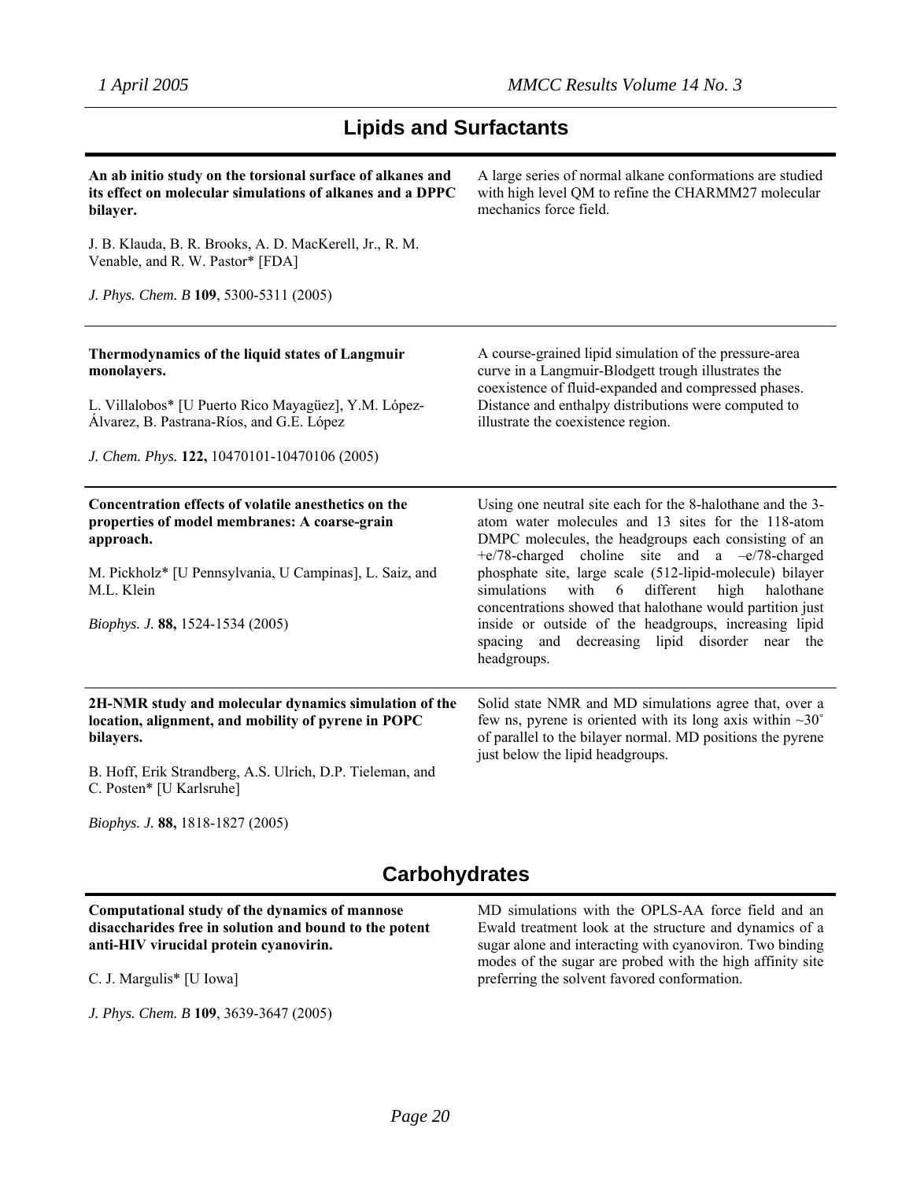## Lipids and Surfactants

**An ab initio study on the torsional surface of alkanes and its effect on molecular simulations of alkanes and a DPPC bilayer.**

J. B. Klauda, B. R. Brooks, A. D. MacKerell, Jr., R. M. Venable, and R. W. Pastor* [FDA]

*J. Phys. Chem. B* **109**, 5300-5311 (2005)

A large series of normal alkane conformations are studied with high level QM to refine the CHARMM27 molecular mechanics force field.

---

**Thermodynamics of the liquid states of Langmuir monolayers.**

L. Villalobos* [U Puerto Rico Mayagüez], Y.M. López-Álvarez, B. Pastrana-Ríos, and G.E. López

*J. Chem. Phys.* **122,** 10470101-10470106 (2005)

A course-grained lipid simulation of the pressure-area curve in a Langmuir-Blodgett trough illustrates the coexistence of fluid-expanded and compressed phases. Distance and enthalpy distributions were computed to illustrate the coexistence region.

---

**Concentration effects of volatile anesthetics on the properties of model membranes: A coarse-grain approach.**

M. Pickholz* [U Pennsylvania, U Campinas], L. Saiz, and M.L. Klein

*Biophys. J.* **88,** 1524-1534 (2005)

Using one neutral site each for the 8-halothane and the 3-atom water molecules and 13 sites for the 118-atom DMPC molecules, the headgroups each consisting of an +e/78-charged choline site and a –e/78-charged phosphate site, large scale (512-lipid-molecule) bilayer simulations with 6 different high halothane concentrations showed that halothane would partition just inside or outside of the headgroups, increasing lipid spacing and decreasing lipid disorder near the headgroups.

---

**2H-NMR study and molecular dynamics simulation of the location, alignment, and mobility of pyrene in POPC bilayers.**

B. Hoff, Erik Strandberg, A.S. Ulrich, D.P. Tieleman, and C. Posten* [U Karlsruhe]

*Biophys. J.* **88,** 1818-1827 (2005)

Solid state NMR and MD simulations agree that, over a few ns, pyrene is oriented with its long axis within ~30˚ of parallel to the bilayer normal. MD positions the pyrene just below the lipid headgroups.

## Carbohydrates

**Computational study of the dynamics of mannose disaccharides free in solution and bound to the potent anti-HIV virucidal protein cyanovirin.**

C. J. Margulis* [U Iowa]

*J. Phys. Chem. B* **109**, 3639-3647 (2005)

MD simulations with the OPLS-AA force field and an Ewald treatment look at the structure and dynamics of a sugar alone and interacting with cyanoviron. Two binding modes of the sugar are probed with the high affinity site preferring the solvent favored conformation.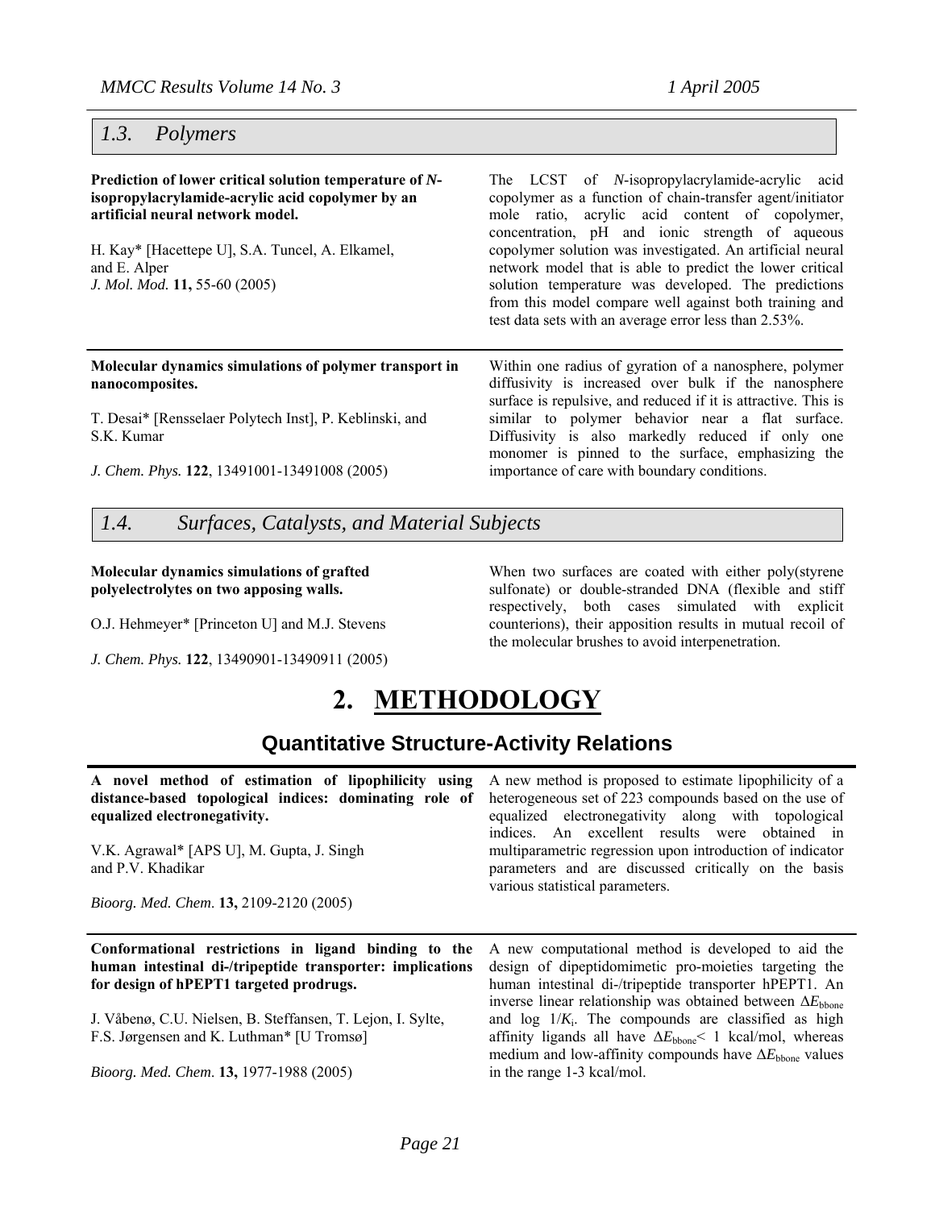## 1.3. Polymers

**Prediction of lower critical solution temperature of *N*-isopropylacrylamide-acrylic acid copolymer by an artificial neural network model.**

H. Kay* [Hacettepe U], S.A. Tuncel, A. Elkamel, and E. Alper
*J. Mol. Mod.* **11,** 55-60 (2005)

The LCST of *N*-isopropylacrylamide-acrylic acid copolymer as a function of chain-transfer agent/initiator mole ratio, acrylic acid content of copolymer, concentration, pH and ionic strength of aqueous copolymer solution was investigated. An artificial neural network model that is able to predict the lower critical solution temperature was developed. The predictions from this model compare well against both training and test data sets with an average error less than 2.53%.

---

**Molecular dynamics simulations of polymer transport in nanocomposites.**

T. Desai* [Rensselaer Polytech Inst], P. Keblinski, and S.K. Kumar

*J. Chem. Phys.* **122**, 13491001-13491008 (2005)

Within one radius of gyration of a nanosphere, polymer diffusivity is increased over bulk if the nanosphere surface is repulsive, and reduced if it is attractive. This is similar to polymer behavior near a flat surface. Diffusivity is also markedly reduced if only one monomer is pinned to the surface, emphasizing the importance of care with boundary conditions.

## 1.4. Surfaces, Catalysts, and Material Subjects

**Molecular dynamics simulations of grafted polyelectrolytes on two apposing walls.**

O.J. Hehmeyer* [Princeton U] and M.J. Stevens

*J. Chem. Phys.* **122**, 13490901-13490911 (2005)

When two surfaces are coated with either poly(styrene sulfonate) or double-stranded DNA (flexible and stiff respectively, both cases simulated with explicit counterions), their apposition results in mutual recoil of the molecular brushes to avoid interpenetration.

# 2. METHODOLOGY

## Quantitative Structure-Activity Relations

**A novel method of estimation of lipophilicity using distance-based topological indices: dominating role of equalized electronegativity.**

V.K. Agrawal* [APS U], M. Gupta, J. Singh and P.V. Khadikar

*Bioorg. Med. Chem.* **13,** 2109-2120 (2005)

A new method is proposed to estimate lipophilicity of a heterogeneous set of 223 compounds based on the use of equalized electronegativity along with topological indices. An excellent results were obtained in multiparametric regression upon introduction of indicator parameters and are discussed critically on the basis various statistical parameters.

---

**Conformational restrictions in ligand binding to the human intestinal di-/tripeptide transporter: implications for design of hPEPT1 targeted prodrugs.**

J. Våbenø, C.U. Nielsen, B. Steffansen, T. Lejon, I. Sylte, F.S. Jørgensen and K. Luthman* [U Tromsø]

*Bioorg. Med. Chem.* **13,** 1977-1988 (2005)

A new computational method is developed to aid the design of dipeptidomimetic pro-moieties targeting the human intestinal di-/tripeptide transporter hPEPT1. An inverse linear relationship was obtained between $\Delta E_{bbone}$ and log $1/K_i$. The compounds are classified as high affinity ligands all have $\Delta E_{bbone} < 1$ kcal/mol, whereas medium and low-affinity compounds have $\Delta E_{bbone}$ values in the range 1-3 kcal/mol.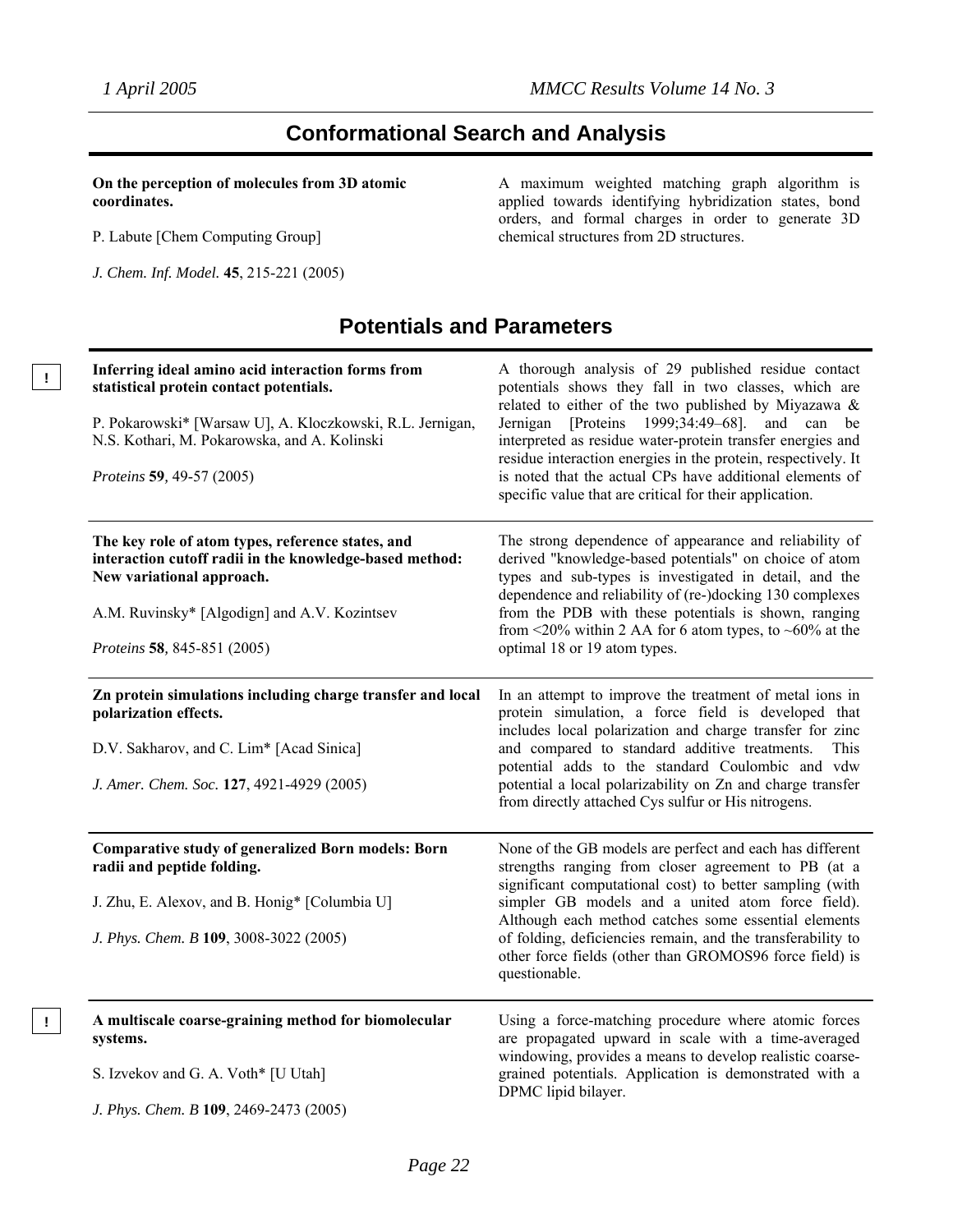## Conformational Search and Analysis

**On the perception of molecules from 3D atomic coordinates.**

P. Labute [Chem Computing Group]

*J. Chem. Inf. Model.* **45**, 215-221 (2005)

A maximum weighted matching graph algorithm is applied towards identifying hybridization states, bond orders, and formal charges in order to generate 3D chemical structures from 2D structures.

## Potentials and Parameters

! **Inferring ideal amino acid interaction forms from statistical protein contact potentials.**

P. Pokarowski* [Warsaw U], A. Kloczkowski, R.L. Jernigan, N.S. Kothari, M. Pokarowska, and A. Kolinski

*Proteins* **59**, 49-57 (2005)

A thorough analysis of 29 published residue contact potentials shows they fall in two classes, which are related to either of the two published by Miyazawa & Jernigan [Proteins 1999;34:49–68]. and can be interpreted as residue water-protein transfer energies and residue interaction energies in the protein, respectively. It is noted that the actual CPs have additional elements of specific value that are critical for their application.

---

**The key role of atom types, reference states, and interaction cutoff radii in the knowledge-based method: New variational approach.**

A.M. Ruvinsky* [Algodign] and A.V. Kozintsev

*Proteins* **58**, 845-851 (2005)

The strong dependence of appearance and reliability of derived "knowledge-based potentials" on choice of atom types and sub-types is investigated in detail, and the dependence and reliability of (re-)docking 130 complexes from the PDB with these potentials is shown, ranging from <20% within 2 AA for 6 atom types, to ~60% at the optimal 18 or 19 atom types.

---

**Zn protein simulations including charge transfer and local polarization effects.**

D.V. Sakharov, and C. Lim* [Acad Sinica]

*J. Amer. Chem. Soc.* **127**, 4921-4929 (2005)

In an attempt to improve the treatment of metal ions in protein simulation, a force field is developed that includes local polarization and charge transfer for zinc and compared to standard additive treatments. This potential adds to the standard Coulombic and vdw potential a local polarizability on Zn and charge transfer from directly attached Cys sulfur or His nitrogens.

---

**Comparative study of generalized Born models: Born radii and peptide folding.**

J. Zhu, E. Alexov, and B. Honig* [Columbia U]

*J. Phys. Chem. B* **109**, 3008-3022 (2005)

None of the GB models are perfect and each has different strengths ranging from closer agreement to PB (at a significant computational cost) to better sampling (with simpler GB models and a united atom force field). Although each method catches some essential elements of folding, deficiencies remain, and the transferability to other force fields (other than GROMOS96 force field) is questionable.

---

! **A multiscale coarse-graining method for biomolecular systems.**

S. Izvekov and G. A. Voth* [U Utah]

*J. Phys. Chem. B* **109**, 2469-2473 (2005)

Using a force-matching procedure where atomic forces are propagated upward in scale with a time-averaged windowing, provides a means to develop realistic coarse-grained potentials. Application is demonstrated with a DPMC lipid bilayer.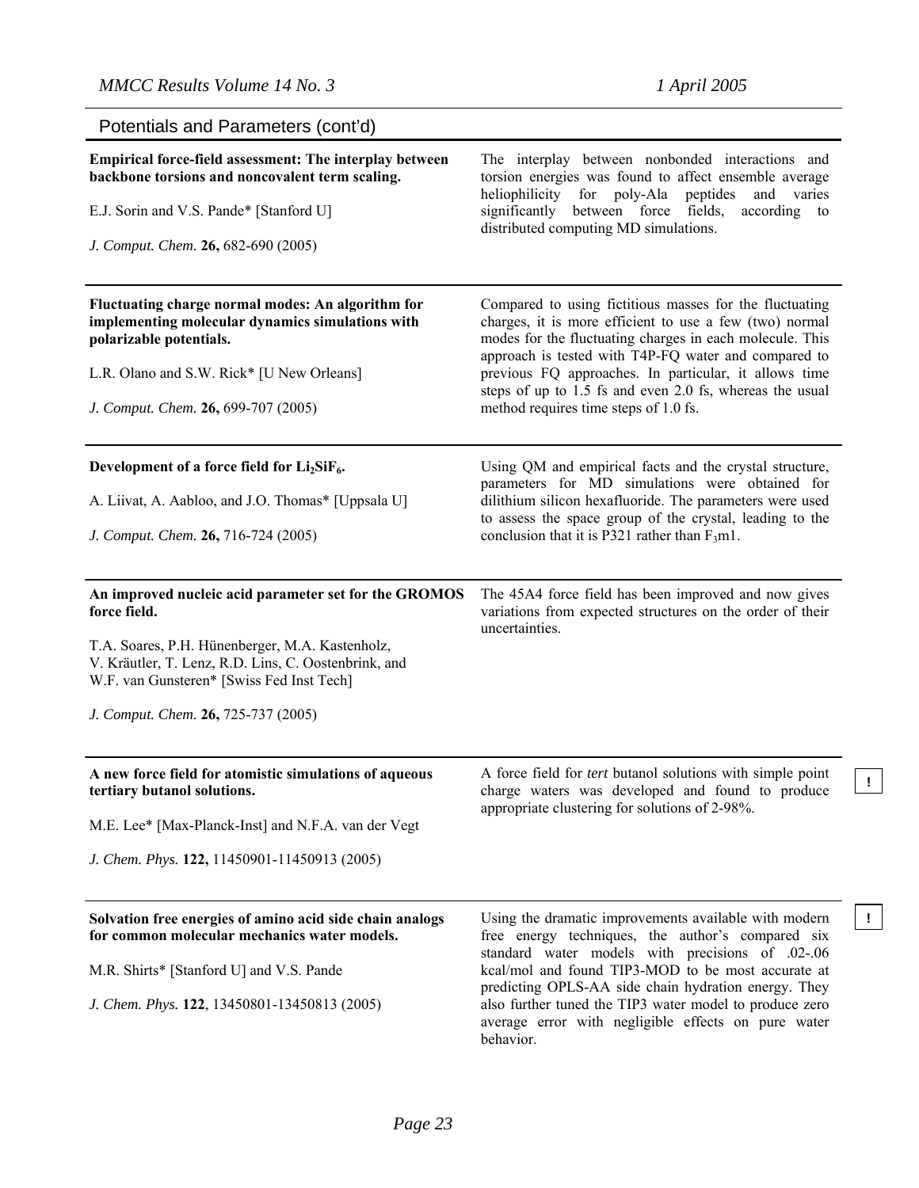## Potentials and Parameters (cont'd)

**Empirical force-field assessment: The interplay between backbone torsions and noncovalent term scaling.**

E.J. Sorin and V.S. Pande* [Stanford U]

*J. Comput. Chem.* **26,** 682-690 (2005)

The interplay between nonbonded interactions and torsion energies was found to affect ensemble average heliophilicity for poly-Ala peptides and varies significantly between force fields, according to distributed computing MD simulations.

---

**Fluctuating charge normal modes: An algorithm for implementing molecular dynamics simulations with polarizable potentials.**

L.R. Olano and S.W. Rick* [U New Orleans]

*J. Comput. Chem.* **26,** 699-707 (2005)

Compared to using fictitious masses for the fluctuating charges, it is more efficient to use a few (two) normal modes for the fluctuating charges in each molecule. This approach is tested with T4P-FQ water and compared to previous FQ approaches. In particular, it allows time steps of up to 1.5 fs and even 2.0 fs, whereas the usual method requires time steps of 1.0 fs.

---

**Development of a force field for $Li_2SiF_6$.**

A. Liivat, A. Aabloo, and J.O. Thomas* [Uppsala U]

*J. Comput. Chem.* **26,** 716-724 (2005)

Using QM and empirical facts and the crystal structure, parameters for MD simulations were obtained for dilithium silicon hexafluoride. The parameters were used to assess the space group of the crystal, leading to the conclusion that it is P321 rather than $F_3$m1.

---

**An improved nucleic acid parameter set for the GROMOS force field.**

T.A. Soares, P.H. Hünenberger, M.A. Kastenholz, V. Kräutler, T. Lenz, R.D. Lins, C. Oostenbrink, and W.F. van Gunsteren* [Swiss Fed Inst Tech]

*J. Comput. Chem.* **26,** 725-737 (2005)

The 45A4 force field has been improved and now gives variations from expected structures on the order of their uncertainties.

---

**A new force field for atomistic simulations of aqueous tertiary butanol solutions.** !

M.E. Lee* [Max-Planck-Inst] and N.F.A. van der Vegt

*J. Chem. Phys.* **122,** 11450901-11450913 (2005)

A force field for *tert* butanol solutions with simple point charge waters was developed and found to produce appropriate clustering for solutions of 2-98%.

---

**Solvation free energies of amino acid side chain analogs for common molecular mechanics water models.** !

M.R. Shirts* [Stanford U] and V.S. Pande

*J. Chem. Phys.* **122**, 13450801-13450813 (2005)

Using the dramatic improvements available with modern free energy techniques, the author's compared six standard water models with precisions of .02-.06 kcal/mol and found TIP3-MOD to be most accurate at predicting OPLS-AA side chain hydration energy. They also further tuned the TIP3 water model to produce zero average error with negligible effects on pure water behavior.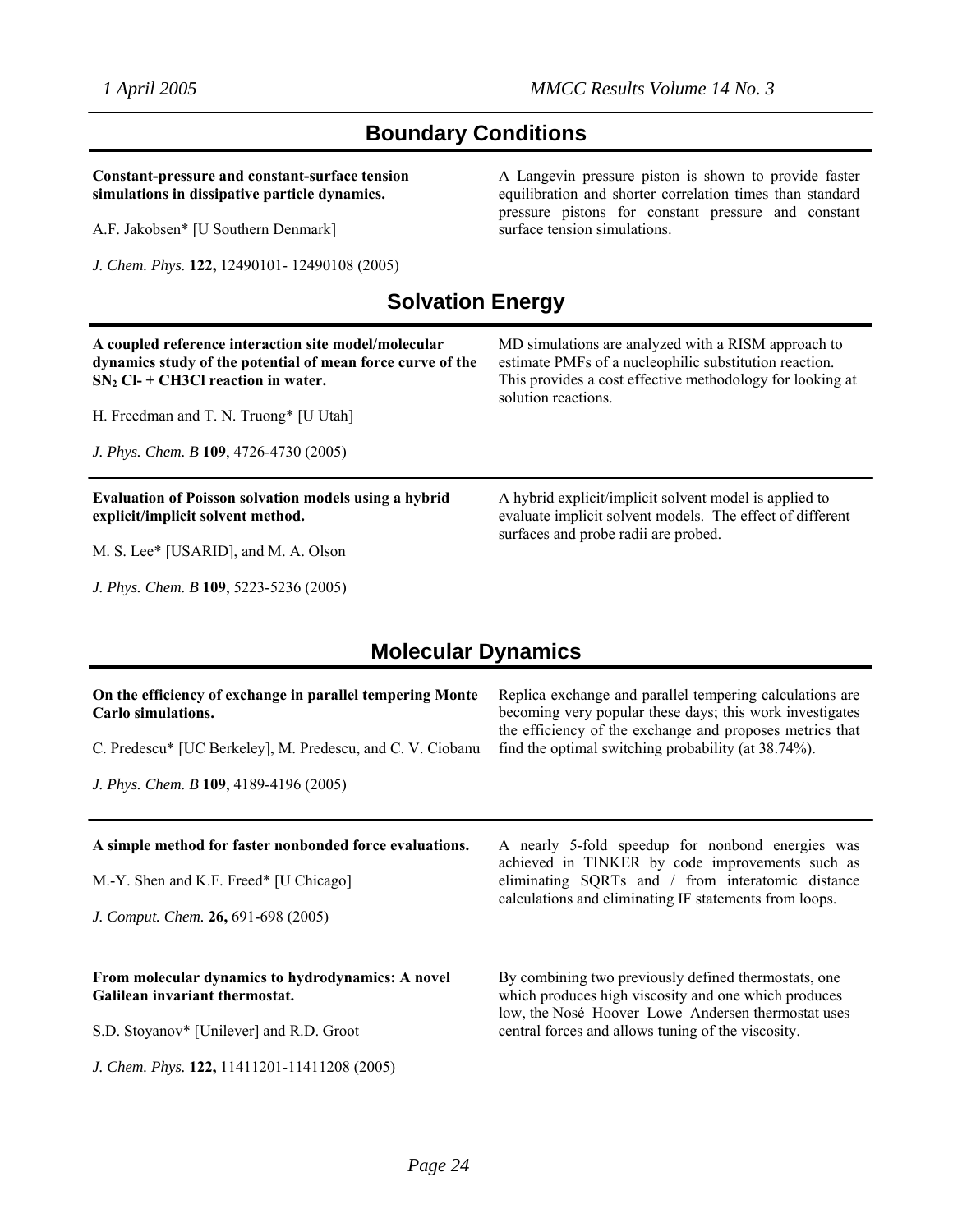## Boundary Conditions

**Constant-pressure and constant-surface tension simulations in dissipative particle dynamics.**

A.F. Jakobsen* [U Southern Denmark]

*J. Chem. Phys.* **122,** 12490101- 12490108 (2005)

A Langevin pressure piston is shown to provide faster equilibration and shorter correlation times than standard pressure pistons for constant pressure and constant surface tension simulations.

## Solvation Energy

**A coupled reference interaction site model/molecular dynamics study of the potential of mean force curve of the $SN_2$ Cl- + CH3Cl reaction in water.**

H. Freedman and T. N. Truong* [U Utah]

*J. Phys. Chem. B* **109**, 4726-4730 (2005)

MD simulations are analyzed with a RISM approach to estimate PMFs of a nucleophilic substitution reaction. This provides a cost effective methodology for looking at solution reactions.

---

**Evaluation of Poisson solvation models using a hybrid explicit/implicit solvent method.**

M. S. Lee* [USARID], and M. A. Olson

*J. Phys. Chem. B* **109**, 5223-5236 (2005)

A hybrid explicit/implicit solvent model is applied to evaluate implicit solvent models. The effect of different surfaces and probe radii are probed.

## Molecular Dynamics

**On the efficiency of exchange in parallel tempering Monte Carlo simulations.**

C. Predescu* [UC Berkeley], M. Predescu, and C. V. Ciobanu

*J. Phys. Chem. B* **109**, 4189-4196 (2005)

Replica exchange and parallel tempering calculations are becoming very popular these days; this work investigates the efficiency of the exchange and proposes metrics that find the optimal switching probability (at 38.74%).

---

**A simple method for faster nonbonded force evaluations.**

M.-Y. Shen and K.F. Freed* [U Chicago]

*J. Comput. Chem.* **26,** 691-698 (2005)

A nearly 5-fold speedup for nonbond energies was achieved in TINKER by code improvements such as eliminating SQRTs and / from interatomic distance calculations and eliminating IF statements from loops.

---

**From molecular dynamics to hydrodynamics: A novel Galilean invariant thermostat.**

S.D. Stoyanov* [Unilever] and R.D. Groot

*J. Chem. Phys.* **122,** 11411201-11411208 (2005)

By combining two previously defined thermostats, one which produces high viscosity and one which produces low, the Nosé–Hoover–Lowe–Andersen thermostat uses central forces and allows tuning of the viscosity.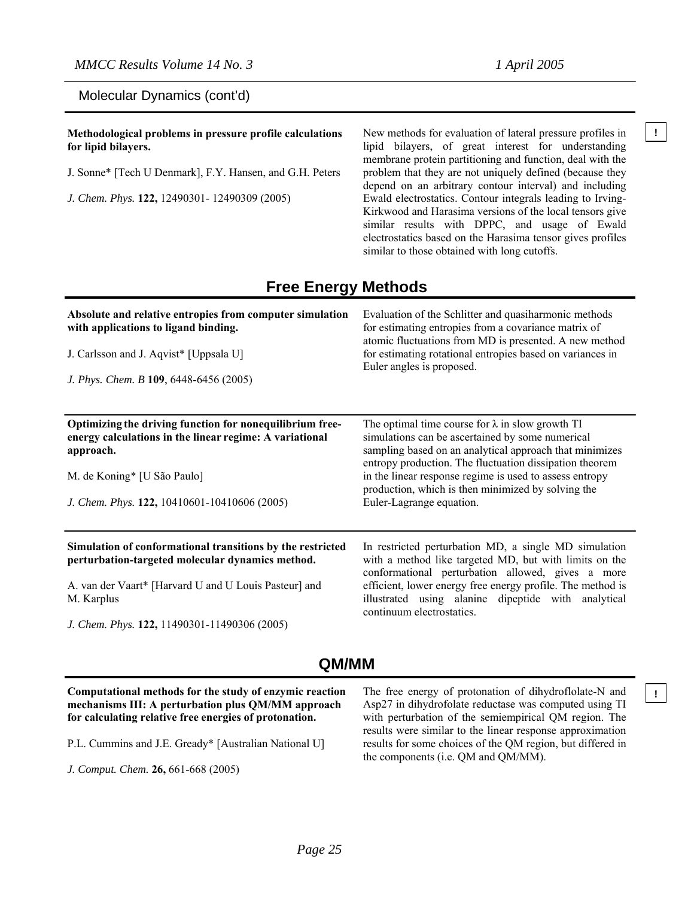## Molecular Dynamics (cont'd)

**Methodological problems in pressure profile calculations for lipid bilayers.**

J. Sonne* [Tech U Denmark], F.Y. Hansen, and G.H. Peters

*J. Chem. Phys.* **122,** 12490301- 12490309 (2005)

New methods for evaluation of lateral pressure profiles in lipid bilayers, of great interest for understanding membrane protein partitioning and function, deal with the problem that they are not uniquely defined (because they depend on an arbitrary contour interval) and including Ewald electrostatics. Contour integrals leading to Irving-Kirkwood and Harasima versions of the local tensors give similar results with DPPC, and usage of Ewald electrostatics based on the Harasima tensor gives profiles similar to those obtained with long cutoffs.

!

## Free Energy Methods

**Absolute and relative entropies from computer simulation with applications to ligand binding.**

J. Carlsson and J. Aqvist* [Uppsala U]

*J. Phys. Chem. B* **109**, 6448-6456 (2005)

Evaluation of the Schlitter and quasiharmonic methods for estimating entropies from a covariance matrix of atomic fluctuations from MD is presented. A new method for estimating rotational entropies based on variances in Euler angles is proposed.

**Optimizing the driving function for nonequilibrium free-energy calculations in the linear regime: A variational approach.**

M. de Koning* [U São Paulo]

*J. Chem. Phys.* **122,** 10410601-10410606 (2005)

The optimal time course for $\lambda$ in slow growth TI simulations can be ascertained by some numerical sampling based on an analytical approach that minimizes entropy production. The fluctuation dissipation theorem in the linear response regime is used to assess entropy production, which is then minimized by solving the Euler-Lagrange equation.

**Simulation of conformational transitions by the restricted perturbation-targeted molecular dynamics method.**

A. van der Vaart* [Harvard U and U Louis Pasteur] and M. Karplus

*J. Chem. Phys.* **122,** 11490301-11490306 (2005)

In restricted perturbation MD, a single MD simulation with a method like targeted MD, but with limits on the conformational perturbation allowed, gives a more efficient, lower energy free energy profile. The method is illustrated using alanine dipeptide with analytical continuum electrostatics.

## QM/MM

**Computational methods for the study of enzymic reaction mechanisms III: A perturbation plus QM/MM approach for calculating relative free energies of protonation.**

P.L. Cummins and J.E. Gready* [Australian National U]

*J. Comput. Chem.* **26,** 661-668 (2005)

The free energy of protonation of dihydroflolate-N and Asp27 in dihydrofolate reductase was computed using TI with perturbation of the semiempirical QM region. The results were similar to the linear response approximation results for some choices of the QM region, but differed in the components (i.e. QM and QM/MM).

!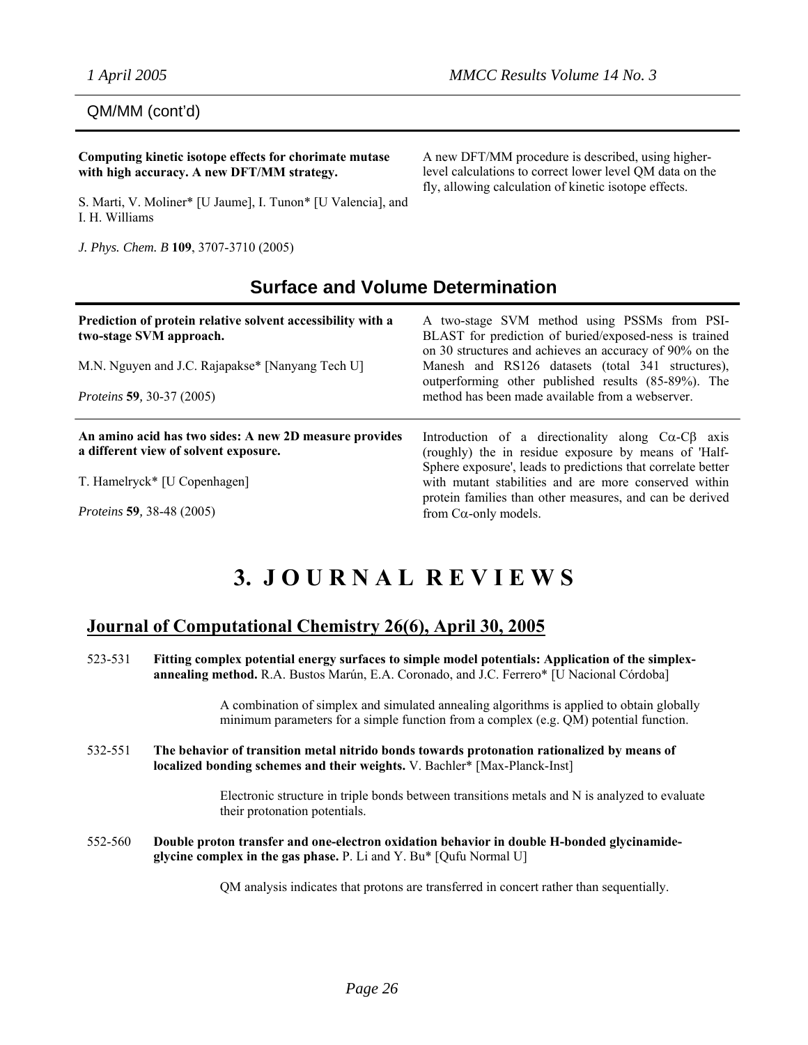QM/MM (cont'd)

**Computing kinetic isotope effects for chorimate mutase with high accuracy. A new DFT/MM strategy.**

S. Marti, V. Moliner* [U Jaume], I. Tunon* [U Valencia], and I. H. Williams

*J. Phys. Chem. B* **109**, 3707-3710 (2005)

A new DFT/MM procedure is described, using higher-level calculations to correct lower level QM data on the fly, allowing calculation of kinetic isotope effects.

## Surface and Volume Determination

**Prediction of protein relative solvent accessibility with a two-stage SVM approach.**

M.N. Nguyen and J.C. Rajapakse* [Nanyang Tech U]

*Proteins* **59**, 30-37 (2005)

A two-stage SVM method using PSSMs from PSI-BLAST for prediction of buried/exposed-ness is trained on 30 structures and achieves an accuracy of 90% on the Manesh and RS126 datasets (total 341 structures), outperforming other published results (85-89%). The method has been made available from a webserver.

**An amino acid has two sides: A new 2D measure provides a different view of solvent exposure.**

T. Hamelryck* [U Copenhagen]

*Proteins* **59**, 38-48 (2005)

Introduction of a directionality along $C\alpha$-$C\beta$ axis (roughly) the in residue exposure by means of 'Half-Sphere exposure', leads to predictions that correlate better with mutant stabilities and are more conserved within protein families than other measures, and can be derived from $C\alpha$-only models.

# 3. JOURNAL REVIEWS

## Journal of Computational Chemistry 26(6), April 30, 2005

523-531 **Fitting complex potential energy surfaces to simple model potentials: Application of the simplex-annealing method.** R.A. Bustos Marún, E.A. Coronado, and J.C. Ferrero* [U Nacional Córdoba]

A combination of simplex and simulated annealing algorithms is applied to obtain globally minimum parameters for a simple function from a complex (e.g. QM) potential function.

532-551 **The behavior of transition metal nitrido bonds towards protonation rationalized by means of localized bonding schemes and their weights.** V. Bachler* [Max-Planck-Inst]

Electronic structure in triple bonds between transitions metals and N is analyzed to evaluate their protonation potentials.

552-560 **Double proton transfer and one-electron oxidation behavior in double H-bonded glycinamide-glycine complex in the gas phase.** P. Li and Y. Bu* [Qufu Normal U]

QM analysis indicates that protons are transferred in concert rather than sequentially.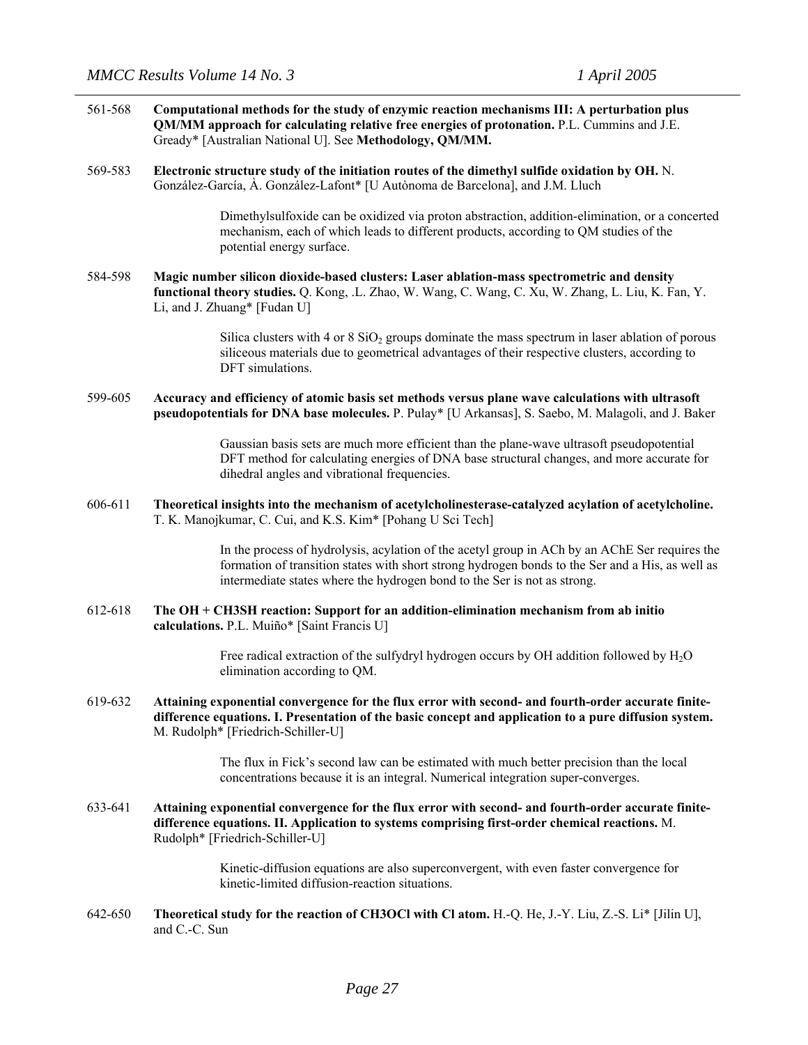561-568 **Computational methods for the study of enzymic reaction mechanisms III: A perturbation plus QM/MM approach for calculating relative free energies of protonation.** P.L. Cummins and J.E. Gready* [Australian National U]. See **Methodology, QM/MM.**

569-583 **Electronic structure study of the initiation routes of the dimethyl sulfide oxidation by OH.** N. González-García, À. González-Lafont* [U Autònoma de Barcelona], and J.M. Lluch

> Dimethylsulfoxide can be oxidized via proton abstraction, addition-elimination, or a concerted mechanism, each of which leads to different products, according to QM studies of the potential energy surface.

584-598 **Magic number silicon dioxide-based clusters: Laser ablation-mass spectrometric and density functional theory studies.** Q. Kong, .L. Zhao, W. Wang, C. Wang, C. Xu, W. Zhang, L. Liu, K. Fan, Y. Li, and J. Zhuang* [Fudan U]

> Silica clusters with 4 or 8 $SiO_2$ groups dominate the mass spectrum in laser ablation of porous siliceous materials due to geometrical advantages of their respective clusters, according to DFT simulations.

599-605 **Accuracy and efficiency of atomic basis set methods versus plane wave calculations with ultrasoft pseudopotentials for DNA base molecules.** P. Pulay* [U Arkansas], S. Saebo, M. Malagoli, and J. Baker

> Gaussian basis sets are much more efficient than the plane-wave ultrasoft pseudopotential DFT method for calculating energies of DNA base structural changes, and more accurate for dihedral angles and vibrational frequencies.

606-611 **Theoretical insights into the mechanism of acetylcholinesterase-catalyzed acylation of acetylcholine.** T. K. Manojkumar, C. Cui, and K.S. Kim* [Pohang U Sci Tech]

> In the process of hydrolysis, acylation of the acetyl group in ACh by an AChE Ser requires the formation of transition states with short strong hydrogen bonds to the Ser and a His, as well as intermediate states where the hydrogen bond to the Ser is not as strong.

612-618 **The OH + CH3SH reaction: Support for an addition-elimination mechanism from ab initio calculations.** P.L. Muiño* [Saint Francis U]

> Free radical extraction of the sulfydryl hydrogen occurs by OH addition followed by $H_2O$ elimination according to QM.

619-632 **Attaining exponential convergence for the flux error with second- and fourth-order accurate finite-difference equations. I. Presentation of the basic concept and application to a pure diffusion system.** M. Rudolph* [Friedrich-Schiller-U]

> The flux in Fick's second law can be estimated with much better precision than the local concentrations because it is an integral. Numerical integration super-converges.

633-641 **Attaining exponential convergence for the flux error with second- and fourth-order accurate finite-difference equations. II. Application to systems comprising first-order chemical reactions.** M. Rudolph* [Friedrich-Schiller-U]

> Kinetic-diffusion equations are also superconvergent, with even faster convergence for kinetic-limited diffusion-reaction situations.

642-650 **Theoretical study for the reaction of CH3OCl with Cl atom.** H.-Q. He, J.-Y. Liu, Z.-S. Li* [Jilin U], and C.-C. Sun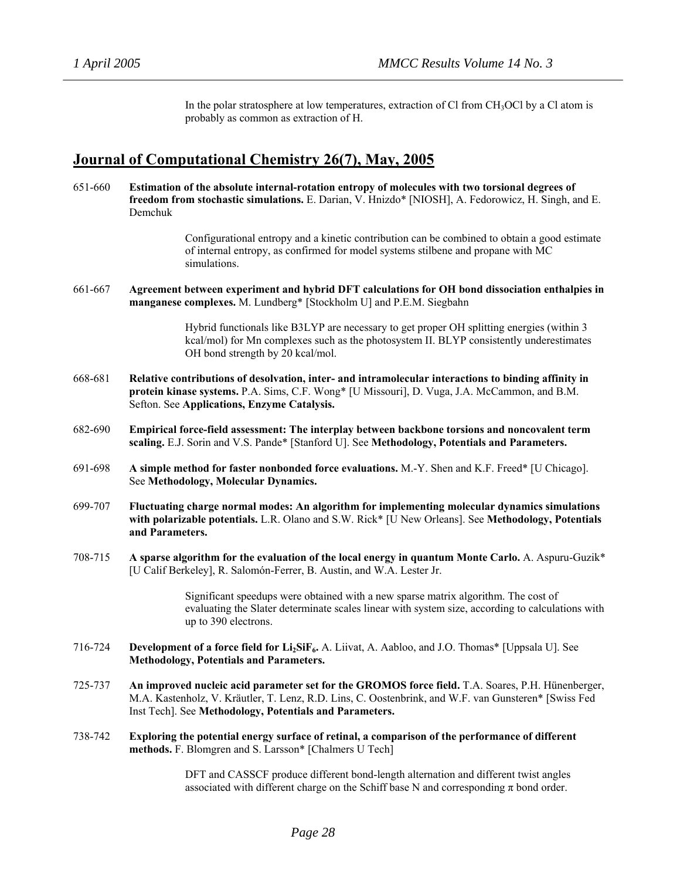In the polar stratosphere at low temperatures, extraction of Cl from $CH_3OCl$ by a Cl atom is probably as common as extraction of H.

## Journal of Computational Chemistry 26(7), May, 2005

651-660 **Estimation of the absolute internal-rotation entropy of molecules with two torsional degrees of freedom from stochastic simulations.** E. Darian, V. Hnizdo* [NIOSH], A. Fedorowicz, H. Singh, and E. Demchuk

> Configurational entropy and a kinetic contribution can be combined to obtain a good estimate of internal entropy, as confirmed for model systems stilbene and propane with MC simulations.

661-667 **Agreement between experiment and hybrid DFT calculations for OH bond dissociation enthalpies in manganese complexes.** M. Lundberg* [Stockholm U] and P.E.M. Siegbahn

> Hybrid functionals like B3LYP are necessary to get proper OH splitting energies (within 3 kcal/mol) for Mn complexes such as the photosystem II. BLYP consistently underestimates OH bond strength by 20 kcal/mol.

668-681 **Relative contributions of desolvation, inter- and intramolecular interactions to binding affinity in protein kinase systems.** P.A. Sims, C.F. Wong* [U Missouri], D. Vuga, J.A. McCammon, and B.M. Sefton. See **Applications, Enzyme Catalysis.**

682-690 **Empirical force-field assessment: The interplay between backbone torsions and noncovalent term scaling.** E.J. Sorin and V.S. Pande* [Stanford U]. See **Methodology, Potentials and Parameters.**

691-698 **A simple method for faster nonbonded force evaluations.** M.-Y. Shen and K.F. Freed* [U Chicago]. See **Methodology, Molecular Dynamics.**

699-707 **Fluctuating charge normal modes: An algorithm for implementing molecular dynamics simulations with polarizable potentials.** L.R. Olano and S.W. Rick* [U New Orleans]. See **Methodology, Potentials and Parameters.**

708-715 **A sparse algorithm for the evaluation of the local energy in quantum Monte Carlo.** A. Aspuru-Guzik* [U Calif Berkeley], R. Salomón-Ferrer, B. Austin, and W.A. Lester Jr.

> Significant speedups were obtained with a new sparse matrix algorithm. The cost of evaluating the Slater determinate scales linear with system size, according to calculations with up to 390 electrons.

716-724 **Development of a force field for $Li_2SiF_6$.** A. Liivat, A. Aabloo, and J.O. Thomas* [Uppsala U]. See **Methodology, Potentials and Parameters.**

725-737 **An improved nucleic acid parameter set for the GROMOS force field.** T.A. Soares, P.H. Hünenberger, M.A. Kastenholz, V. Kräutler, T. Lenz, R.D. Lins, C. Oostenbrink, and W.F. van Gunsteren* [Swiss Fed Inst Tech]. See **Methodology, Potentials and Parameters.**

738-742 **Exploring the potential energy surface of retinal, a comparison of the performance of different methods.** F. Blomgren and S. Larsson* [Chalmers U Tech]

> DFT and CASSCF produce different bond-length alternation and different twist angles associated with different charge on the Schiff base N and corresponding $\pi$ bond order.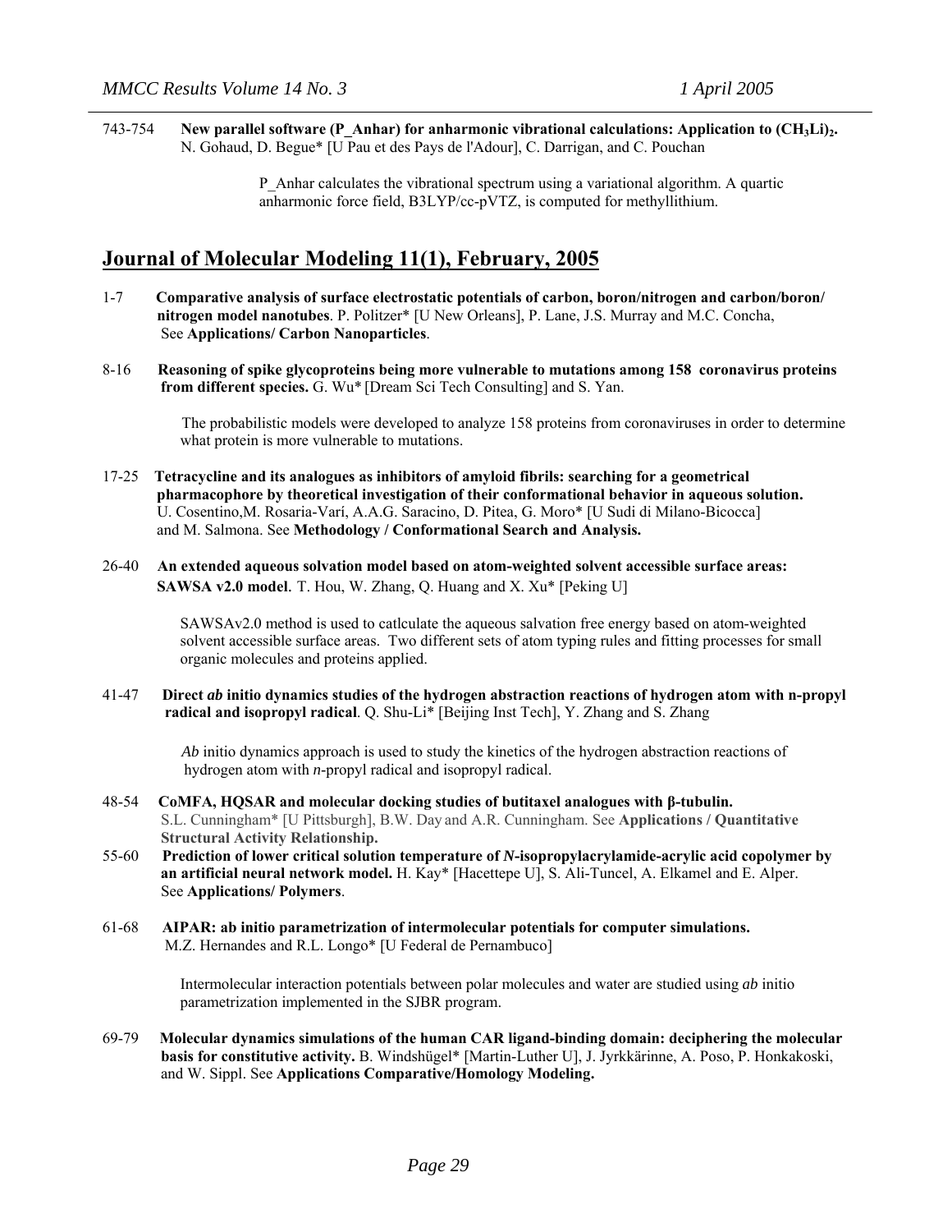743-754 **New parallel software (P_Anhar) for anharmonic vibrational calculations: Application to $(CH_3Li)_2$.** N. Gohaud, D. Begue* [U Pau et des Pays de l'Adour], C. Darrigan, and C. Pouchan

P_Anhar calculates the vibrational spectrum using a variational algorithm. A quartic anharmonic force field, B3LYP/cc-pVTZ, is computed for methyllithium.

## Journal of Molecular Modeling 11(1), February, 2005

1-7 **Comparative analysis of surface electrostatic potentials of carbon, boron/nitrogen and carbon/boron/nitrogen model nanotubes**. P. Politzer* [U New Orleans], P. Lane, J.S. Murray and M.C. Concha, See **Applications/ Carbon Nanoparticles**.

8-16 **Reasoning of spike glycoproteins being more vulnerable to mutations among 158 coronavirus proteins from different species.** G. Wu* [Dream Sci Tech Consulting] and S. Yan.

The probabilistic models were developed to analyze 158 proteins from coronaviruses in order to determine what protein is more vulnerable to mutations.

17-25 **Tetracycline and its analogues as inhibitors of amyloid fibrils: searching for a geometrical pharmacophore by theoretical investigation of their conformational behavior in aqueous solution.** U. Cosentino,M. Rosaria-Varí, A.A.G. Saracino, D. Pitea, G. Moro* [U Sudi di Milano-Bicocca] and M. Salmona. See **Methodology / Conformational Search and Analysis.**

26-40 **An extended aqueous solvation model based on atom-weighted solvent accessible surface areas: SAWSA v2.0 model.** T. Hou, W. Zhang, Q. Huang and X. Xu* [Peking U]

SAWSAv2.0 method is used to catlculate the aqueous salvation free energy based on atom-weighted solvent accessible surface areas. Two different sets of atom typing rules and fitting processes for small organic molecules and proteins applied.

41-47 **Direct *ab* initio dynamics studies of the hydrogen abstraction reactions of hydrogen atom with n-propyl radical and isopropyl radical**. Q. Shu-Li* [Beijing Inst Tech], Y. Zhang and S. Zhang

*Ab* initio dynamics approach is used to study the kinetics of the hydrogen abstraction reactions of hydrogen atom with *n*-propyl radical and isopropyl radical.

48-54 **CoMFA, HQSAR and molecular docking studies of butitaxel analogues with β-tubulin.** S.L. Cunningham* [U Pittsburgh], B.W. Day and A.R. Cunningham. See **Applications / Quantitative Structural Activity Relationship.**

55-60 **Prediction of lower critical solution temperature of *N*-isopropylacrylamide-acrylic acid copolymer by an artificial neural network model.** H. Kay* [Hacettepe U], S. Ali-Tuncel, A. Elkamel and E. Alper. See **Applications/ Polymers**.

61-68 **AIPAR: ab initio parametrization of intermolecular potentials for computer simulations.** M.Z. Hernandes and R.L. Longo* [U Federal de Pernambuco]

Intermolecular interaction potentials between polar molecules and water are studied using *ab* initio parametrization implemented in the SJBR program.

69-79 **Molecular dynamics simulations of the human CAR ligand-binding domain: deciphering the molecular basis for constitutive activity.** B. Windshügel* [Martin-Luther U], J. Jyrkkärinne, A. Poso, P. Honkakoski, and W. Sippl. See **Applications Comparative/Homology Modeling.**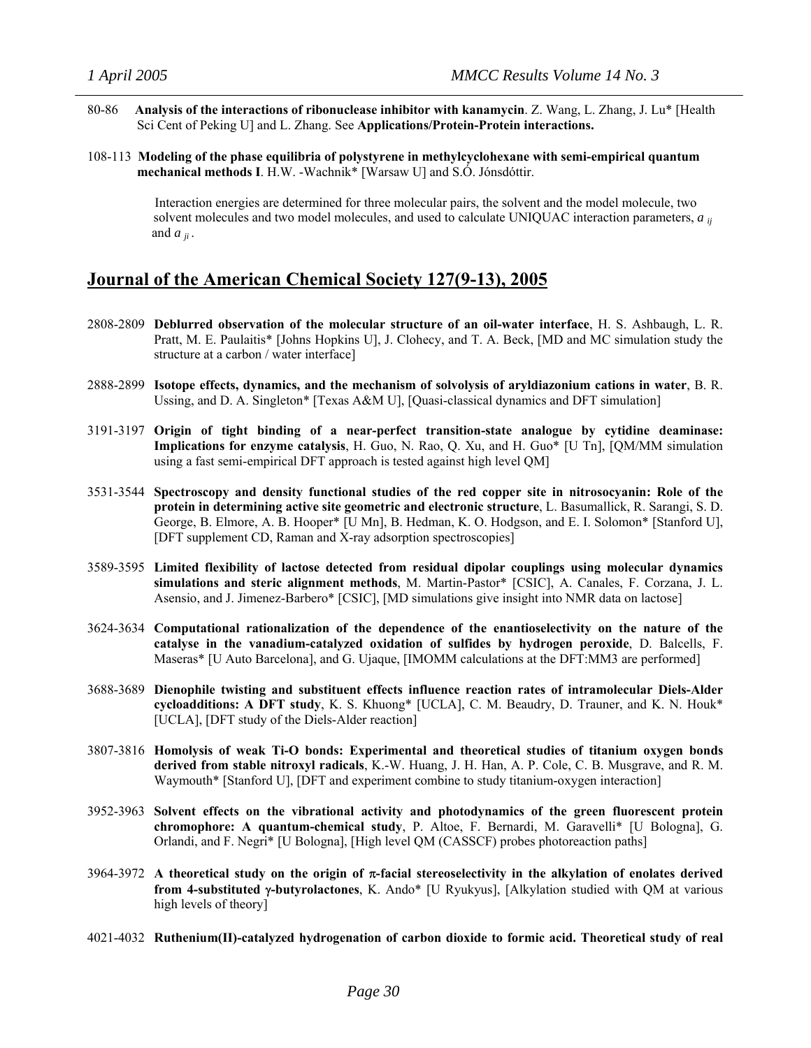80-86 **Analysis of the interactions of ribonuclease inhibitor with kanamycin**. Z. Wang, L. Zhang, J. Lu* [Health Sci Cent of Peking U] and L. Zhang. See **Applications/Protein-Protein interactions.**

108-113 **Modeling of the phase equilibria of polystyrene in methylcyclohexane with semi-empirical quantum mechanical methods I**. H.W. -Wachnik* [Warsaw U] and S.Ó. Jónsdóttir.

Interaction energies are determined for three molecular pairs, the solvent and the model molecule, two solvent molecules and two model molecules, and used to calculate UNIQUAC interaction parameters, $a_{ij}$ and $a_{ji}$.

## Journal of the American Chemical Society 127(9-13), 2005

2808-2809 **Deblurred observation of the molecular structure of an oil-water interface**, H. S. Ashbaugh, L. R. Pratt, M. E. Paulaitis* [Johns Hopkins U], J. Clohecy, and T. A. Beck, [MD and MC simulation study the structure at a carbon / water interface]

2888-2899 **Isotope effects, dynamics, and the mechanism of solvolysis of aryldiazonium cations in water**, B. R. Ussing, and D. A. Singleton* [Texas A&M U], [Quasi-classical dynamics and DFT simulation]

3191-3197 **Origin of tight binding of a near-perfect transition-state analogue by cytidine deaminase: Implications for enzyme catalysis**, H. Guo, N. Rao, Q. Xu, and H. Guo* [U Tn], [QM/MM simulation using a fast semi-empirical DFT approach is tested against high level QM]

3531-3544 **Spectroscopy and density functional studies of the red copper site in nitrosocyanin: Role of the protein in determining active site geometric and electronic structure**, L. Basumallick, R. Sarangi, S. D. George, B. Elmore, A. B. Hooper* [U Mn], B. Hedman, K. O. Hodgson, and E. I. Solomon* [Stanford U], [DFT supplement CD, Raman and X-ray adsorption spectroscopies]

3589-3595 **Limited flexibility of lactose detected from residual dipolar couplings using molecular dynamics simulations and steric alignment methods**, M. Martin-Pastor* [CSIC], A. Canales, F. Corzana, J. L. Asensio, and J. Jimenez-Barbero* [CSIC], [MD simulations give insight into NMR data on lactose]

3624-3634 **Computational rationalization of the dependence of the enantioselectivity on the nature of the catalyse in the vanadium-catalyzed oxidation of sulfides by hydrogen peroxide**, D. Balcells, F. Maseras* [U Auto Barcelona], and G. Ujaque, [IMOMM calculations at the DFT:MM3 are performed]

3688-3689 **Dienophile twisting and substituent effects influence reaction rates of intramolecular Diels-Alder cycloadditions: A DFT study**, K. S. Khuong* [UCLA], C. M. Beaudry, D. Trauner, and K. N. Houk* [UCLA], [DFT study of the Diels-Alder reaction]

3807-3816 **Homolysis of weak Ti-O bonds: Experimental and theoretical studies of titanium oxygen bonds derived from stable nitroxyl radicals**, K.-W. Huang, J. H. Han, A. P. Cole, C. B. Musgrave, and R. M. Waymouth* [Stanford U], [DFT and experiment combine to study titanium-oxygen interaction]

3952-3963 **Solvent effects on the vibrational activity and photodynamics of the green fluorescent protein chromophore: A quantum-chemical study**, P. Altoe, F. Bernardi, M. Garavelli* [U Bologna], G. Orlandi, and F. Negri* [U Bologna], [High level QM (CASSCF) probes photoreaction paths]

3964-3972 **A theoretical study on the origin of π-facial stereoselectivity in the alkylation of enolates derived from 4-substituted γ-butyrolactones**, K. Ando* [U Ryukyus], [Alkylation studied with QM at various high levels of theory]

4021-4032 **Ruthenium(II)-catalyzed hydrogenation of carbon dioxide to formic acid. Theoretical study of real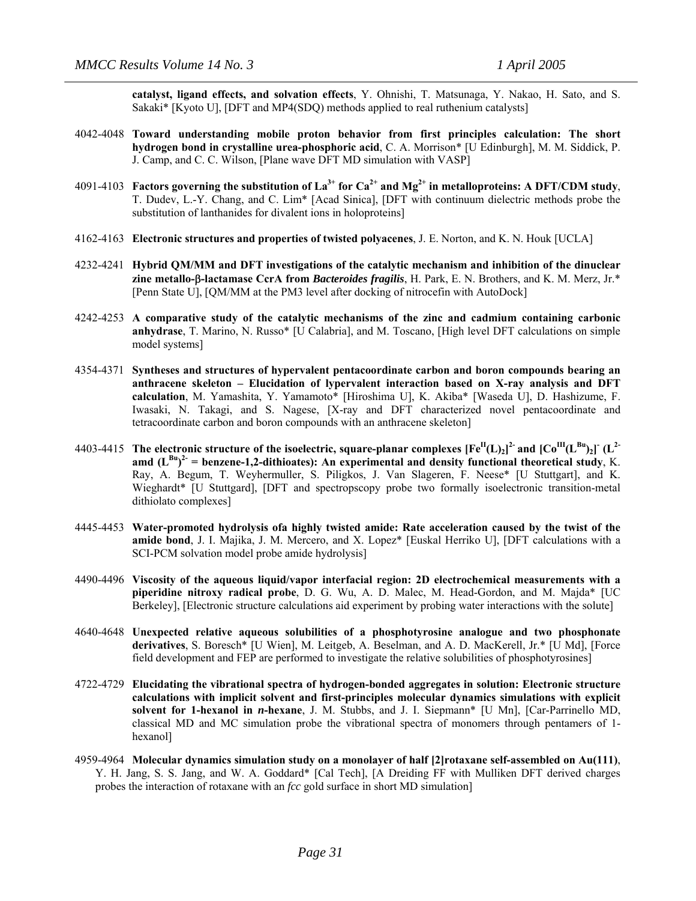**catalyst, ligand effects, and solvation effects**, Y. Ohnishi, T. Matsunaga, Y. Nakao, H. Sato, and S. Sakaki* [Kyoto U], [DFT and MP4(SDQ) methods applied to real ruthenium catalysts]

4042-4048 **Toward understanding mobile proton behavior from first principles calculation: The short hydrogen bond in crystalline urea-phosphoric acid**, C. A. Morrison* [U Edinburgh], M. M. Siddick, P. J. Camp, and C. C. Wilson, [Plane wave DFT MD simulation with VASP]

4091-4103 **Factors governing the substitution of $La^{3+}$ for $Ca^{2+}$ and $Mg^{2+}$ in metalloproteins: A DFT/CDM study**, T. Dudev, L.-Y. Chang, and C. Lim* [Acad Sinica], [DFT with continuum dielectric methods probe the substitution of lanthanides for divalent ions in holoproteins]

4162-4163 **Electronic structures and properties of twisted polyacenes**, J. E. Norton, and K. N. Houk [UCLA]

4232-4241 **Hybrid QM/MM and DFT investigations of the catalytic mechanism and inhibition of the dinuclear zinc metallo-β-lactamase CcrA from *Bacteroides fragilis***, H. Park, E. N. Brothers, and K. M. Merz, Jr.* [Penn State U], [QM/MM at the PM3 level after docking of nitrocefin with AutoDock]

4242-4253 **A comparative study of the catalytic mechanisms of the zinc and cadmium containing carbonic anhydrase**, T. Marino, N. Russo* [U Calabria], and M. Toscano, [High level DFT calculations on simple model systems]

4354-4371 **Syntheses and structures of hypervalent pentacoordinate carbon and boron compounds bearing an anthracene skeleton – Elucidation of lypervalent interaction based on X-ray analysis and DFT calculation**, M. Yamashita, Y. Yamamoto* [Hiroshima U], K. Akiba* [Waseda U], D. Hashizume, F. Iwasaki, N. Takagi, and S. Nagese, [X-ray and DFT characterized novel pentacoordinate and tetracoordinate carbon and boron compounds with an anthracene skeleton]

4403-4415 **The electronic structure of the isoelectric, square-planar complexes $[Fe^{II}(L)_2]^{2-}$ and $[Co^{III}(L^{Bu})_2]^-$ ($L^{2-}$ amd $(L^{Bu})^{2-}$ = benzene-1,2-dithioates): An experimental and density functional theoretical study**, K. Ray, A. Begum, T. Weyhermuller, S. Piligkos, J. Van Slageren, F. Neese* [U Stuttgart], and K. Wieghardt* [U Stuttgard], [DFT and spectropscopy probe two formally isoelectronic transition-metal dithiolato complexes]

4445-4453 **Water-promoted hydrolysis ofa highly twisted amide: Rate acceleration caused by the twist of the amide bond**, J. I. Majika, J. M. Mercero, and X. Lopez* [Euskal Herriko U], [DFT calculations with a SCI-PCM solvation model probe amide hydrolysis]

4490-4496 **Viscosity of the aqueous liquid/vapor interfacial region: 2D electrochemical measurements with a piperidine nitroxy radical probe**, D. G. Wu, A. D. Malec, M. Head-Gordon, and M. Majda* [UC Berkeley], [Electronic structure calculations aid experiment by probing water interactions with the solute]

4640-4648 **Unexpected relative aqueous solubilities of a phosphotyrosine analogue and two phosphonate derivatives**, S. Boresch* [U Wien], M. Leitgeb, A. Beselman, and A. D. MacKerell, Jr.* [U Md], [Force field development and FEP are performed to investigate the relative solubilities of phosphotyrosines]

4722-4729 **Elucidating the vibrational spectra of hydrogen-bonded aggregates in solution: Electronic structure calculations with implicit solvent and first-principles molecular dynamics simulations with explicit solvent for 1-hexanol in *n*-hexane**, J. M. Stubbs, and J. I. Siepmann* [U Mn], [Car-Parrinello MD, classical MD and MC simulation probe the vibrational spectra of monomers through pentamers of 1-hexanol]

4959-4964 **Molecular dynamics simulation study on a monolayer of half [2]rotaxane self-assembled on Au(111)**, Y. H. Jang, S. S. Jang, and W. A. Goddard* [Cal Tech], [A Dreiding FF with Mulliken DFT derived charges probes the interaction of rotaxane with an *fcc* gold surface in short MD simulation]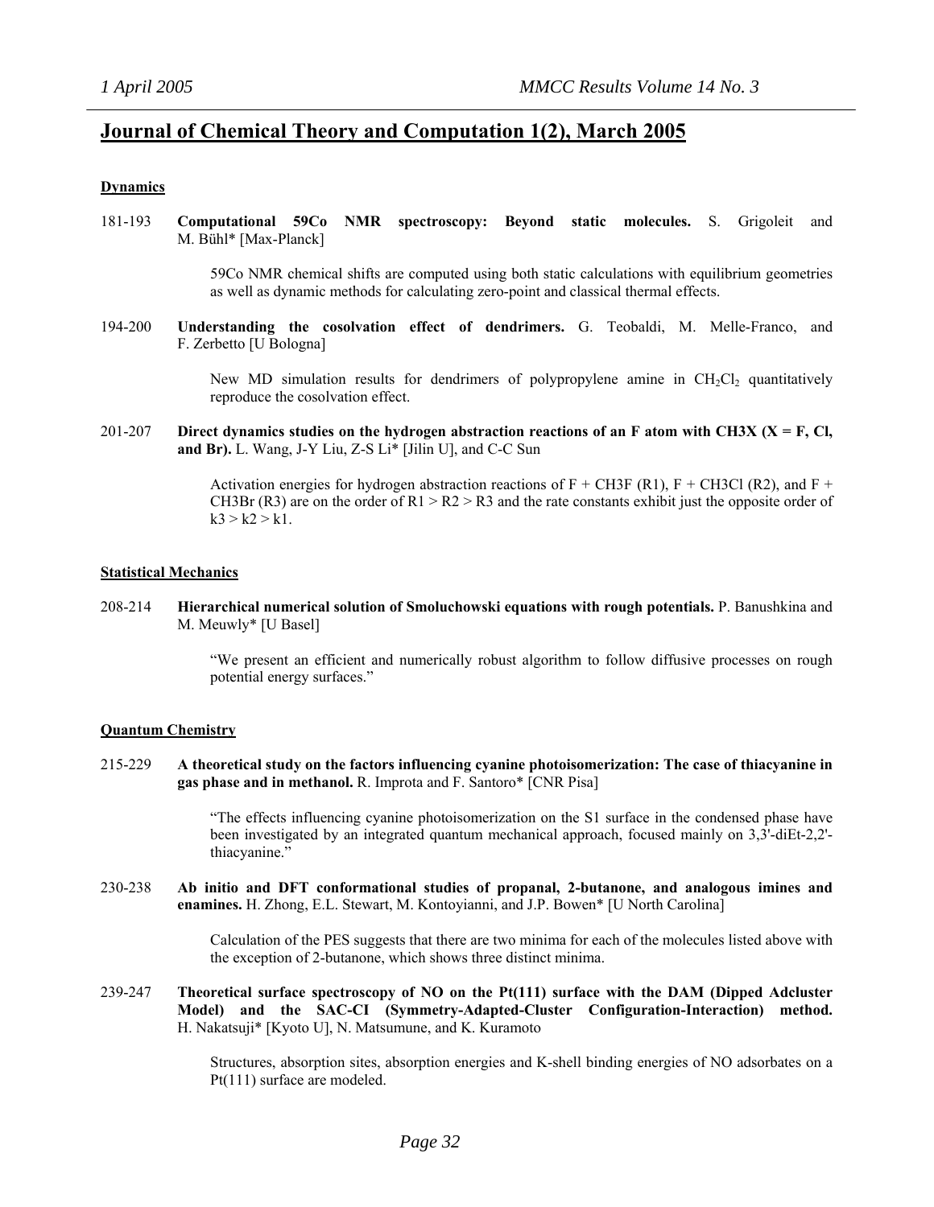## Journal of Chemical Theory and Computation 1(2), March 2005

### Dynamics

181-193 **Computational 59Co NMR spectroscopy: Beyond static molecules.** S. Grigoleit and M. Bühl* [Max-Planck]

> 59Co NMR chemical shifts are computed using both static calculations with equilibrium geometries as well as dynamic methods for calculating zero-point and classical thermal effects.

194-200 **Understanding the cosolvation effect of dendrimers.** G. Teobaldi, M. Melle-Franco, and F. Zerbetto [U Bologna]

> New MD simulation results for dendrimers of polypropylene amine in $CH_2Cl_2$ quantitatively reproduce the cosolvation effect.

201-207 **Direct dynamics studies on the hydrogen abstraction reactions of an F atom with CH3X (X = F, Cl, and Br).** L. Wang, J-Y Liu, Z-S Li* [Jilin U], and C-C Sun

> Activation energies for hydrogen abstraction reactions of F + CH3F (R1), F + CH3Cl (R2), and F + CH3Br (R3) are on the order of R1 > R2 > R3 and the rate constants exhibit just the opposite order of k3 > k2 > k1.

### Statistical Mechanics

208-214 **Hierarchical numerical solution of Smoluchowski equations with rough potentials.** P. Banushkina and M. Meuwly* [U Basel]

> "We present an efficient and numerically robust algorithm to follow diffusive processes on rough potential energy surfaces."

### Quantum Chemistry

215-229 **A theoretical study on the factors influencing cyanine photoisomerization: The case of thiacyanine in gas phase and in methanol.** R. Improta and F. Santoro* [CNR Pisa]

> "The effects influencing cyanine photoisomerization on the S1 surface in the condensed phase have been investigated by an integrated quantum mechanical approach, focused mainly on 3,3'-diEt-2,2'-thiacyanine."

230-238 **Ab initio and DFT conformational studies of propanal, 2-butanone, and analogous imines and enamines.** H. Zhong, E.L. Stewart, M. Kontoyianni, and J.P. Bowen* [U North Carolina]

> Calculation of the PES suggests that there are two minima for each of the molecules listed above with the exception of 2-butanone, which shows three distinct minima.

239-247 **Theoretical surface spectroscopy of NO on the Pt(111) surface with the DAM (Dipped Adcluster Model) and the SAC-CI (Symmetry-Adapted-Cluster Configuration-Interaction) method.** H. Nakatsuji* [Kyoto U], N. Matsumune, and K. Kuramoto

> Structures, absorption sites, absorption energies and K-shell binding energies of NO adsorbates on a Pt(111) surface are modeled.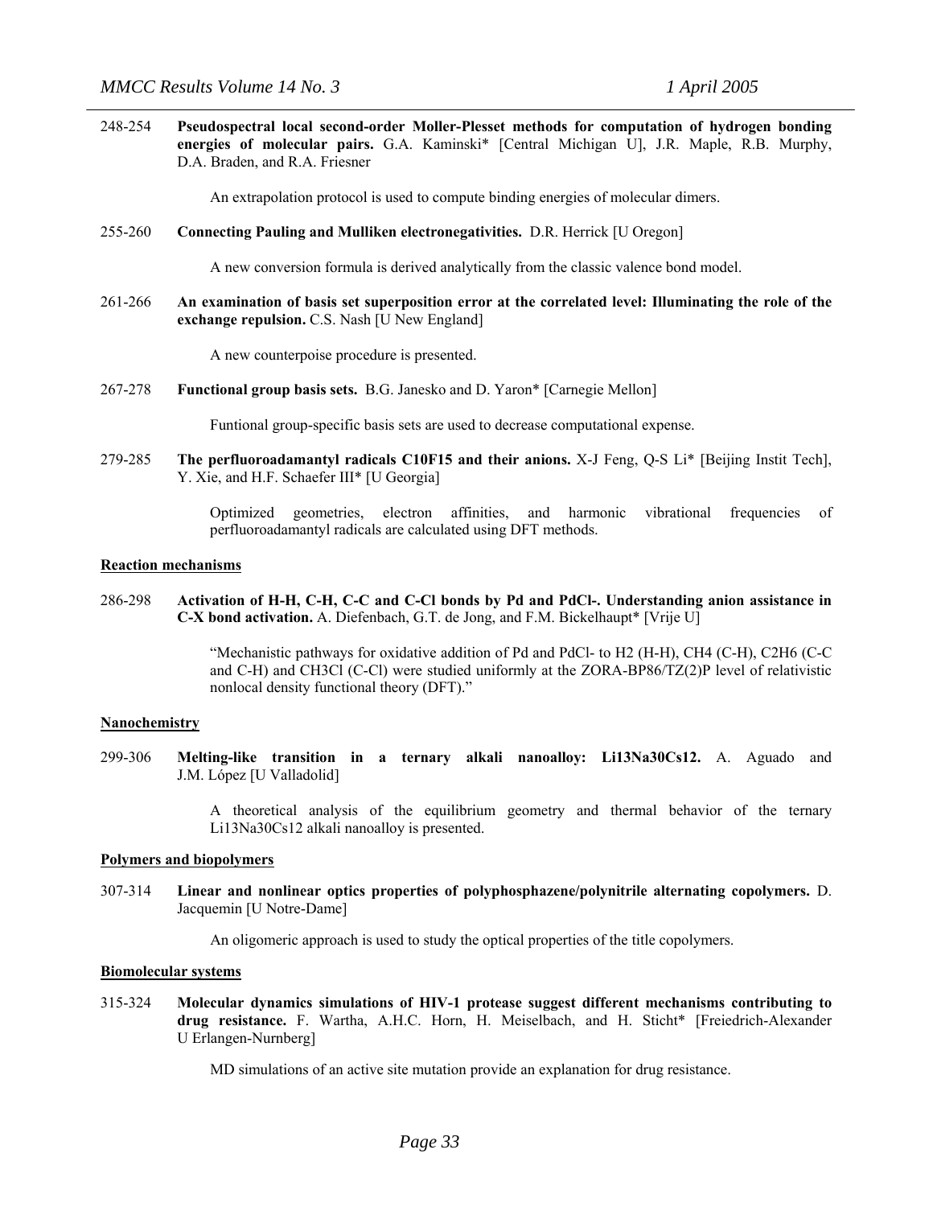248-254 **Pseudospectral local second-order Moller-Plesset methods for computation of hydrogen bonding energies of molecular pairs.** G.A. Kaminski* [Central Michigan U], J.R. Maple, R.B. Murphy, D.A. Braden, and R.A. Friesner

An extrapolation protocol is used to compute binding energies of molecular dimers.

255-260 **Connecting Pauling and Mulliken electronegativities.** D.R. Herrick [U Oregon]

A new conversion formula is derived analytically from the classic valence bond model.

261-266 **An examination of basis set superposition error at the correlated level: Illuminating the role of the exchange repulsion.** C.S. Nash [U New England]

A new counterpoise procedure is presented.

267-278 **Functional group basis sets.** B.G. Janesko and D. Yaron* [Carnegie Mellon]

Funtional group-specific basis sets are used to decrease computational expense.

279-285 **The perfluoroadamantyl radicals $C_{10}F_{15}$ and their anions.** X-J Feng, Q-S Li* [Beijing Instit Tech], Y. Xie, and H.F. Schaefer III* [U Georgia]

Optimized geometries, electron affinities, and harmonic vibrational frequencies of perfluoroadamantyl radicals are calculated using DFT methods.

## Reaction mechanisms

286-298 **Activation of H-H, C-H, C-C and C-Cl bonds by Pd and $PdCl^-$. Understanding anion assistance in C-X bond activation.** A. Diefenbach, G.T. de Jong, and F.M. Bickelhaupt* [Vrije U]

"Mechanistic pathways for oxidative addition of Pd and $PdCl^-$ to $H_2$ (H-H), $CH_4$ (C-H), $C_2H_6$ (C-C and C-H) and $CH_3Cl$ (C-Cl) were studied uniformly at the ZORA-BP86/TZ(2)P level of relativistic nonlocal density functional theory (DFT)."

## Nanochemistry

299-306 **Melting-like transition in a ternary alkali nanoalloy: $Li_{13}Na_{30}Cs_{12}$.** A. Aguado and J.M. López [U Valladolid]

A theoretical analysis of the equilibrium geometry and thermal behavior of the ternary $Li_{13}Na_{30}Cs_{12}$ alkali nanoalloy is presented.

## Polymers and biopolymers

307-314 **Linear and nonlinear optics properties of polyphosphazene/polynitrile alternating copolymers.** D. Jacquemin [U Notre-Dame]

An oligomeric approach is used to study the optical properties of the title copolymers.

## Biomolecular systems

315-324 **Molecular dynamics simulations of HIV-1 protease suggest different mechanisms contributing to drug resistance.** F. Wartha, A.H.C. Horn, H. Meiselbach, and H. Sticht* [Freiedrich-Alexander U Erlangen-Nurnberg]

MD simulations of an active site mutation provide an explanation for drug resistance.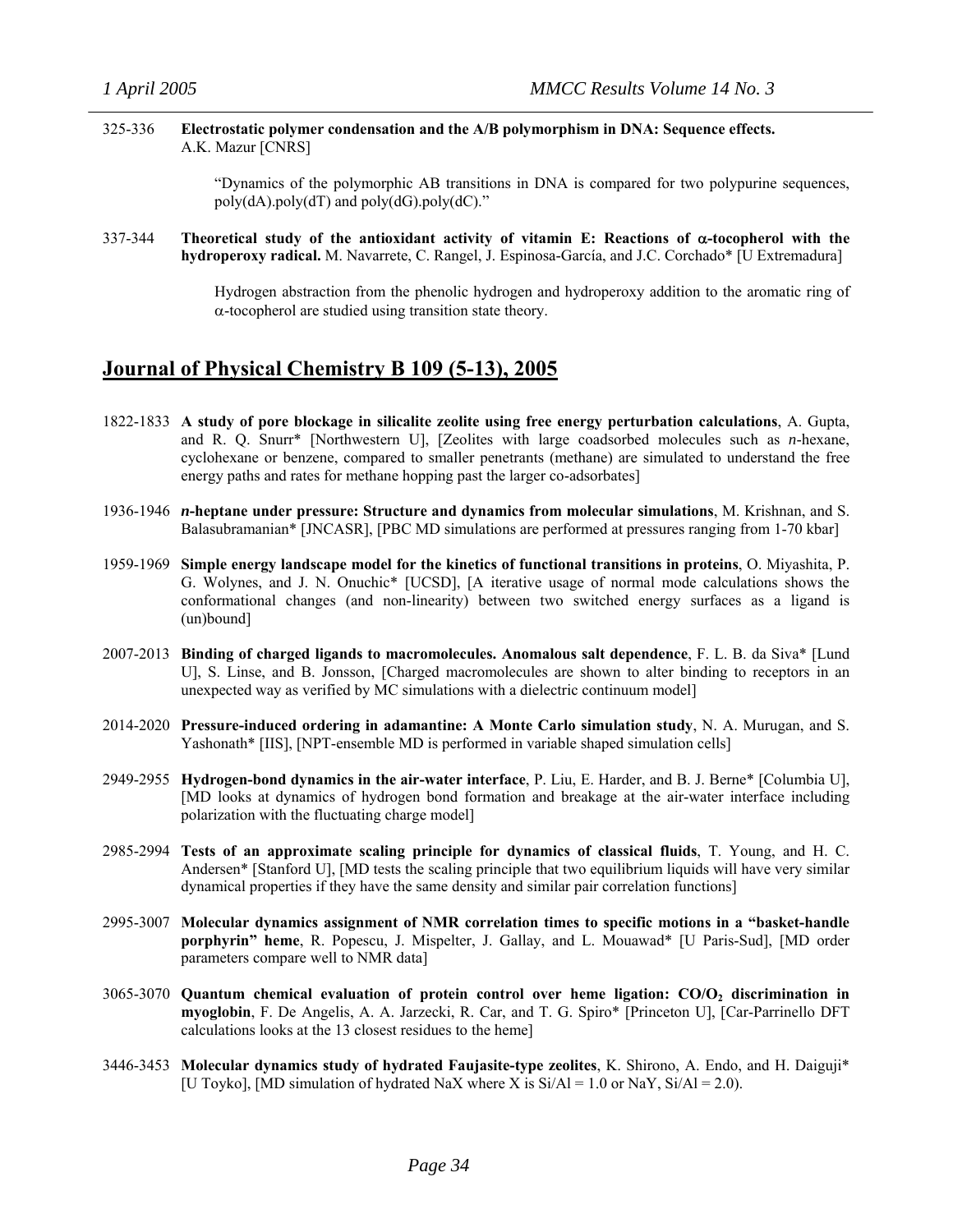325-336 **Electrostatic polymer condensation and the A/B polymorphism in DNA: Sequence effects.** A.K. Mazur [CNRS]

> "Dynamics of the polymorphic AB transitions in DNA is compared for two polypurine sequences, poly(dA).poly(dT) and poly(dG).poly(dC)."

337-344 **Theoretical study of the antioxidant activity of vitamin E: Reactions of α-tocopherol with the hydroperoxy radical.** M. Navarrete, C. Rangel, J. Espinosa-García, and J.C. Corchado* [U Extremadura]

> Hydrogen abstraction from the phenolic hydrogen and hydroperoxy addition to the aromatic ring of α-tocopherol are studied using transition state theory.

## Journal of Physical Chemistry B 109 (5-13), 2005

1822-1833 **A study of pore blockage in silicalite zeolite using free energy perturbation calculations**, A. Gupta, and R. Q. Snurr* [Northwestern U], [Zeolites with large coadsorbed molecules such as *n*-hexane, cyclohexane or benzene, compared to smaller penetrants (methane) are simulated to understand the free energy paths and rates for methane hopping past the larger co-adsorbates]

1936-1946 ***n*-heptane under pressure: Structure and dynamics from molecular simulations**, M. Krishnan, and S. Balasubramanian* [JNCASR], [PBC MD simulations are performed at pressures ranging from 1-70 kbar]

1959-1969 **Simple energy landscape model for the kinetics of functional transitions in proteins**, O. Miyashita, P. G. Wolynes, and J. N. Onuchic* [UCSD], [A iterative usage of normal mode calculations shows the conformational changes (and non-linearity) between two switched energy surfaces as a ligand is (un)bound]

2007-2013 **Binding of charged ligands to macromolecules. Anomalous salt dependence**, F. L. B. da Siva* [Lund U], S. Linse, and B. Jonsson, [Charged macromolecules are shown to alter binding to receptors in an unexpected way as verified by MC simulations with a dielectric continuum model]

2014-2020 **Pressure-induced ordering in adamantine: A Monte Carlo simulation study**, N. A. Murugan, and S. Yashonath* [IIS], [NPT-ensemble MD is performed in variable shaped simulation cells]

2949-2955 **Hydrogen-bond dynamics in the air-water interface**, P. Liu, E. Harder, and B. J. Berne* [Columbia U], [MD looks at dynamics of hydrogen bond formation and breakage at the air-water interface including polarization with the fluctuating charge model]

2985-2994 **Tests of an approximate scaling principle for dynamics of classical fluids**, T. Young, and H. C. Andersen* [Stanford U], [MD tests the scaling principle that two equilibrium liquids will have very similar dynamical properties if they have the same density and similar pair correlation functions]

2995-3007 **Molecular dynamics assignment of NMR correlation times to specific motions in a "basket-handle porphyrin" heme**, R. Popescu, J. Mispelter, J. Gallay, and L. Mouawad* [U Paris-Sud], [MD order parameters compare well to NMR data]

3065-3070 **Quantum chemical evaluation of protein control over heme ligation: $CO/O_2$ discrimination in myoglobin**, F. De Angelis, A. A. Jarzecki, R. Car, and T. G. Spiro* [Princeton U], [Car-Parrinello DFT calculations looks at the 13 closest residues to the heme]

3446-3453 **Molecular dynamics study of hydrated Faujasite-type zeolites**, K. Shirono, A. Endo, and H. Daiguji* [U Toyko], [MD simulation of hydrated NaX where X is Si/Al = 1.0 or NaY, Si/Al = 2.0).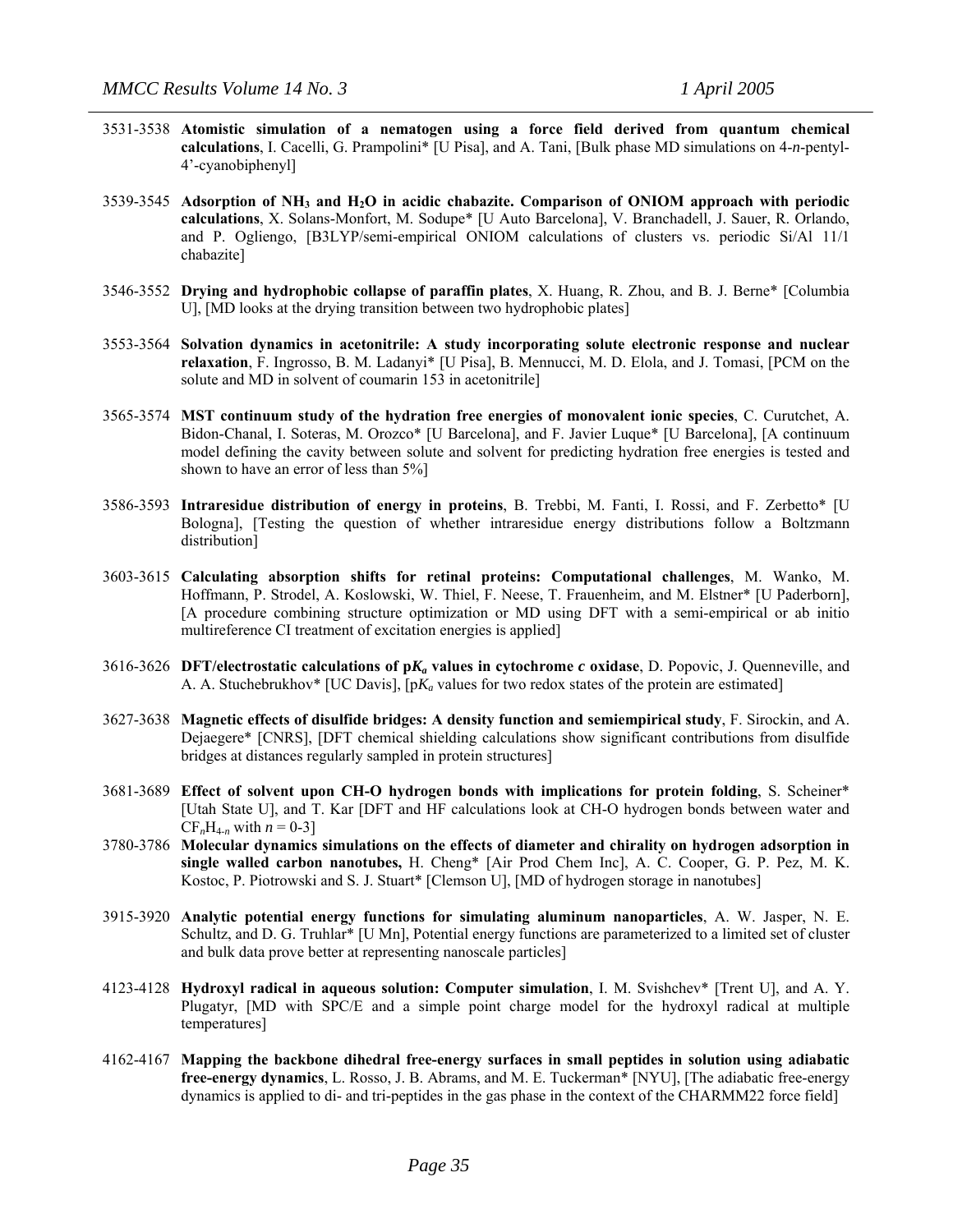3531-3538 **Atomistic simulation of a nematogen using a force field derived from quantum chemical calculations**, I. Cacelli, G. Prampolini* [U Pisa], and A. Tani, [Bulk phase MD simulations on 4-*n*-pentyl-4'-cyanobiphenyl]

3539-3545 **Adsorption of $NH_3$ and $H_2O$ in acidic chabazite. Comparison of ONIOM approach with periodic calculations**, X. Solans-Monfort, M. Sodupe* [U Auto Barcelona], V. Branchadell, J. Sauer, R. Orlando, and P. Ogliengo, [B3LYP/semi-empirical ONIOM calculations of clusters vs. periodic Si/Al 11/1 chabazite]

3546-3552 **Drying and hydrophobic collapse of paraffin plates**, X. Huang, R. Zhou, and B. J. Berne* [Columbia U], [MD looks at the drying transition between two hydrophobic plates]

3553-3564 **Solvation dynamics in acetonitrile: A study incorporating solute electronic response and nuclear relaxation**, F. Ingrosso, B. M. Ladanyi* [U Pisa], B. Mennucci, M. D. Elola, and J. Tomasi, [PCM on the solute and MD in solvent of coumarin 153 in acetonitrile]

3565-3574 **MST continuum study of the hydration free energies of monovalent ionic species**, C. Curutchet, A. Bidon-Chanal, I. Soteras, M. Orozco* [U Barcelona], and F. Javier Luque* [U Barcelona], [A continuum model defining the cavity between solute and solvent for predicting hydration free energies is tested and shown to have an error of less than 5%]

3586-3593 **Intraresidue distribution of energy in proteins**, B. Trebbi, M. Fanti, I. Rossi, and F. Zerbetto* [U Bologna], [Testing the question of whether intraresidue energy distributions follow a Boltzmann distribution]

3603-3615 **Calculating absorption shifts for retinal proteins: Computational challenges**, M. Wanko, M. Hoffmann, P. Strodel, A. Koslowski, W. Thiel, F. Neese, T. Frauenheim, and M. Elstner* [U Paderborn], [A procedure combining structure optimization or MD using DFT with a semi-empirical or ab initio multireference CI treatment of excitation energies is applied]

3616-3626 **DFT/electrostatic calculations of p$K_a$ values in cytochrome *c* oxidase**, D. Popovic, J. Quenneville, and A. A. Stuchebrukhov* [UC Davis], [p$K_a$ values for two redox states of the protein are estimated]

3627-3638 **Magnetic effects of disulfide bridges: A density function and semiempirical study**, F. Sirockin, and A. Dejaegere* [CNRS], [DFT chemical shielding calculations show significant contributions from disulfide bridges at distances regularly sampled in protein structures]

3681-3689 **Effect of solvent upon CH-O hydrogen bonds with implications for protein folding**, S. Scheiner* [Utah State U], and T. Kar [DFT and HF calculations look at CH-O hydrogen bonds between water and $CF_nH_{4-n}$ with $n = 0\text{-}3$]

3780-3786 **Molecular dynamics simulations on the effects of diameter and chirality on hydrogen adsorption in single walled carbon nanotubes,** H. Cheng* [Air Prod Chem Inc], A. C. Cooper, G. P. Pez, M. K. Kostoc, P. Piotrowski and S. J. Stuart* [Clemson U], [MD of hydrogen storage in nanotubes]

3915-3920 **Analytic potential energy functions for simulating aluminum nanoparticles**, A. W. Jasper, N. E. Schultz, and D. G. Truhlar* [U Mn], Potential energy functions are parameterized to a limited set of cluster and bulk data prove better at representing nanoscale particles]

4123-4128 **Hydroxyl radical in aqueous solution: Computer simulation**, I. M. Svishchev* [Trent U], and A. Y. Plugatyr, [MD with SPC/E and a simple point charge model for the hydroxyl radical at multiple temperatures]

4162-4167 **Mapping the backbone dihedral free-energy surfaces in small peptides in solution using adiabatic free-energy dynamics**, L. Rosso, J. B. Abrams, and M. E. Tuckerman* [NYU], [The adiabatic free-energy dynamics is applied to di- and tri-peptides in the gas phase in the context of the CHARMM22 force field]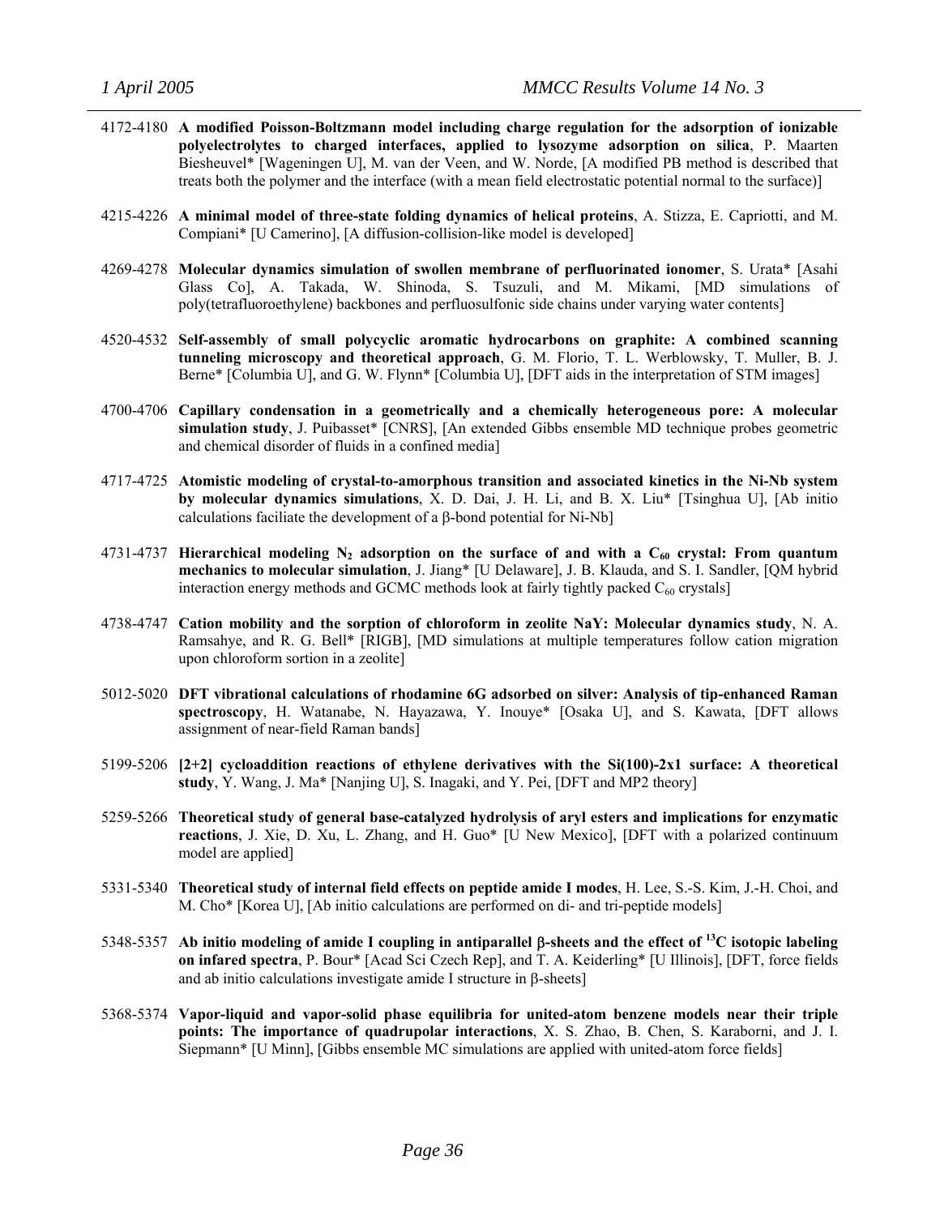4172-4180 **A modified Poisson-Boltzmann model including charge regulation for the adsorption of ionizable polyelectrolytes to charged interfaces, applied to lysozyme adsorption on silica**, P. Maarten Biesheuvel* [Wageningen U], M. van der Veen, and W. Norde, [A modified PB method is described that treats both the polymer and the interface (with a mean field electrostatic potential normal to the surface)]

4215-4226 **A minimal model of three-state folding dynamics of helical proteins**, A. Stizza, E. Capriotti, and M. Compiani* [U Camerino], [A diffusion-collision-like model is developed]

4269-4278 **Molecular dynamics simulation of swollen membrane of perfluorinated ionomer**, S. Urata* [Asahi Glass Co], A. Takada, W. Shinoda, S. Tsuzuli, and M. Mikami, [MD simulations of poly(tetrafluoroethylene) backbones and perfluosulfonic side chains under varying water contents]

4520-4532 **Self-assembly of small polycyclic aromatic hydrocarbons on graphite: A combined scanning tunneling microscopy and theoretical approach**, G. M. Florio, T. L. Werblowsky, T. Muller, B. J. Berne* [Columbia U], and G. W. Flynn* [Columbia U], [DFT aids in the interpretation of STM images]

4700-4706 **Capillary condensation in a geometrically and a chemically heterogeneous pore: A molecular simulation study**, J. Puibasset* [CNRS], [An extended Gibbs ensemble MD technique probes geometric and chemical disorder of fluids in a confined media]

4717-4725 **Atomistic modeling of crystal-to-amorphous transition and associated kinetics in the Ni-Nb system by molecular dynamics simulations**, X. D. Dai, J. H. Li, and B. X. Liu* [Tsinghua U], [Ab initio calculations faciliate the development of a β-bond potential for Ni-Nb]

4731-4737 **Hierarchical modeling $N_2$ adsorption on the surface of and with a $C_{60}$ crystal: From quantum mechanics to molecular simulation**, J. Jiang* [U Delaware], J. B. Klauda, and S. I. Sandler, [QM hybrid interaction energy methods and GCMC methods look at fairly tightly packed $C_{60}$ crystals]

4738-4747 **Cation mobility and the sorption of chloroform in zeolite NaY: Molecular dynamics study**, N. A. Ramsahye, and R. G. Bell* [RIGB], [MD simulations at multiple temperatures follow cation migration upon chloroform sortion in a zeolite]

5012-5020 **DFT vibrational calculations of rhodamine 6G adsorbed on silver: Analysis of tip-enhanced Raman spectroscopy**, H. Watanabe, N. Hayazawa, Y. Inouye* [Osaka U], and S. Kawata, [DFT allows assignment of near-field Raman bands]

5199-5206 **[2+2] cycloaddition reactions of ethylene derivatives with the Si(100)-2x1 surface: A theoretical study**, Y. Wang, J. Ma* [Nanjing U], S. Inagaki, and Y. Pei, [DFT and MP2 theory]

5259-5266 **Theoretical study of general base-catalyzed hydrolysis of aryl esters and implications for enzymatic reactions**, J. Xie, D. Xu, L. Zhang, and H. Guo* [U New Mexico], [DFT with a polarized continuum model are applied]

5331-5340 **Theoretical study of internal field effects on peptide amide I modes**, H. Lee, S.-S. Kim, J.-H. Choi, and M. Cho* [Korea U], [Ab initio calculations are performed on di- and tri-peptide models]

5348-5357 **Ab initio modeling of amide I coupling in antiparallel β-sheets and the effect of $^{13}C$ isotopic labeling on infared spectra**, P. Bour* [Acad Sci Czech Rep], and T. A. Keiderling* [U Illinois], [DFT, force fields and ab initio calculations investigate amide I structure in β-sheets]

5368-5374 **Vapor-liquid and vapor-solid phase equilibria for united-atom benzene models near their triple points: The importance of quadrupolar interactions**, X. S. Zhao, B. Chen, S. Karaborni, and J. I. Siepmann* [U Minn], [Gibbs ensemble MC simulations are applied with united-atom force fields]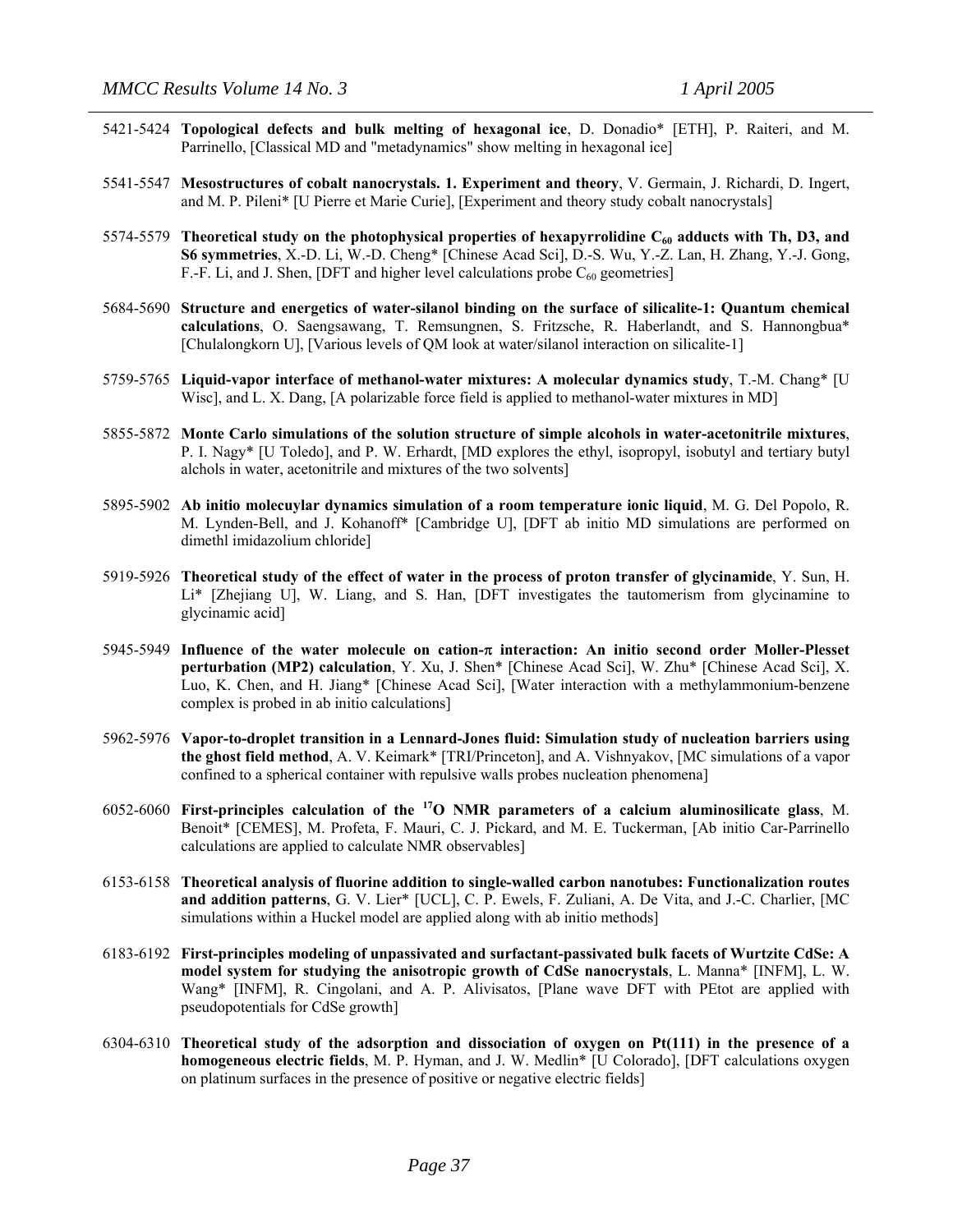5421-5424 **Topological defects and bulk melting of hexagonal ice**, D. Donadio* [ETH], P. Raiteri, and M. Parrinello, [Classical MD and "metadynamics" show melting in hexagonal ice]

5541-5547 **Mesostructures of cobalt nanocrystals. 1. Experiment and theory**, V. Germain, J. Richardi, D. Ingert, and M. P. Pileni* [U Pierre et Marie Curie], [Experiment and theory study cobalt nanocrystals]

5574-5579 **Theoretical study on the photophysical properties of hexapyrrolidine $C_{60}$ adducts with Th, D3, and S6 symmetries**, X.-D. Li, W.-D. Cheng* [Chinese Acad Sci], D.-S. Wu, Y.-Z. Lan, H. Zhang, Y.-J. Gong, F.-F. Li, and J. Shen, [DFT and higher level calculations probe $C_{60}$ geometries]

5684-5690 **Structure and energetics of water-silanol binding on the surface of silicalite-1: Quantum chemical calculations**, O. Saengsawang, T. Remsungnen, S. Fritzsche, R. Haberlandt, and S. Hannongbua* [Chulalongkorn U], [Various levels of QM look at water/silanol interaction on silicalite-1]

5759-5765 **Liquid-vapor interface of methanol-water mixtures: A molecular dynamics study**, T.-M. Chang* [U Wisc], and L. X. Dang, [A polarizable force field is applied to methanol-water mixtures in MD]

5855-5872 **Monte Carlo simulations of the solution structure of simple alcohols in water-acetonitrile mixtures**, P. I. Nagy* [U Toledo], and P. W. Erhardt, [MD explores the ethyl, isopropyl, isobutyl and tertiary butyl alchols in water, acetonitrile and mixtures of the two solvents]

5895-5902 **Ab initio molecuylar dynamics simulation of a room temperature ionic liquid**, M. G. Del Popolo, R. M. Lynden-Bell, and J. Kohanoff* [Cambridge U], [DFT ab initio MD simulations are performed on dimethl imidazolium chloride]

5919-5926 **Theoretical study of the effect of water in the process of proton transfer of glycinamide**, Y. Sun, H. Li* [Zhejiang U], W. Liang, and S. Han, [DFT investigates the tautomerism from glycinamine to glycinamic acid]

5945-5949 **Influence of the water molecule on cation-$\pi$ interaction: An initio second order Moller-Plesset perturbation (MP2) calculation**, Y. Xu, J. Shen* [Chinese Acad Sci], W. Zhu* [Chinese Acad Sci], X. Luo, K. Chen, and H. Jiang* [Chinese Acad Sci], [Water interaction with a methylammonium-benzene complex is probed in ab initio calculations]

5962-5976 **Vapor-to-droplet transition in a Lennard-Jones fluid: Simulation study of nucleation barriers using the ghost field method**, A. V. Keimark* [TRI/Princeton], and A. Vishnyakov, [MC simulations of a vapor confined to a spherical container with repulsive walls probes nucleation phenomena]

6052-6060 **First-principles calculation of the $^{17}O$ NMR parameters of a calcium aluminosilicate glass**, M. Benoit* [CEMES], M. Profeta, F. Mauri, C. J. Pickard, and M. E. Tuckerman, [Ab initio Car-Parrinello calculations are applied to calculate NMR observables]

6153-6158 **Theoretical analysis of fluorine addition to single-walled carbon nanotubes: Functionalization routes and addition patterns**, G. V. Lier* [UCL], C. P. Ewels, F. Zuliani, A. De Vita, and J.-C. Charlier, [MC simulations within a Huckel model are applied along with ab initio methods]

6183-6192 **First-principles modeling of unpassivated and surfactant-passivated bulk facets of Wurtzite CdSe: A model system for studying the anisotropic growth of CdSe nanocrystals**, L. Manna* [INFM], L. W. Wang* [INFM], R. Cingolani, and A. P. Alivisatos, [Plane wave DFT with PEtot are applied with pseudopotentials for CdSe growth]

6304-6310 **Theoretical study of the adsorption and dissociation of oxygen on Pt(111) in the presence of a homogeneous electric fields**, M. P. Hyman, and J. W. Medlin* [U Colorado], [DFT calculations oxygen on platinum surfaces in the presence of positive or negative electric fields]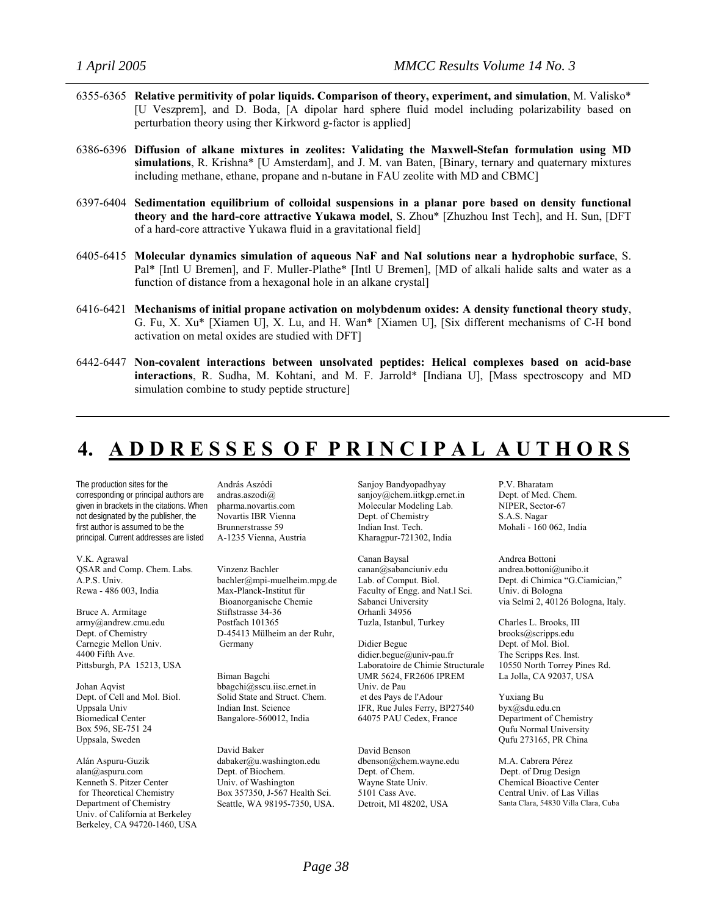6355-6365 **Relative permitivity of polar liquids. Comparison of theory, experiment, and simulation**, M. Valisko* [U Veszprem], and D. Boda, [A dipolar hard sphere fluid model including polarizability based on perturbation theory using ther Kirkword g-factor is applied]

6386-6396 **Diffusion of alkane mixtures in zeolites: Validating the Maxwell-Stefan formulation using MD simulations**, R. Krishna* [U Amsterdam], and J. M. van Baten, [Binary, ternary and quaternary mixtures including methane, ethane, propane and n-butane in FAU zeolite with MD and CBMC]

6397-6404 **Sedimentation equilibrium of colloidal suspensions in a planar pore based on density functional theory and the hard-core attractive Yukawa model**, S. Zhou* [Zhuzhou Inst Tech], and H. Sun, [DFT of a hard-core attractive Yukawa fluid in a gravitational field]

6405-6415 **Molecular dynamics simulation of aqueous NaF and NaI solutions near a hydrophobic surface**, S. Pal* [Intl U Bremen], and F. Muller-Plathe* [Intl U Bremen], [MD of alkali halide salts and water as a function of distance from a hexagonal hole in an alkane crystal]

6416-6421 **Mechanisms of initial propane activation on molybdenum oxides: A density functional theory study**, G. Fu, X. Xu* [Xiamen U], X. Lu, and H. Wan* [Xiamen U], [Six different mechanisms of C-H bond activation on metal oxides are studied with DFT]

6442-6447 **Non-covalent interactions between unsolvated peptides: Helical complexes based on acid-base interactions**, R. Sudha, M. Kohtani, and M. F. Jarrold* [Indiana U], [Mass spectroscopy and MD simulation combine to study peptide structure]

---

# 4. ADDRESSES OF PRINCIPAL AUTHORS

The production sites for the corresponding or principal authors are given in brackets in the citations. When not designated by the publisher, the first author is assumed to be the principal. Current addresses are listed

V.K. Agrawal
QSAR and Comp. Chem. Labs.
A.P.S. Univ.
Rewa - 486 003, India

Bruce A. Armitage
army@andrew.cmu.edu
Dept. of Chemistry
Carnegie Mellon Univ.
4400 Fifth Ave.
Pittsburgh, PA 15213, USA

Johan Aqvist
Dept. of Cell and Mol. Biol.
Uppsala Univ
Biomedical Center
Box 596, SE-751 24
Uppsala, Sweden

Alán Aspuru-Guzik
alan@aspuru.com
Kenneth S. Pitzer Center
for Theoretical Chemistry
Department of Chemistry
Univ. of California at Berkeley
Berkeley, CA 94720-1460, USA

András Aszódi
andras.aszodi@pharma.novartis.com
Novartis IBR Vienna
Brunnerstrasse 59
A-1235 Vienna, Austria

Vinzenz Bachler
bachler@mpi-muelheim.mpg.de
Max-Planck-Institut für
Bioanorganische Chemie
Stiftstrasse 34-36
Postfach 101365
D-45413 Mülheim an der Ruhr,
Germany

Biman Bagchi
bbagchi@sscu.iisc.ernet.in
Solid State and Struct. Chem.
Indian Inst. Science
Bangalore-560012, India

David Baker
dabaker@u.washington.edu
Dept. of Biochem.
Univ. of Washington
Box 357350, J-567 Health Sci.
Seattle, WA 98195-7350, USA.

Sanjoy Bandyopadhyay
sanjoy@chem.iitkgp.ernet.in
Molecular Modeling Lab.
Dept. of Chemistry
Indian Inst. Tech.
Kharagpur-721302, India

Canan Baysal
canan@sabanciuniv.edu
Lab. of Comput. Biol.
Faculty of Engg. and Nat.l Sci.
Sabanci University
Orhanli 34956
Tuzla, Istanbul, Turkey

Didier Begue
didier.begue@univ-pau.fr
Laboratoire de Chimie Structurale
UMR 5624, FR2606 IPREM
Univ. de Pau
et des Pays de l'Adour
IFR, Rue Jules Ferry, BP27540
64075 PAU Cedex, France

David Benson
dbenson@chem.wayne.edu
Dept. of Chem.
Wayne State Univ.
5101 Cass Ave.
Detroit, MI 48202, USA

P.V. Bharatam
Dept. of Med. Chem.
NIPER, Sector-67
S.A.S. Nagar
Mohali - 160 062, India

Andrea Bottoni
andrea.bottoni@unibo.it
Dept. di Chimica "G.Ciamician,"
Univ. di Bologna
via Selmi 2, 40126 Bologna, Italy.

Charles L. Brooks, III
brooks@scripps.edu
Dept. of Mol. Biol.
The Scripps Res. Inst.
10550 North Torrey Pines Rd.
La Jolla, CA 92037, USA

Yuxiang Bu
byx@sdu.edu.cn
Department of Chemistry
Qufu Normal University
Qufu 273165, PR China

M.A. Cabrera Pérez
Dept. of Drug Design
Chemical Bioactive Center
Central Univ. of Las Villas
Santa Clara, 54830 Villa Clara, Cuba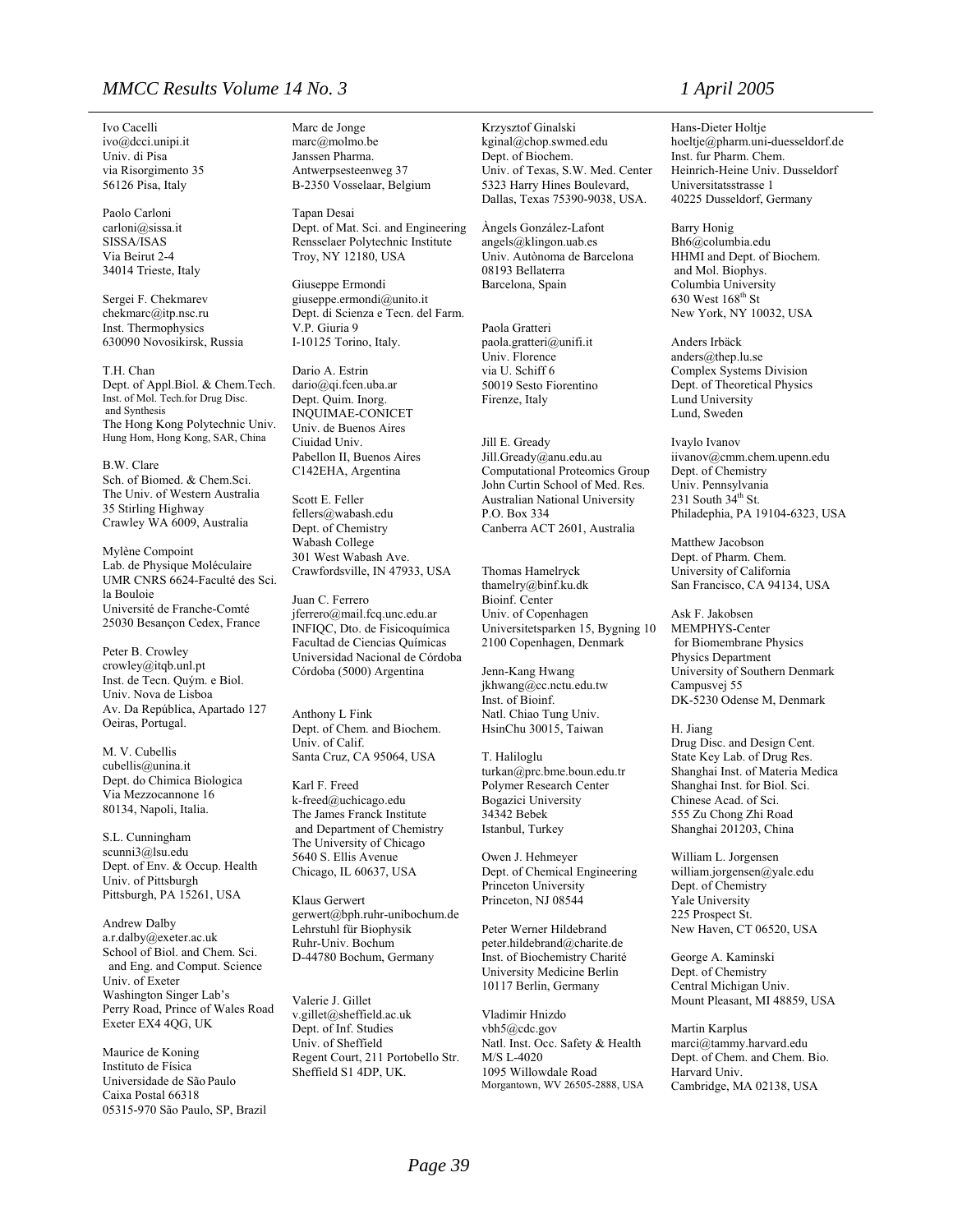Ivo Cacelli
ivo@dcci.unipi.it
Univ. di Pisa
via Risorgimento 35
56126 Pisa, Italy

Paolo Carloni
carloni@sissa.it
SISSA/ISAS
Via Beirut 2-4
34014 Trieste, Italy

Sergei F. Chekmarev
chekmarc@itp.nsc.ru
Inst. Thermophysics
630090 Novosikirsk, Russia

T.H. Chan
Dept. of Appl.Biol. & Chem.Tech.
Inst. of Mol. Tech.for Drug Disc. and Synthesis
The Hong Kong Polytechnic Univ.
Hung Hom, Hong Kong, SAR, China

B.W. Clare
Sch. of Biomed. & Chem.Sci.
The Univ. of Western Australia
35 Stirling Highway
Crawley WA 6009, Australia

Mylène Compoint
Lab. de Physique Moléculaire
UMR CNRS 6624-Faculté des Sci.
la Bouloie
Université de Franche-Comté
25030 Besançon Cedex, France

Peter B. Crowley
crowley@itqb.unl.pt
Inst. de Tecn. Quým. e Biol.
Univ. Nova de Lisboa
Av. Da República, Apartado 127
Oeiras, Portugal.

M. V. Cubellis
cubellis@unina.it
Dept. do Chimica Biologica
Via Mezzocannone 16
80134, Napoli, Italia.

S.L. Cunningham
scunni3@lsu.edu
Dept. of Env. & Occup. Health
Univ. of Pittsburgh
Pittsburgh, PA 15261, USA

Andrew Dalby
a.r.dalby@exeter.ac.uk
School of Biol. and Chem. Sci. and Eng. and Comput. Science
Univ. of Exeter
Washington Singer Lab's
Perry Road, Prince of Wales Road
Exeter EX4 4QG, UK

Maurice de Koning
Instituto de Física
Universidade de São Paulo
Caixa Postal 66318
05315-970 São Paulo, SP, Brazil

Marc de Jonge
marc@molmo.be
Janssen Pharma.
Antwerpsesteenweg 37
B-2350 Vosselaar, Belgium

Tapan Desai
Dept. of Mat. Sci. and Engineering
Rensselaer Polytechnic Institute
Troy, NY 12180, USA

Giuseppe Ermondi
giuseppe.ermondi@unito.it
Dept. di Scienza e Tecn. del Farm.
V.P. Giuria 9
I-10125 Torino, Italy.

Dario A. Estrin
dario@qi.fcen.uba.ar
Dept. Quim. Inorg.
INQUIMAE-CONICET
Univ. de Buenos Aires
Ciuidad Univ.
Pabellon II, Buenos Aires
C142EHA, Argentina

Scott E. Feller
fellers@wabash.edu
Dept. of Chemistry
Wabash College
301 West Wabash Ave.
Crawfordsville, IN 47933, USA

Juan C. Ferrero
jferrero@mail.fcq.unc.edu.ar
INFIQC, Dto. de Fisicoquímica
Facultad de Ciencias Químicas
Universidad Nacional de Córdoba
Córdoba (5000) Argentina

Anthony L Fink
Dept. of Chem. and Biochem.
Univ. of Calif.
Santa Cruz, CA 95064, USA

Karl F. Freed
k-freed@uchicago.edu
The James Franck Institute and Department of Chemistry
The University of Chicago
5640 S. Ellis Avenue
Chicago, IL 60637, USA

Klaus Gerwert
gerwert@bph.ruhr-unibochum.de
Lehrstuhl für Biophysik
Ruhr-Univ. Bochum
D-44780 Bochum, Germany

Valerie J. Gillet
v.gillet@sheffield.ac.uk
Dept. of Inf. Studies
Univ. of Sheffield
Regent Court, 211 Portobello Str.
Sheffield S1 4DP, UK.

Krzysztof Ginalski
kginal@chop.swmed.edu
Dept. of Biochem.
Univ. of Texas, S.W. Med. Center
5323 Harry Hines Boulevard,
Dallas, Texas 75390-9038, USA.

Àngels González-Lafont
angels@klingon.uab.es
Univ. Autònoma de Barcelona
08193 Bellaterra
Barcelona, Spain

Paola Gratteri
paola.gratteri@unifi.it
Univ. Florence
via U. Schiff 6
50019 Sesto Fiorentino
Firenze, Italy

Jill E. Gready
Jill.Gready@anu.edu.au
Computational Proteomics Group
John Curtin School of Med. Res.
Australian National University
P.O. Box 334
Canberra ACT 2601, Australia

Thomas Hamelryck
thamelry@binf.ku.dk
Bioinf. Center
Univ. of Copenhagen
Universitetsparken 15, Bygning 10
2100 Copenhagen, Denmark

Jenn-Kang Hwang
jkhwang@cc.nctu.edu.tw
Inst. of Bioinf.
Natl. Chiao Tung Univ.
HsinChu 30015, Taiwan

T. Haliloglu
turkan@prc.bme.boun.edu.tr
Polymer Research Center
Bogazici University
34342 Bebek
Istanbul, Turkey

Owen J. Hehmeyer
Dept. of Chemical Engineering
Princeton University
Princeton, NJ 08544

Peter Werner Hildebrand
peter.hildebrand@charite.de
Inst. of Biochemistry Charité
University Medicine Berlin
10117 Berlin, Germany

Vladimir Hnizdo
vbh5@cdc.gov
Natl. Inst. Occ. Safety & Health
M/S L-4020
1095 Willowdale Road
Morgantown, WV 26505-2888, USA

Hans-Dieter Holtje
hoeltje@pharm.uni-duesseldorf.de
Inst. fur Pharm. Chem.
Heinrich-Heine Univ. Dusseldorf
Universitatsstrasse 1
40225 Dusseldorf, Germany

Barry Honig
Bh6@columbia.edu
HHMI and Dept. of Biochem. and Mol. Biophys.
Columbia University
630 West 168th St
New York, NY 10032, USA

Anders Irbäck
anders@thep.lu.se
Complex Systems Division
Dept. of Theoretical Physics
Lund University
Lund, Sweden

Ivaylo Ivanov
iivanov@cmm.chem.upenn.edu
Dept. of Chemistry
Univ. Pennsylvania
231 South 34th St.
Philadephia, PA 19104-6323, USA

Matthew Jacobson
Dept. of Pharm. Chem.
University of California
San Francisco, CA 94134, USA

Ask F. Jakobsen
MEMPHYS-Center for Biomembrane Physics
Physics Department
University of Southern Denmark
Campusvej 55
DK-5230 Odense M, Denmark

H. Jiang
Drug Disc. and Design Cent.
State Key Lab. of Drug Res.
Shanghai Inst. of Materia Medica
Shanghai Inst. for Biol. Sci.
Chinese Acad. of Sci.
555 Zu Chong Zhi Road
Shanghai 201203, China

William L. Jorgensen
william.jorgensen@yale.edu
Dept. of Chemistry
Yale University
225 Prospect St.
New Haven, CT 06520, USA

George A. Kaminski
Dept. of Chemistry
Central Michigan Univ.
Mount Pleasant, MI 48859, USA

Martin Karplus
marci@tammy.harvard.edu
Dept. of Chem. and Chem. Bio.
Harvard Univ.
Cambridge, MA 02138, USA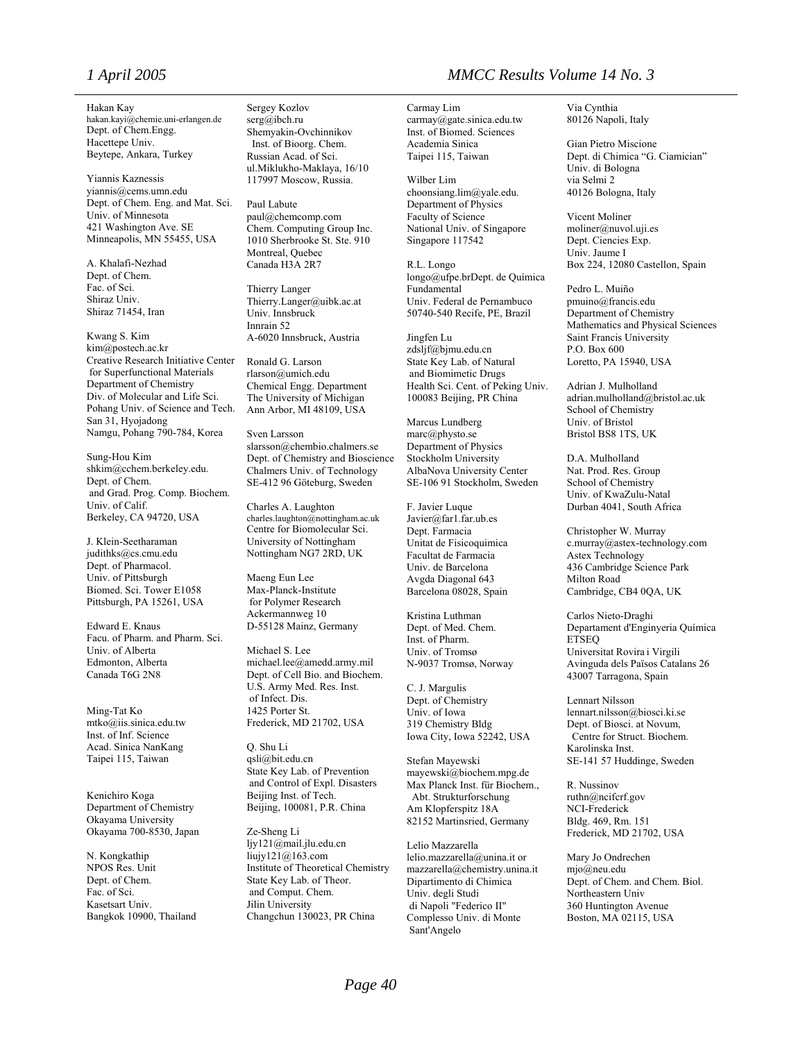Hakan Kay
hakan.kayi@chemie.uni-erlangen.de
Dept. of Chem.Engg.
Hacettepe Univ.
Beytepe, Ankara, Turkey

Yiannis Kaznessis
yiannis@cems.umn.edu
Dept. of Chem. Eng. and Mat. Sci.
Univ. of Minnesota
421 Washington Ave. SE
Minneapolis, MN 55455, USA

A. Khalafi-Nezhad
Dept. of Chem.
Fac. of Sci.
Shiraz Univ.
Shiraz 71454, Iran

Kwang S. Kim
kim@postech.ac.kr
Creative Research Initiative Center for Superfunctional Materials
Department of Chemistry
Div. of Molecular and Life Sci.
Pohang Univ. of Science and Tech.
San 31, Hyojadong
Namgu, Pohang 790-784, Korea

Sung-Hou Kim
shkim@cchem.berkeley.edu.
Dept. of Chem.
and Grad. Prog. Comp. Biochem.
Univ. of Calif.
Berkeley, CA 94720, USA

J. Klein-Seetharaman
judithks@cs.cmu.edu
Dept. of Pharmacol.
Univ. of Pittsburgh
Biomed. Sci. Tower E1058
Pittsburgh, PA 15261, USA

Edward E. Knaus
Facu. of Pharm. and Pharm. Sci.
Univ. of Alberta
Edmonton, Alberta
Canada T6G 2N8

Ming-Tat Ko
mtko@iis.sinica.edu.tw
Inst. of Inf. Science
Acad. Sinica NanKang
Taipei 115, Taiwan

Kenichiro Koga
Department of Chemistry
Okayama University
Okayama 700-8530, Japan

N. Kongkathip
NPOS Res. Unit
Dept. of Chem.
Fac. of Sci.
Kasetsart Univ.
Bangkok 10900, Thailand

Sergey Kozlov
serg@ibch.ru
Shemyakin-Ovchinnikov Inst. of Bioorg. Chem.
Russian Acad. of Sci.
ul.Miklukho-Maklaya, 16/10
117997 Moscow, Russia.

Paul Labute
paul@chemcomp.com
Chem. Computing Group Inc.
1010 Sherbrooke St. Ste. 910
Montreal, Quebec
Canada H3A 2R7

Thierry Langer
Thierry.Langer@uibk.ac.at
Univ. Innsbruck
Innrain 52
A-6020 Innsbruck, Austria

Ronald G. Larson
rlarson@umich.edu
Chemical Engg. Department
The University of Michigan
Ann Arbor, MI 48109, USA

Sven Larsson
slarsson@chembio.chalmers.se
Dept. of Chemistry and Bioscience
Chalmers Univ. of Technology
SE-412 96 Göteburg, Sweden

Charles A. Laughton
charles.laughton@nottingham.ac.uk
Centre for Biomolecular Sci.
University of Nottingham
Nottingham NG7 2RD, UK

Maeng Eun Lee
Max-Planck-Institute for Polymer Research
Ackermannweg 10
D-55128 Mainz, Germany

Michael S. Lee
michael.lee@amedd.army.mil
Dept. of Cell Bio. and Biochem.
U.S. Army Med. Res. Inst. of Infect. Dis.
1425 Porter St.
Frederick, MD 21702, USA

Q. Shu Li
qsli@bit.edu.cn
State Key Lab. of Prevention and Control of Expl. Disasters
Beijing Inst. of Tech.
Beijing, 100081, P.R. China

Ze-Sheng Li
ljy121@mail.jlu.edu.cn
liujy121@163.com
Institute of Theoretical Chemistry
State Key Lab. of Theor. and Comput. Chem.
Jilin University
Changchun 130023, PR China

Carmay Lim
carmay@gate.sinica.edu.tw
Inst. of Biomed. Sciences
Academia Sinica
Taipei 115, Taiwan

Wilber Lim
choonsiang.lim@yale.edu.
Department of Physics
Faculty of Science
National Univ. of Singapore
Singapore 117542

R.L. Longo
longo@ufpe.brDept. de Química Fundamental
Univ. Federal de Pernambuco
50740-540 Recife, PE, Brazil

Jingfen Lu
zdsljf@bjmu.edu.cn
State Key Lab. of Natural and Biomimetic Drugs
Health Sci. Cent. of Peking Univ.
100083 Beijing, PR China

Marcus Lundberg
marc@physto.se
Department of Physics
Stockholm University
AlbaNova University Center
SE-106 91 Stockholm, Sweden

F. Javier Luque
Javier@far1.far.ub.es
Dept. Farmacia
Unitat de Fisicoquimica
Facultat de Farmacia
Univ. de Barcelona
Avgda Diagonal 643
Barcelona 08028, Spain

Kristina Luthman
Dept. of Med. Chem.
Inst. of Pharm.
Univ. of Tromsø
N-9037 Tromsø, Norway

C. J. Margulis
Dept. of Chemistry
Univ. of Iowa
319 Chemistry Bldg
Iowa City, Iowa 52242, USA

Stefan Mayewski
mayewski@biochem.mpg.de
Max Planck Inst. für Biochem., Abt. Strukturforschung
Am Klopferspitz 18A
82152 Martinsried, Germany

Lelio Mazzarella
lelio.mazzarella@unina.it or
mazzarella@chemistry.unina.it
Dipartimento di Chimica
Univ. degli Studi di Napoli "Federico II"
Complesso Univ. di Monte Sant'Angelo
Via Cynthia
80126 Napoli, Italy

Gian Pietro Miscione
Dept. di Chimica "G. Ciamician"
Univ. di Bologna
via Selmi 2
40126 Bologna, Italy

Vicent Moliner
moliner@nuvol.uji.es
Dept. Ciencies Exp.
Univ. Jaume I
Box 224, 12080 Castellon, Spain

Pedro L. Muiño
pmuino@francis.edu
Department of Chemistry
Mathematics and Physical Sciences
Saint Francis University
P.O. Box 600
Loretto, PA 15940, USA

Adrian J. Mulholland
adrian.mulholland@bristol.ac.uk
School of Chemistry
Univ. of Bristol
Bristol BS8 1TS, UK

D.A. Mulholland
Nat. Prod. Res. Group
School of Chemistry
Univ. of KwaZulu-Natal
Durban 4041, South Africa

Christopher W. Murray
c.murray@astex-technology.com
Astex Technology
436 Cambridge Science Park
Milton Road
Cambridge, CB4 0QA, UK

Carlos Nieto-Draghi
Departament d'Enginyeria Química
ETSEQ
Universitat Rovira i Virgili
Avinguda dels Països Catalans 26
43007 Tarragona, Spain

Lennart Nilsson
lennart.nilsson@biosci.ki.se
Dept. of Biosci. at Novum, Centre for Struct. Biochem.
Karolinska Inst.
SE-141 57 Huddinge, Sweden

R. Nussinov
ruthn@ncifcrf.gov
NCI-Frederick
Bldg. 469, Rm. 151
Frederick, MD 21702, USA

Mary Jo Ondrechen
mjo@neu.edu
Dept. of Chem. and Chem. Biol.
Northeastern Univ
360 Huntington Avenue
Boston, MA 02115, USA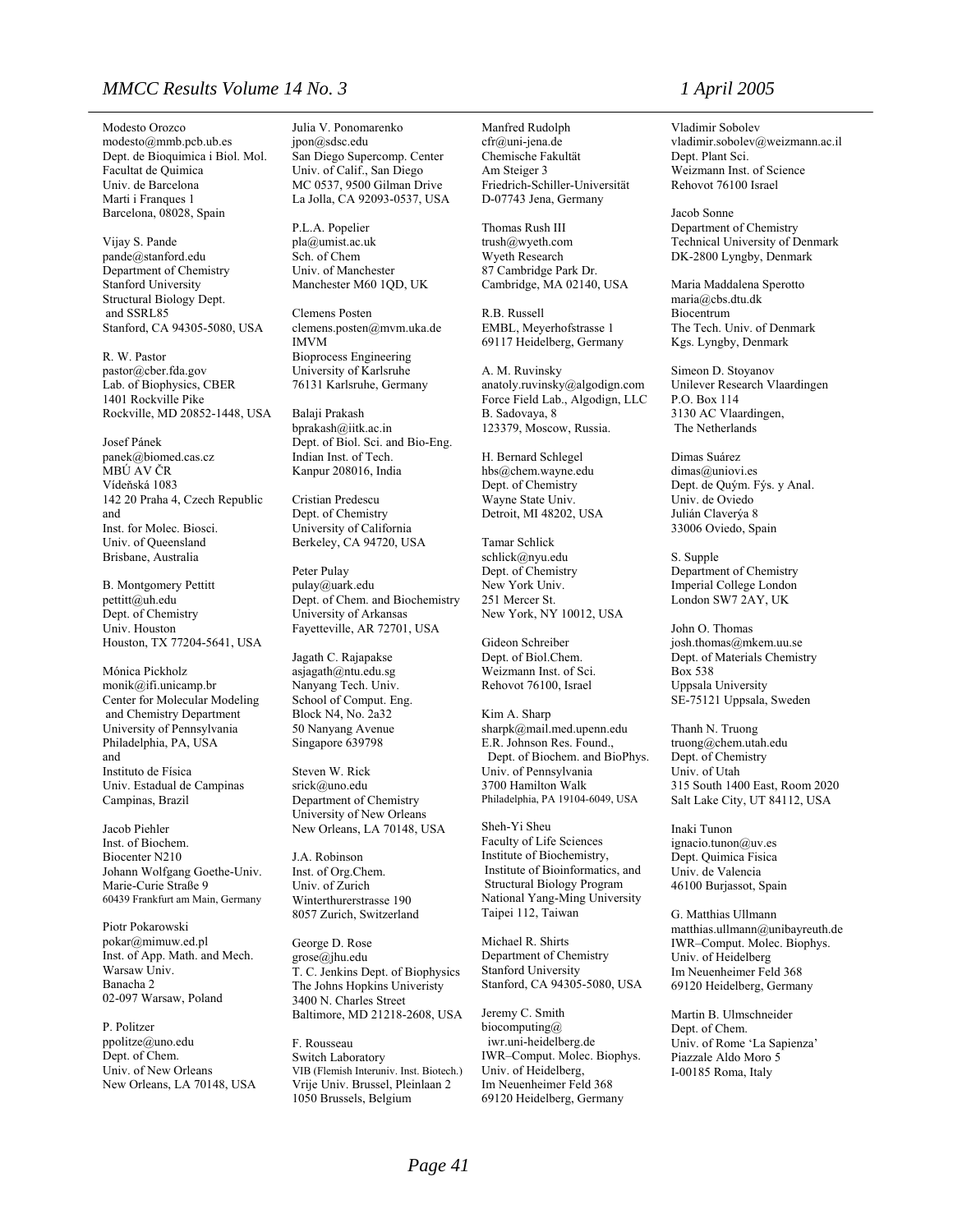Modesto Orozco
modesto@mmb.pcb.ub.es
Dept. de Bioquimica i Biol. Mol.
Facultat de Quimica
Univ. de Barcelona
Marti i Franques 1
Barcelona, 08028, Spain

Vijay S. Pande
pande@stanford.edu
Department of Chemistry
Stanford University
Structural Biology Dept.
and SSRL85
Stanford, CA 94305-5080, USA

R. W. Pastor
pastor@cber.fda.gov
Lab. of Biophysics, CBER
1401 Rockville Pike
Rockville, MD 20852-1448, USA

Josef Pánek
panek@biomed.cas.cz
MBÚ AV ČR
Vídeňská 1083
142 20 Praha 4, Czech Republic
and
Inst. for Molec. Biosci.
Univ. of Queensland
Brisbane, Australia

B. Montgomery Pettitt
pettitt@uh.edu
Dept. of Chemistry
Univ. Houston
Houston, TX 77204-5641, USA

Mónica Pickholz
monik@ifi.unicamp.br
Center for Molecular Modeling
and Chemistry Department
University of Pennsylvania
Philadelphia, PA, USA
and
Instituto de Física
Univ. Estadual de Campinas
Campinas, Brazil

Jacob Piehler
Inst. of Biochem.
Biocenter N210
Johann Wolfgang Goethe-Univ.
Marie-Curie Straße 9
60439 Frankfurt am Main, Germany

Piotr Pokarowski
pokar@mimuw.ed.pl
Inst. of App. Math. and Mech.
Warsaw Univ.
Banacha 2
02-097 Warsaw, Poland

P. Politzer
ppolitze@uno.edu
Dept. of Chem.
Univ. of New Orleans
New Orleans, LA 70148, USA

Julia V. Ponomarenko
jpon@sdsc.edu
San Diego Supercomp. Center
Univ. of Calif., San Diego
MC 0537, 9500 Gilman Drive
La Jolla, CA 92093-0537, USA

P.L.A. Popelier
pla@umist.ac.uk
Sch. of Chem
Univ. of Manchester
Manchester M60 1QD, UK

Clemens Posten
clemens.posten@mvm.uka.de
IMVM
Bioprocess Engineering
University of Karlsruhe
76131 Karlsruhe, Germany

Balaji Prakash
bprakash@iitk.ac.in
Dept. of Biol. Sci. and Bio-Eng.
Indian Inst. of Tech.
Kanpur 208016, India

Cristian Predescu
Dept. of Chemistry
University of California
Berkeley, CA 94720, USA

Peter Pulay
pulay@uark.edu
Dept. of Chem. and Biochemistry
University of Arkansas
Fayetteville, AR 72701, USA

Jagath C. Rajapakse
asjagath@ntu.edu.sg
Nanyang Tech. Univ.
School of Comput. Eng.
Block N4, No. 2a32
50 Nanyang Avenue
Singapore 639798

Steven W. Rick
srick@uno.edu
Department of Chemistry
University of New Orleans
New Orleans, LA 70148, USA

J.A. Robinson
Inst. of Org.Chem.
Univ. of Zurich
Winterthurerstrasse 190
8057 Zurich, Switzerland

George D. Rose
grose@jhu.edu
T. C. Jenkins Dept. of Biophysics
The Johns Hopkins Univeristy
3400 N. Charles Street
Baltimore, MD 21218-2608, USA

F. Rousseau
Switch Laboratory
VIB (Flemish Interuniv. Inst. Biotech.)
Vrije Univ. Brussel, Pleinlaan 2
1050 Brussels, Belgium

Manfred Rudolph
cfr@uni-jena.de
Chemische Fakultät
Am Steiger 3
Friedrich-Schiller-Universität
D-07743 Jena, Germany

Thomas Rush III
trush@wyeth.com
Wyeth Research
87 Cambridge Park Dr.
Cambridge, MA 02140, USA

R.B. Russell
EMBL, Meyerhofstrasse 1
69117 Heidelberg, Germany

A. M. Ruvinsky
anatoly.ruvinsky@algodign.com
Force Field Lab., Algodign, LLC
B. Sadovaya, 8
123379, Moscow, Russia.

H. Bernard Schlegel
hbs@chem.wayne.edu
Dept. of Chemistry
Wayne State Univ.
Detroit, MI 48202, USA

Tamar Schlick
schlick@nyu.edu
Dept. of Chemistry
New York Univ.
251 Mercer St.
New York, NY 10012, USA

Gideon Schreiber
Dept. of Biol.Chem.
Weizmann Inst. of Sci.
Rehovot 76100, Israel

Kim A. Sharp
sharpk@mail.med.upenn.edu
E.R. Johnson Res. Found.,
Dept. of Biochem. and BioPhys.
Univ. of Pennsylvania
3700 Hamilton Walk
Philadelphia, PA 19104-6049, USA

Sheh-Yi Sheu
Faculty of Life Sciences
Institute of Biochemistry,
Institute of Bioinformatics, and
Structural Biology Program
National Yang-Ming University
Taipei 112, Taiwan

Michael R. Shirts
Department of Chemistry
Stanford University
Stanford, CA 94305-5080, USA

Jeremy C. Smith
biocomputing@
iwr.uni-heidelberg.de
IWR–Comput. Molec. Biophys.
Univ. of Heidelberg,
Im Neuenheimer Feld 368
69120 Heidelberg, Germany

Vladimir Sobolev
vladimir.sobolev@weizmann.ac.il
Dept. Plant Sci.
Weizmann Inst. of Science
Rehovot 76100 Israel

Jacob Sonne
Department of Chemistry
Technical University of Denmark
DK-2800 Lyngby, Denmark

Maria Maddalena Sperotto
maria@cbs.dtu.dk
Biocentrum
The Tech. Univ. of Denmark
Kgs. Lyngby, Denmark

Simeon D. Stoyanov
Unilever Research Vlaardingen
P.O. Box 114
3130 AC Vlaardingen,
The Netherlands

Dimas Suárez
dimas@uniovi.es
Dept. de Quým. Fýs. y Anal.
Univ. de Oviedo
Julián Claverýa 8
33006 Oviedo, Spain

S. Supple
Department of Chemistry
Imperial College London
London SW7 2AY, UK

John O. Thomas
josh.thomas@mkem.uu.se
Dept. of Materials Chemistry
Box 538
Uppsala University
SE-75121 Uppsala, Sweden

Thanh N. Truong
truong@chem.utah.edu
Dept. of Chemistry
Univ. of Utah
315 South 1400 East, Room 2020
Salt Lake City, UT 84112, USA

Inaki Tunon
ignacio.tunon@uv.es
Dept. Quimica Fisica
Univ. de Valencia
46100 Burjassot, Spain

G. Matthias Ullmann
matthias.ullmann@unibayreuth.de
IWR–Comput. Molec. Biophys.
Univ. of Heidelberg
Im Neuenheimer Feld 368
69120 Heidelberg, Germany

Martin B. Ulmschneider
Dept. of Chem.
Univ. of Rome 'La Sapienza'
Piazzale Aldo Moro 5
I-00185 Roma, Italy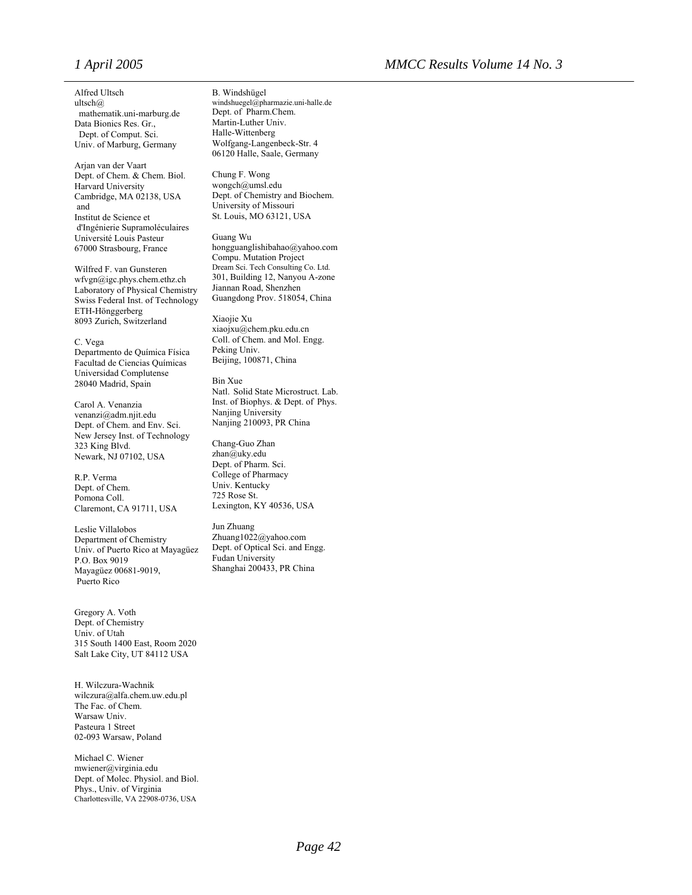Alfred Ultsch
ultsch@
mathematik.uni-marburg.de
Data Bionics Res. Gr.,
Dept. of Comput. Sci.
Univ. of Marburg, Germany

Arjan van der Vaart
Dept. of Chem. & Chem. Biol.
Harvard University
Cambridge, MA 02138, USA
and
Institut de Science et
d'Ingénierie Supramoléculaires
Université Louis Pasteur
67000 Strasbourg, France

Wilfred F. van Gunsteren
wfvgn@igc.phys.chem.ethz.ch
Laboratory of Physical Chemistry
Swiss Federal Inst. of Technology
ETH-Hönggerberg
8093 Zurich, Switzerland

C. Vega
Departmento de Química Física
Facultad de Ciencias Químicas
Universidad Complutense
28040 Madrid, Spain

Carol A. Venanzia
venanzi@adm.njit.edu
Dept. of Chem. and Env. Sci.
New Jersey Inst. of Technology
323 King Blvd.
Newark, NJ 07102, USA

R.P. Verma
Dept. of Chem.
Pomona Coll.
Claremont, CA 91711, USA

Leslie Villalobos
Department of Chemistry
Univ. of Puerto Rico at Mayagüez
P.O. Box 9019
Mayagüez 00681-9019,
Puerto Rico

Gregory A. Voth
Dept. of Chemistry
Univ. of Utah
315 South 1400 East, Room 2020
Salt Lake City, UT 84112 USA

H. Wilczura-Wachnik
wilczura@alfa.chem.uw.edu.pl
The Fac. of Chem.
Warsaw Univ.
Pasteura 1 Street
02-093 Warsaw, Poland

Michael C. Wiener
mwiener@virginia.edu
Dept. of Molec. Physiol. and Biol.
Phys., Univ. of Virginia
Charlottesville, VA 22908-0736, USA

B. Windshügel
windshuegel@pharmazie.uni-halle.de
Dept. of Pharm.Chem.
Martin-Luther Univ.
Halle-Wittenberg
Wolfgang-Langenbeck-Str. 4
06120 Halle, Saale, Germany

Chung F. Wong
wongch@umsl.edu
Dept. of Chemistry and Biochem.
University of Missouri
St. Louis, MO 63121, USA

Guang Wu
hongguanglishibahao@yahoo.com
Compu. Mutation Project
Dream Sci. Tech Consulting Co. Ltd.
301, Building 12, Nanyou A-zone
Jiannan Road, Shenzhen
Guangdong Prov. 518054, China

Xiaojie Xu
xiaojxu@chem.pku.edu.cn
Coll. of Chem. and Mol. Engg.
Peking Univ.
Beijing, 100871, China

Bin Xue
Natl. Solid State Microstruct. Lab.
Inst. of Biophys. & Dept. of Phys.
Nanjing University
Nanjing 210093, PR China

Chang-Guo Zhan
zhan@uky.edu
Dept. of Pharm. Sci.
College of Pharmacy
Univ. Kentucky
725 Rose St.
Lexington, KY 40536, USA

Jun Zhuang
Zhuang1022@yahoo.com
Dept. of Optical Sci. and Engg.
Fudan University
Shanghai 200433, PR China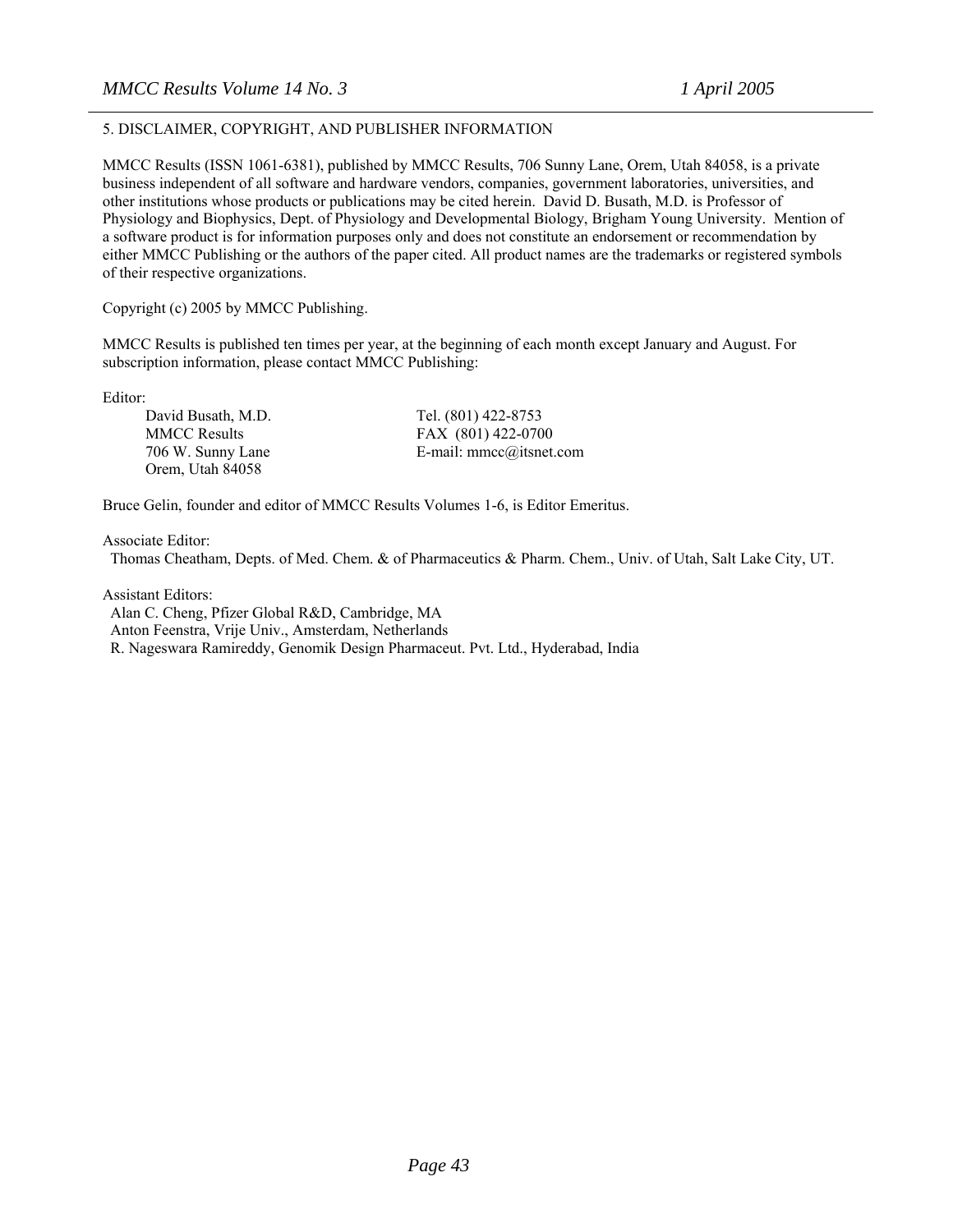## 5. DISCLAIMER, COPYRIGHT, AND PUBLISHER INFORMATION

MMCC Results (ISSN 1061-6381), published by MMCC Results, 706 Sunny Lane, Orem, Utah 84058, is a private business independent of all software and hardware vendors, companies, government laboratories, universities, and other institutions whose products or publications may be cited herein. David D. Busath, M.D. is Professor of Physiology and Biophysics, Dept. of Physiology and Developmental Biology, Brigham Young University. Mention of a software product is for information purposes only and does not constitute an endorsement or recommendation by either MMCC Publishing or the authors of the paper cited. All product names are the trademarks or registered symbols of their respective organizations.

Copyright (c) 2005 by MMCC Publishing.

MMCC Results is published ten times per year, at the beginning of each month except January and August. For subscription information, please contact MMCC Publishing:

Editor:

| | |
|---|---|
| David Busath, M.D. | Tel. (801) 422-8753 |
| MMCC Results | FAX (801) 422-0700 |
| 706 W. Sunny Lane | E-mail: mmcc@itsnet.com |
| Orem, Utah 84058 | |

Bruce Gelin, founder and editor of MMCC Results Volumes 1-6, is Editor Emeritus.

Associate Editor:
Thomas Cheatham, Depts. of Med. Chem. & of Pharmaceutics & Pharm. Chem., Univ. of Utah, Salt Lake City, UT.

Assistant Editors:
Alan C. Cheng, Pfizer Global R&D, Cambridge, MA
Anton Feenstra, Vrije Univ., Amsterdam, Netherlands
R. Nageswara Ramireddy, Genomik Design Pharmaceut. Pvt. Ltd., Hyderabad, India